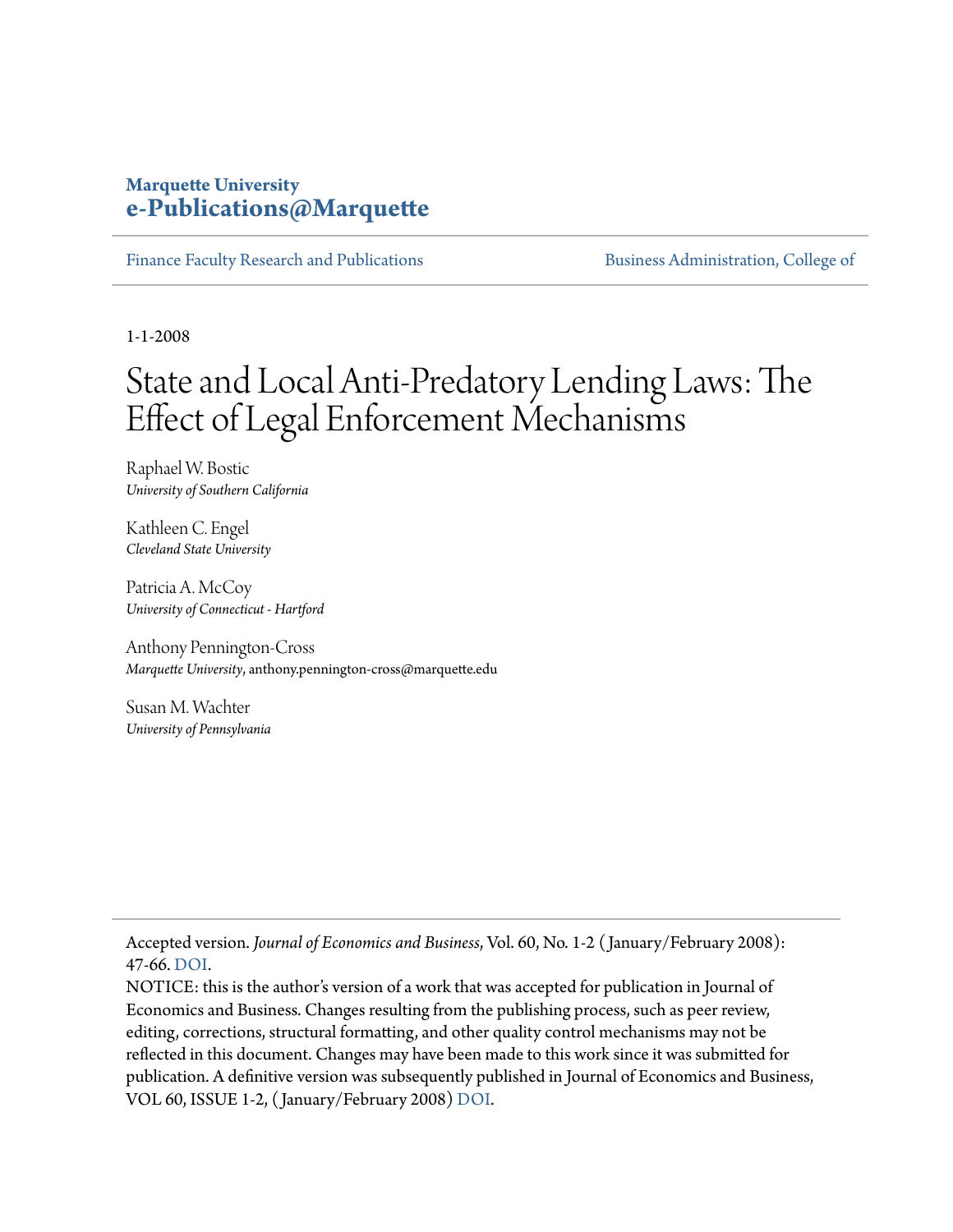**Marquette University**
**e-Publications@Marquette**

Finance Faculty Research and Publications | Business Administration, College of

1-1-2008

# State and Local Anti-Predatory Lending Laws: The Effect of Legal Enforcement Mechanisms

Raphael W. Bostic
*University of Southern California*

Kathleen C. Engel
*Cleveland State University*

Patricia A. McCoy
*University of Connecticut - Hartford*

Anthony Pennington-Cross
*Marquette University*, anthony.pennington-cross@marquette.edu

Susan M. Wachter
*University of Pennsylvania*

---

Accepted version. *Journal of Economics and Business*, Vol. 60, No. 1-2 (January/February 2008): 47-66. DOI.

NOTICE: this is the author's version of a work that was accepted for publication in Journal of Economics and Business. Changes resulting from the publishing process, such as peer review, editing, corrections, structural formatting, and other quality control mechanisms may not be reflected in this document. Changes may have been made to this work since it was submitted for publication. A definitive version was subsequently published in Journal of Economics and Business, VOL 60, ISSUE 1-2, (January/February 2008) DOI.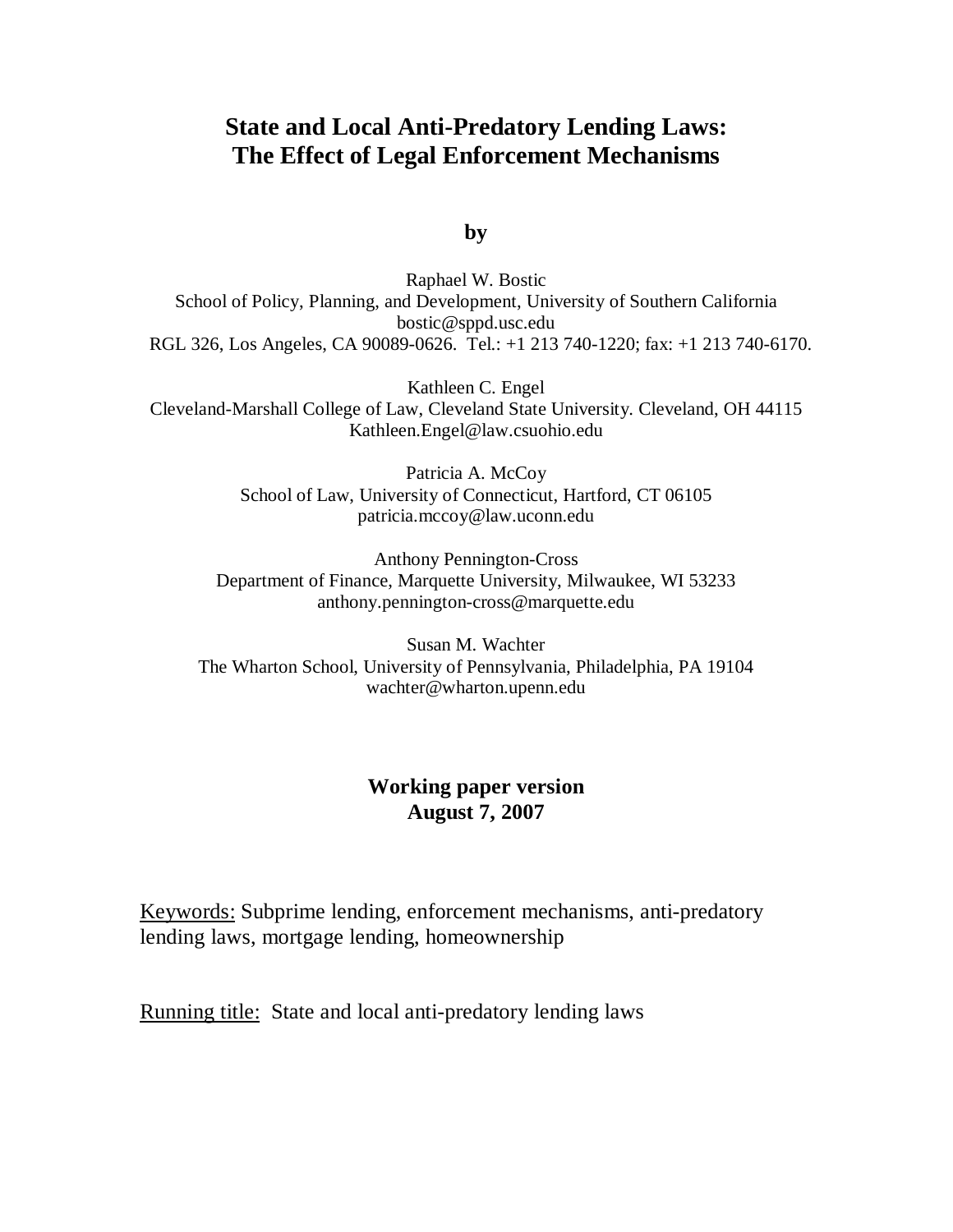# State and Local Anti-Predatory Lending Laws: The Effect of Legal Enforcement Mechanisms

**by**

Raphael W. Bostic
School of Policy, Planning, and Development, University of Southern California
bostic@sppd.usc.edu
RGL 326, Los Angeles, CA 90089-0626. Tel.: +1 213 740-1220; fax: +1 213 740-6170.

Kathleen C. Engel
Cleveland-Marshall College of Law, Cleveland State University. Cleveland, OH 44115
Kathleen.Engel@law.csuohio.edu

Patricia A. McCoy
School of Law, University of Connecticut, Hartford, CT 06105
patricia.mccoy@law.uconn.edu

Anthony Pennington-Cross
Department of Finance, Marquette University, Milwaukee, WI 53233
anthony.pennington-cross@marquette.edu

Susan M. Wachter
The Wharton School, University of Pennsylvania, Philadelphia, PA 19104
wachter@wharton.upenn.edu

**Working paper version**
**August 7, 2007**

Keywords: Subprime lending, enforcement mechanisms, anti-predatory lending laws, mortgage lending, homeownership

Running title: State and local anti-predatory lending laws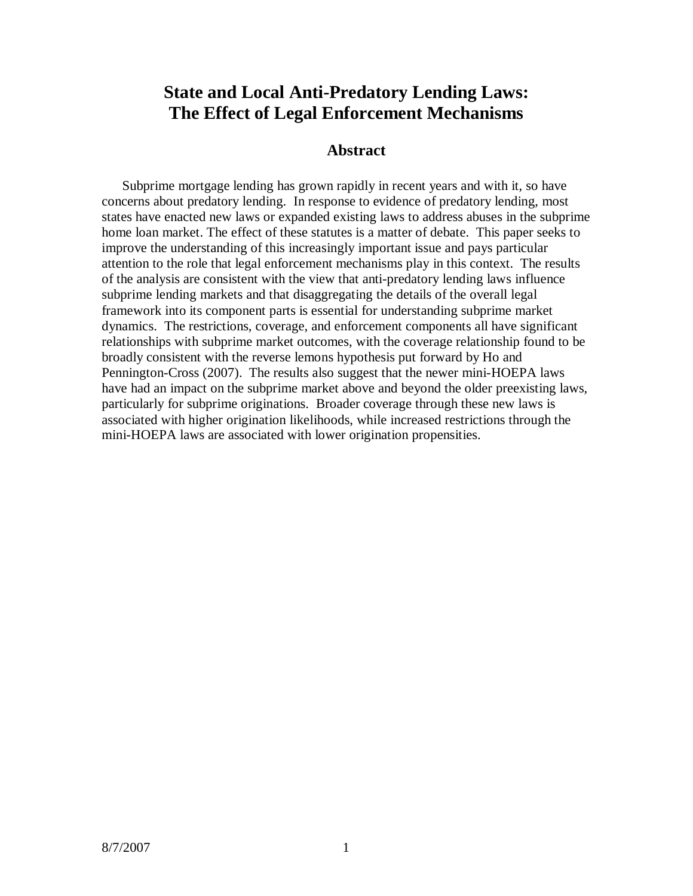# State and Local Anti-Predatory Lending Laws: The Effect of Legal Enforcement Mechanisms

## Abstract

Subprime mortgage lending has grown rapidly in recent years and with it, so have concerns about predatory lending. In response to evidence of predatory lending, most states have enacted new laws or expanded existing laws to address abuses in the subprime home loan market. The effect of these statutes is a matter of debate. This paper seeks to improve the understanding of this increasingly important issue and pays particular attention to the role that legal enforcement mechanisms play in this context. The results of the analysis are consistent with the view that anti-predatory lending laws influence subprime lending markets and that disaggregating the details of the overall legal framework into its component parts is essential for understanding subprime market dynamics. The restrictions, coverage, and enforcement components all have significant relationships with subprime market outcomes, with the coverage relationship found to be broadly consistent with the reverse lemons hypothesis put forward by Ho and Pennington-Cross (2007). The results also suggest that the newer mini-HOEPA laws have had an impact on the subprime market above and beyond the older preexisting laws, particularly for subprime originations. Broader coverage through these new laws is associated with higher origination likelihoods, while increased restrictions through the mini-HOEPA laws are associated with lower origination propensities.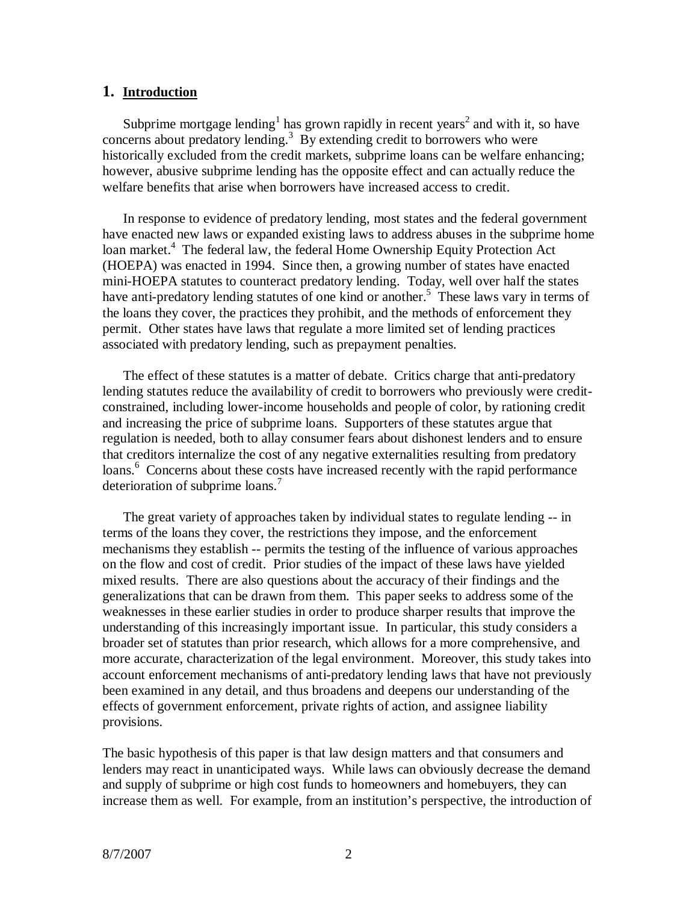## 1. Introduction

Subprime mortgage lending[1] has grown rapidly in recent years[2] and with it, so have concerns about predatory lending.[3] By extending credit to borrowers who were historically excluded from the credit markets, subprime loans can be welfare enhancing; however, abusive subprime lending has the opposite effect and can actually reduce the welfare benefits that arise when borrowers have increased access to credit.

In response to evidence of predatory lending, most states and the federal government have enacted new laws or expanded existing laws to address abuses in the subprime home loan market.[4] The federal law, the federal Home Ownership Equity Protection Act (HOEPA) was enacted in 1994. Since then, a growing number of states have enacted mini-HOEPA statutes to counteract predatory lending. Today, well over half the states have anti-predatory lending statutes of one kind or another.[5] These laws vary in terms of the loans they cover, the practices they prohibit, and the methods of enforcement they permit. Other states have laws that regulate a more limited set of lending practices associated with predatory lending, such as prepayment penalties.

The effect of these statutes is a matter of debate. Critics charge that anti-predatory lending statutes reduce the availability of credit to borrowers who previously were credit-constrained, including lower-income households and people of color, by rationing credit and increasing the price of subprime loans. Supporters of these statutes argue that regulation is needed, both to allay consumer fears about dishonest lenders and to ensure that creditors internalize the cost of any negative externalities resulting from predatory loans.[6] Concerns about these costs have increased recently with the rapid performance deterioration of subprime loans.[7]

The great variety of approaches taken by individual states to regulate lending -- in terms of the loans they cover, the restrictions they impose, and the enforcement mechanisms they establish -- permits the testing of the influence of various approaches on the flow and cost of credit. Prior studies of the impact of these laws have yielded mixed results. There are also questions about the accuracy of their findings and the generalizations that can be drawn from them. This paper seeks to address some of the weaknesses in these earlier studies in order to produce sharper results that improve the understanding of this increasingly important issue. In particular, this study considers a broader set of statutes than prior research, which allows for a more comprehensive, and more accurate, characterization of the legal environment. Moreover, this study takes into account enforcement mechanisms of anti-predatory lending laws that have not previously been examined in any detail, and thus broadens and deepens our understanding of the effects of government enforcement, private rights of action, and assignee liability provisions.

The basic hypothesis of this paper is that law design matters and that consumers and lenders may react in unanticipated ways. While laws can obviously decrease the demand and supply of subprime or high cost funds to homeowners and homebuyers, they can increase them as well. For example, from an institution's perspective, the introduction of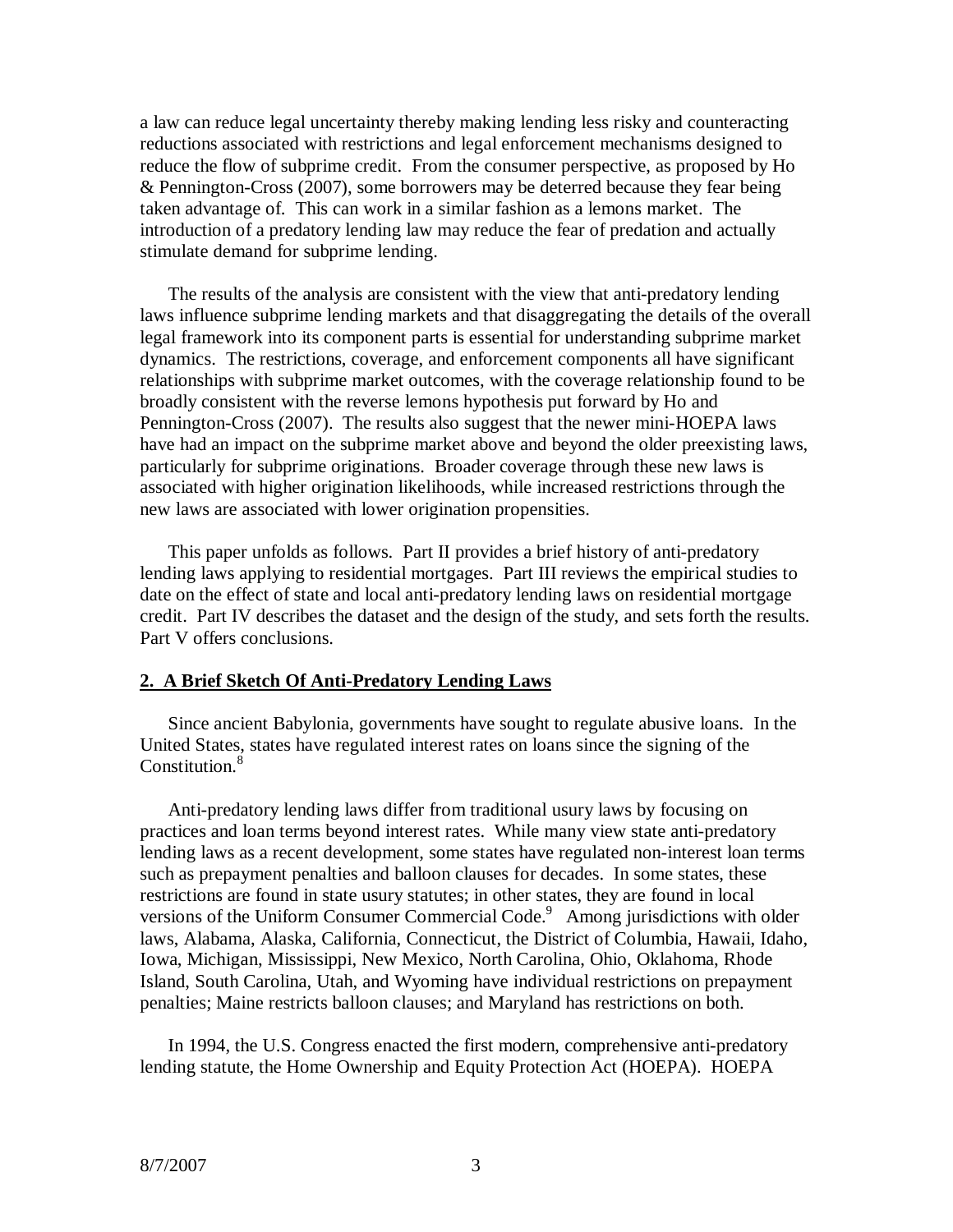a law can reduce legal uncertainty thereby making lending less risky and counteracting reductions associated with restrictions and legal enforcement mechanisms designed to reduce the flow of subprime credit. From the consumer perspective, as proposed by Ho & Pennington-Cross (2007), some borrowers may be deterred because they fear being taken advantage of. This can work in a similar fashion as a lemons market. The introduction of a predatory lending law may reduce the fear of predation and actually stimulate demand for subprime lending.

The results of the analysis are consistent with the view that anti-predatory lending laws influence subprime lending markets and that disaggregating the details of the overall legal framework into its component parts is essential for understanding subprime market dynamics. The restrictions, coverage, and enforcement components all have significant relationships with subprime market outcomes, with the coverage relationship found to be broadly consistent with the reverse lemons hypothesis put forward by Ho and Pennington-Cross (2007). The results also suggest that the newer mini-HOEPA laws have had an impact on the subprime market above and beyond the older preexisting laws, particularly for subprime originations. Broader coverage through these new laws is associated with higher origination likelihoods, while increased restrictions through the new laws are associated with lower origination propensities.

This paper unfolds as follows. Part II provides a brief history of anti-predatory lending laws applying to residential mortgages. Part III reviews the empirical studies to date on the effect of state and local anti-predatory lending laws on residential mortgage credit. Part IV describes the dataset and the design of the study, and sets forth the results. Part V offers conclusions.

## 2. A Brief Sketch Of Anti-Predatory Lending Laws

Since ancient Babylonia, governments have sought to regulate abusive loans. In the United States, states have regulated interest rates on loans since the signing of the Constitution.[8]

Anti-predatory lending laws differ from traditional usury laws by focusing on practices and loan terms beyond interest rates. While many view state anti-predatory lending laws as a recent development, some states have regulated non-interest loan terms such as prepayment penalties and balloon clauses for decades. In some states, these restrictions are found in state usury statutes; in other states, they are found in local versions of the Uniform Consumer Commercial Code.[9] Among jurisdictions with older laws, Alabama, Alaska, California, Connecticut, the District of Columbia, Hawaii, Idaho, Iowa, Michigan, Mississippi, New Mexico, North Carolina, Ohio, Oklahoma, Rhode Island, South Carolina, Utah, and Wyoming have individual restrictions on prepayment penalties; Maine restricts balloon clauses; and Maryland has restrictions on both.

In 1994, the U.S. Congress enacted the first modern, comprehensive anti-predatory lending statute, the Home Ownership and Equity Protection Act (HOEPA). HOEPA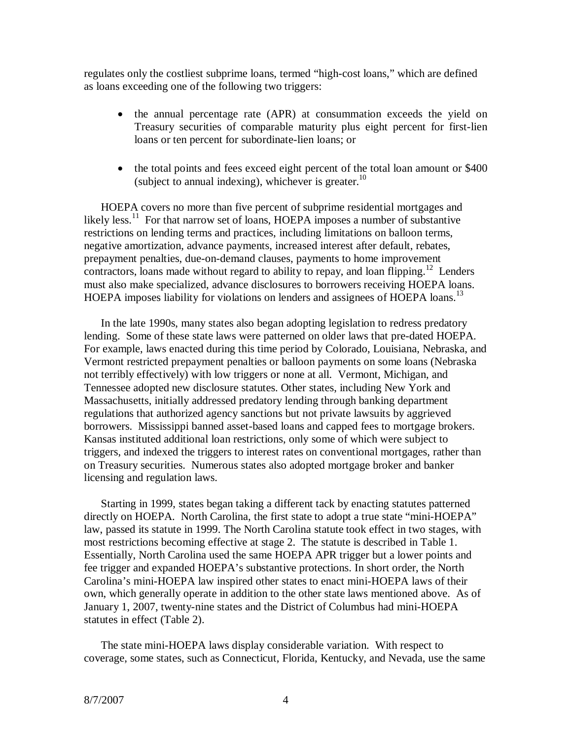regulates only the costliest subprime loans, termed "high-cost loans," which are defined as loans exceeding one of the following two triggers:

- the annual percentage rate (APR) at consummation exceeds the yield on Treasury securities of comparable maturity plus eight percent for first-lien loans or ten percent for subordinate-lien loans; or

- the total points and fees exceed eight percent of the total loan amount or $400 (subject to annual indexing), whichever is greater.[10]

HOEPA covers no more than five percent of subprime residential mortgages and likely less.[11] For that narrow set of loans, HOEPA imposes a number of substantive restrictions on lending terms and practices, including limitations on balloon terms, negative amortization, advance payments, increased interest after default, rebates, prepayment penalties, due-on-demand clauses, payments to home improvement contractors, loans made without regard to ability to repay, and loan flipping.[12] Lenders must also make specialized, advance disclosures to borrowers receiving HOEPA loans. HOEPA imposes liability for violations on lenders and assignees of HOEPA loans.[13]

In the late 1990s, many states also began adopting legislation to redress predatory lending. Some of these state laws were patterned on older laws that pre-dated HOEPA. For example, laws enacted during this time period by Colorado, Louisiana, Nebraska, and Vermont restricted prepayment penalties or balloon payments on some loans (Nebraska not terribly effectively) with low triggers or none at all. Vermont, Michigan, and Tennessee adopted new disclosure statutes. Other states, including New York and Massachusetts, initially addressed predatory lending through banking department regulations that authorized agency sanctions but not private lawsuits by aggrieved borrowers. Mississippi banned asset-based loans and capped fees to mortgage brokers. Kansas instituted additional loan restrictions, only some of which were subject to triggers, and indexed the triggers to interest rates on conventional mortgages, rather than on Treasury securities. Numerous states also adopted mortgage broker and banker licensing and regulation laws.

Starting in 1999, states began taking a different tack by enacting statutes patterned directly on HOEPA. North Carolina, the first state to adopt a true state "mini-HOEPA" law, passed its statute in 1999. The North Carolina statute took effect in two stages, with most restrictions becoming effective at stage 2. The statute is described in Table 1. Essentially, North Carolina used the same HOEPA APR trigger but a lower points and fee trigger and expanded HOEPA's substantive protections. In short order, the North Carolina's mini-HOEPA law inspired other states to enact mini-HOEPA laws of their own, which generally operate in addition to the other state laws mentioned above. As of January 1, 2007, twenty-nine states and the District of Columbus had mini-HOEPA statutes in effect (Table 2).

The state mini-HOEPA laws display considerable variation. With respect to coverage, some states, such as Connecticut, Florida, Kentucky, and Nevada, use the same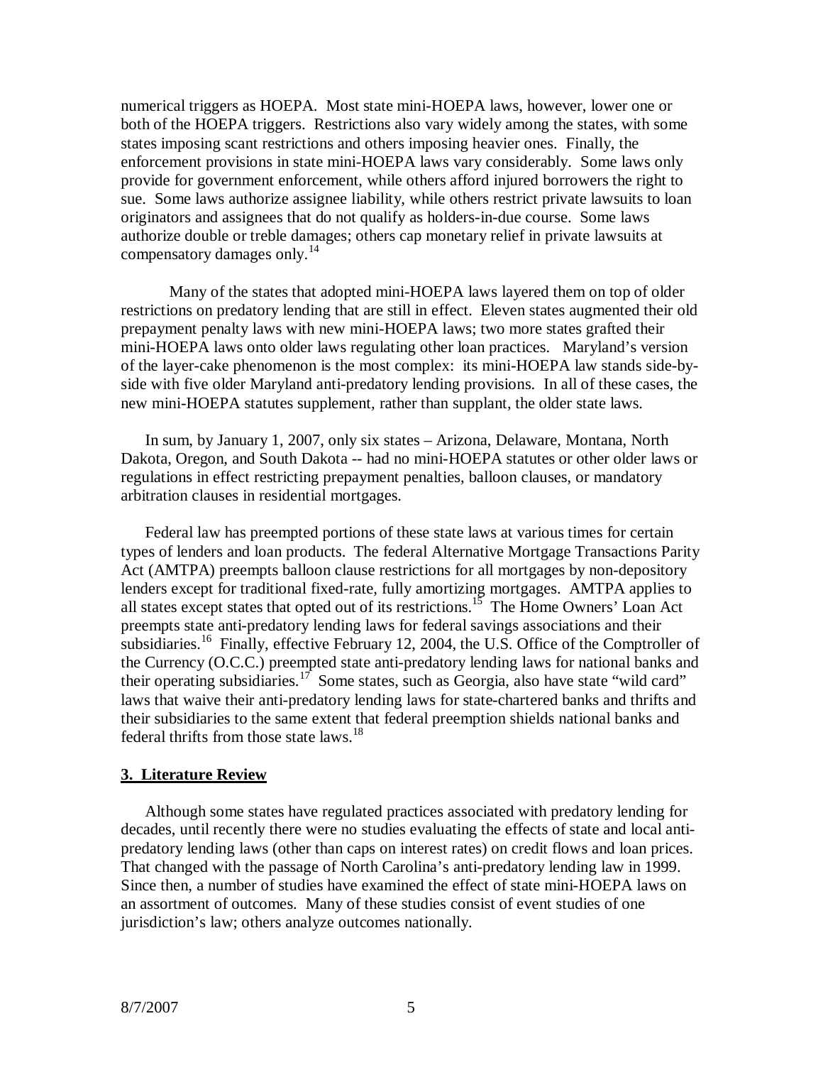numerical triggers as HOEPA. Most state mini-HOEPA laws, however, lower one or both of the HOEPA triggers. Restrictions also vary widely among the states, with some states imposing scant restrictions and others imposing heavier ones. Finally, the enforcement provisions in state mini-HOEPA laws vary considerably. Some laws only provide for government enforcement, while others afford injured borrowers the right to sue. Some laws authorize assignee liability, while others restrict private lawsuits to loan originators and assignees that do not qualify as holders-in-due course. Some laws authorize double or treble damages; others cap monetary relief in private lawsuits at compensatory damages only.[14]

Many of the states that adopted mini-HOEPA laws layered them on top of older restrictions on predatory lending that are still in effect. Eleven states augmented their old prepayment penalty laws with new mini-HOEPA laws; two more states grafted their mini-HOEPA laws onto older laws regulating other loan practices. Maryland's version of the layer-cake phenomenon is the most complex: its mini-HOEPA law stands side-by-side with five older Maryland anti-predatory lending provisions. In all of these cases, the new mini-HOEPA statutes supplement, rather than supplant, the older state laws.

In sum, by January 1, 2007, only six states – Arizona, Delaware, Montana, North Dakota, Oregon, and South Dakota -- had no mini-HOEPA statutes or other older laws or regulations in effect restricting prepayment penalties, balloon clauses, or mandatory arbitration clauses in residential mortgages.

Federal law has preempted portions of these state laws at various times for certain types of lenders and loan products. The federal Alternative Mortgage Transactions Parity Act (AMTPA) preempts balloon clause restrictions for all mortgages by non-depository lenders except for traditional fixed-rate, fully amortizing mortgages. AMTPA applies to all states except states that opted out of its restrictions.[15] The Home Owners' Loan Act preempts state anti-predatory lending laws for federal savings associations and their subsidiaries.[16] Finally, effective February 12, 2004, the U.S. Office of the Comptroller of the Currency (O.C.C.) preempted state anti-predatory lending laws for national banks and their operating subsidiaries.[17] Some states, such as Georgia, also have state "wild card" laws that waive their anti-predatory lending laws for state-chartered banks and thrifts and their subsidiaries to the same extent that federal preemption shields national banks and federal thrifts from those state laws.[18]

## 3. Literature Review

Although some states have regulated practices associated with predatory lending for decades, until recently there were no studies evaluating the effects of state and local anti-predatory lending laws (other than caps on interest rates) on credit flows and loan prices. That changed with the passage of North Carolina's anti-predatory lending law in 1999. Since then, a number of studies have examined the effect of state mini-HOEPA laws on an assortment of outcomes. Many of these studies consist of event studies of one jurisdiction's law; others analyze outcomes nationally.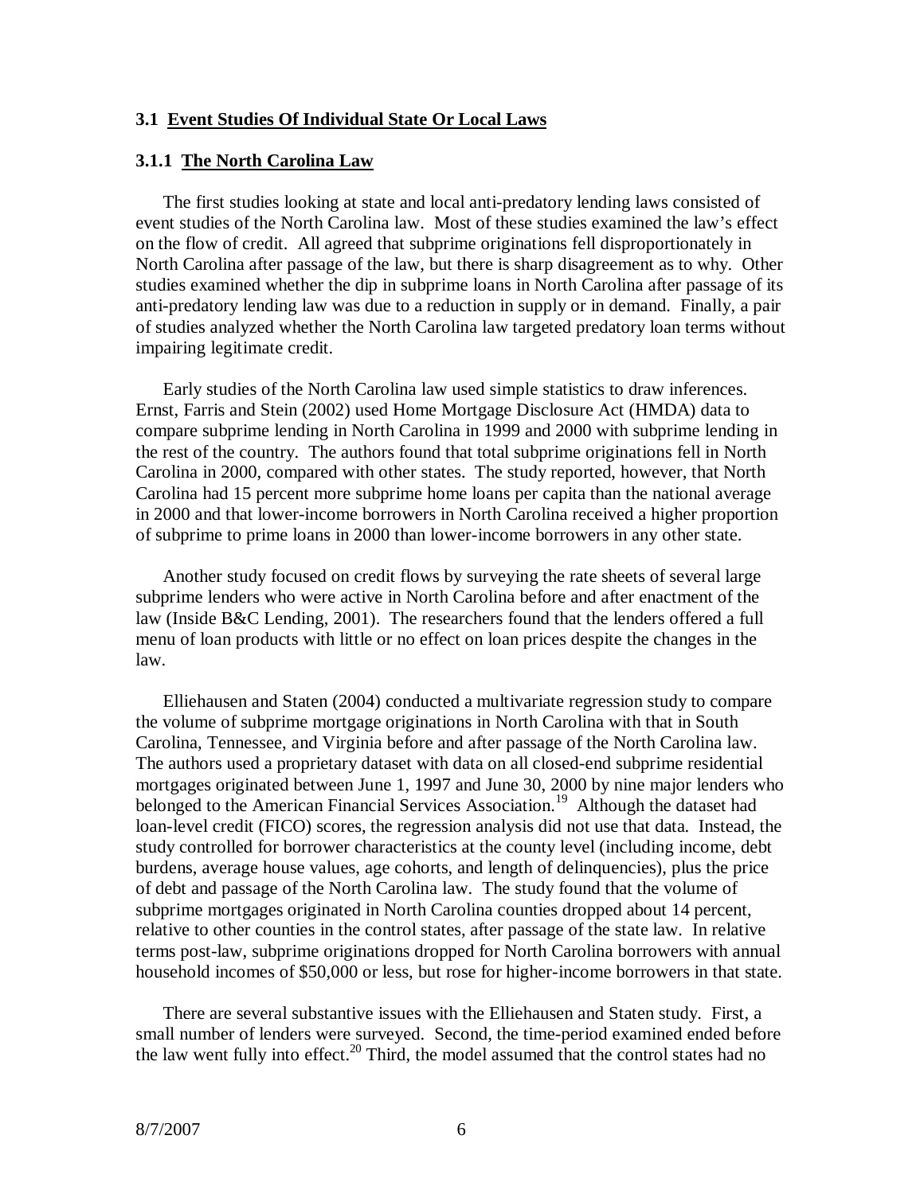### 3.1 Event Studies Of Individual State Or Local Laws

#### 3.1.1 The North Carolina Law

The first studies looking at state and local anti-predatory lending laws consisted of event studies of the North Carolina law. Most of these studies examined the law's effect on the flow of credit. All agreed that subprime originations fell disproportionately in North Carolina after passage of the law, but there is sharp disagreement as to why. Other studies examined whether the dip in subprime loans in North Carolina after passage of its anti-predatory lending law was due to a reduction in supply or in demand. Finally, a pair of studies analyzed whether the North Carolina law targeted predatory loan terms without impairing legitimate credit.

Early studies of the North Carolina law used simple statistics to draw inferences. Ernst, Farris and Stein (2002) used Home Mortgage Disclosure Act (HMDA) data to compare subprime lending in North Carolina in 1999 and 2000 with subprime lending in the rest of the country. The authors found that total subprime originations fell in North Carolina in 2000, compared with other states. The study reported, however, that North Carolina had 15 percent more subprime home loans per capita than the national average in 2000 and that lower-income borrowers in North Carolina received a higher proportion of subprime to prime loans in 2000 than lower-income borrowers in any other state.

Another study focused on credit flows by surveying the rate sheets of several large subprime lenders who were active in North Carolina before and after enactment of the law (Inside B&C Lending, 2001). The researchers found that the lenders offered a full menu of loan products with little or no effect on loan prices despite the changes in the law.

Elliehausen and Staten (2004) conducted a multivariate regression study to compare the volume of subprime mortgage originations in North Carolina with that in South Carolina, Tennessee, and Virginia before and after passage of the North Carolina law. The authors used a proprietary dataset with data on all closed-end subprime residential mortgages originated between June 1, 1997 and June 30, 2000 by nine major lenders who belonged to the American Financial Services Association.[19] Although the dataset had loan-level credit (FICO) scores, the regression analysis did not use that data. Instead, the study controlled for borrower characteristics at the county level (including income, debt burdens, average house values, age cohorts, and length of delinquencies), plus the price of debt and passage of the North Carolina law. The study found that the volume of subprime mortgages originated in North Carolina counties dropped about 14 percent, relative to other counties in the control states, after passage of the state law. In relative terms post-law, subprime originations dropped for North Carolina borrowers with annual household incomes of $50,000 or less, but rose for higher-income borrowers in that state.

There are several substantive issues with the Elliehausen and Staten study. First, a small number of lenders were surveyed. Second, the time-period examined ended before the law went fully into effect.[20] Third, the model assumed that the control states had no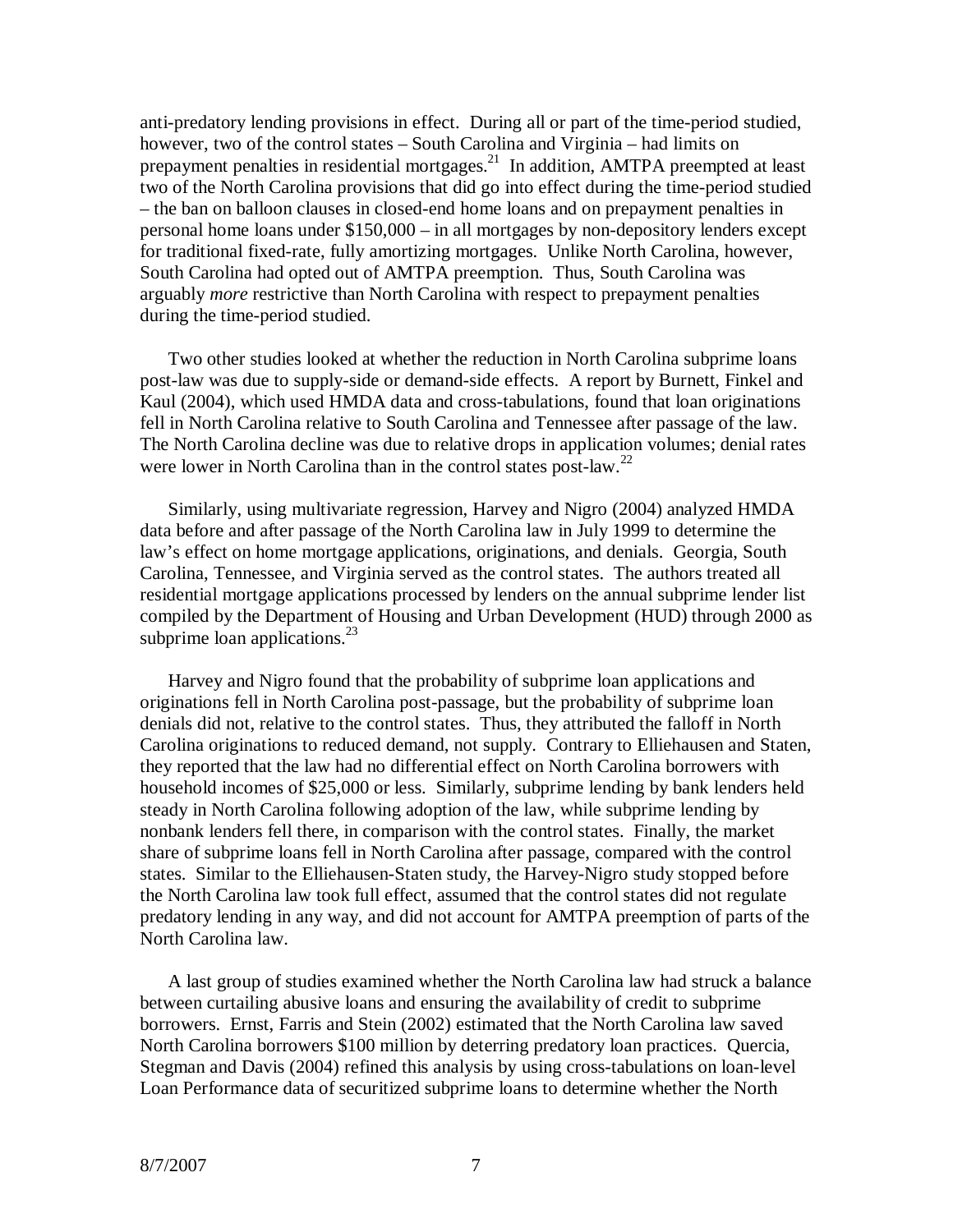anti-predatory lending provisions in effect. During all or part of the time-period studied, however, two of the control states – South Carolina and Virginia – had limits on prepayment penalties in residential mortgages.[21] In addition, AMTPA preempted at least two of the North Carolina provisions that did go into effect during the time-period studied – the ban on balloon clauses in closed-end home loans and on prepayment penalties in personal home loans under $150,000 – in all mortgages by non-depository lenders except for traditional fixed-rate, fully amortizing mortgages. Unlike North Carolina, however, South Carolina had opted out of AMTPA preemption. Thus, South Carolina was arguably *more* restrictive than North Carolina with respect to prepayment penalties during the time-period studied.

Two other studies looked at whether the reduction in North Carolina subprime loans post-law was due to supply-side or demand-side effects. A report by Burnett, Finkel and Kaul (2004), which used HMDA data and cross-tabulations, found that loan originations fell in North Carolina relative to South Carolina and Tennessee after passage of the law. The North Carolina decline was due to relative drops in application volumes; denial rates were lower in North Carolina than in the control states post-law.[22]

Similarly, using multivariate regression, Harvey and Nigro (2004) analyzed HMDA data before and after passage of the North Carolina law in July 1999 to determine the law's effect on home mortgage applications, originations, and denials. Georgia, South Carolina, Tennessee, and Virginia served as the control states. The authors treated all residential mortgage applications processed by lenders on the annual subprime lender list compiled by the Department of Housing and Urban Development (HUD) through 2000 as subprime loan applications.[23]

Harvey and Nigro found that the probability of subprime loan applications and originations fell in North Carolina post-passage, but the probability of subprime loan denials did not, relative to the control states. Thus, they attributed the falloff in North Carolina originations to reduced demand, not supply. Contrary to Elliehausen and Staten, they reported that the law had no differential effect on North Carolina borrowers with household incomes of $25,000 or less. Similarly, subprime lending by bank lenders held steady in North Carolina following adoption of the law, while subprime lending by nonbank lenders fell there, in comparison with the control states. Finally, the market share of subprime loans fell in North Carolina after passage, compared with the control states. Similar to the Elliehausen-Staten study, the Harvey-Nigro study stopped before the North Carolina law took full effect, assumed that the control states did not regulate predatory lending in any way, and did not account for AMTPA preemption of parts of the North Carolina law.

A last group of studies examined whether the North Carolina law had struck a balance between curtailing abusive loans and ensuring the availability of credit to subprime borrowers. Ernst, Farris and Stein (2002) estimated that the North Carolina law saved North Carolina borrowers $100 million by deterring predatory loan practices. Quercia, Stegman and Davis (2004) refined this analysis by using cross-tabulations on loan-level Loan Performance data of securitized subprime loans to determine whether the North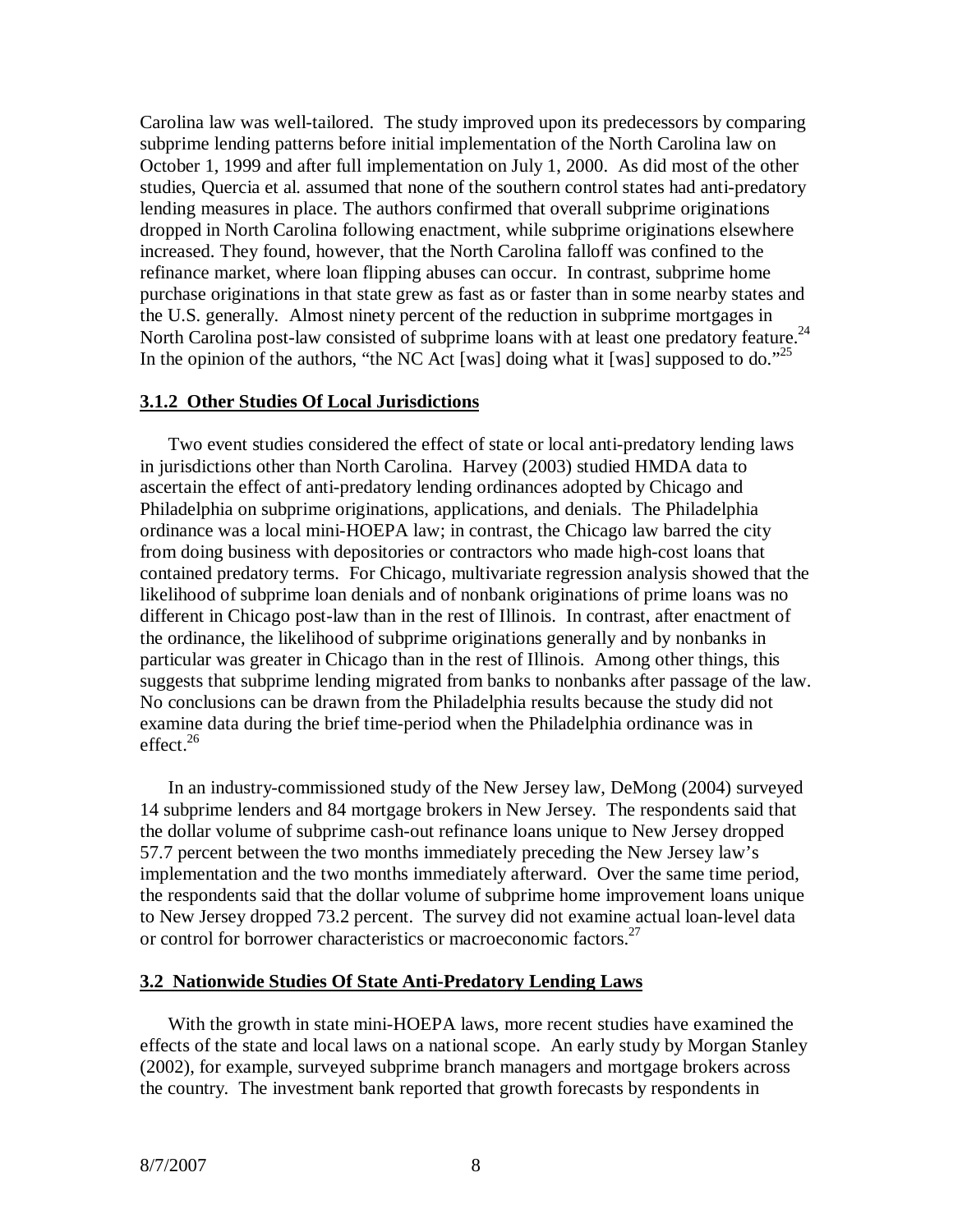Carolina law was well-tailored. The study improved upon its predecessors by comparing subprime lending patterns before initial implementation of the North Carolina law on October 1, 1999 and after full implementation on July 1, 2000. As did most of the other studies, Quercia et al. assumed that none of the southern control states had anti-predatory lending measures in place. The authors confirmed that overall subprime originations dropped in North Carolina following enactment, while subprime originations elsewhere increased. They found, however, that the North Carolina falloff was confined to the refinance market, where loan flipping abuses can occur. In contrast, subprime home purchase originations in that state grew as fast as or faster than in some nearby states and the U.S. generally. Almost ninety percent of the reduction in subprime mortgages in North Carolina post-law consisted of subprime loans with at least one predatory feature.[24] In the opinion of the authors, "the NC Act [was] doing what it [was] supposed to do."[25]

### 3.1.2 Other Studies Of Local Jurisdictions

Two event studies considered the effect of state or local anti-predatory lending laws in jurisdictions other than North Carolina. Harvey (2003) studied HMDA data to ascertain the effect of anti-predatory lending ordinances adopted by Chicago and Philadelphia on subprime originations, applications, and denials. The Philadelphia ordinance was a local mini-HOEPA law; in contrast, the Chicago law barred the city from doing business with depositories or contractors who made high-cost loans that contained predatory terms. For Chicago, multivariate regression analysis showed that the likelihood of subprime loan denials and of nonbank originations of prime loans was no different in Chicago post-law than in the rest of Illinois. In contrast, after enactment of the ordinance, the likelihood of subprime originations generally and by nonbanks in particular was greater in Chicago than in the rest of Illinois. Among other things, this suggests that subprime lending migrated from banks to nonbanks after passage of the law. No conclusions can be drawn from the Philadelphia results because the study did not examine data during the brief time-period when the Philadelphia ordinance was in effect.[26]

In an industry-commissioned study of the New Jersey law, DeMong (2004) surveyed 14 subprime lenders and 84 mortgage brokers in New Jersey. The respondents said that the dollar volume of subprime cash-out refinance loans unique to New Jersey dropped 57.7 percent between the two months immediately preceding the New Jersey law's implementation and the two months immediately afterward. Over the same time period, the respondents said that the dollar volume of subprime home improvement loans unique to New Jersey dropped 73.2 percent. The survey did not examine actual loan-level data or control for borrower characteristics or macroeconomic factors.[27]

## 3.2 Nationwide Studies Of State Anti-Predatory Lending Laws

With the growth in state mini-HOEPA laws, more recent studies have examined the effects of the state and local laws on a national scope. An early study by Morgan Stanley (2002), for example, surveyed subprime branch managers and mortgage brokers across the country. The investment bank reported that growth forecasts by respondents in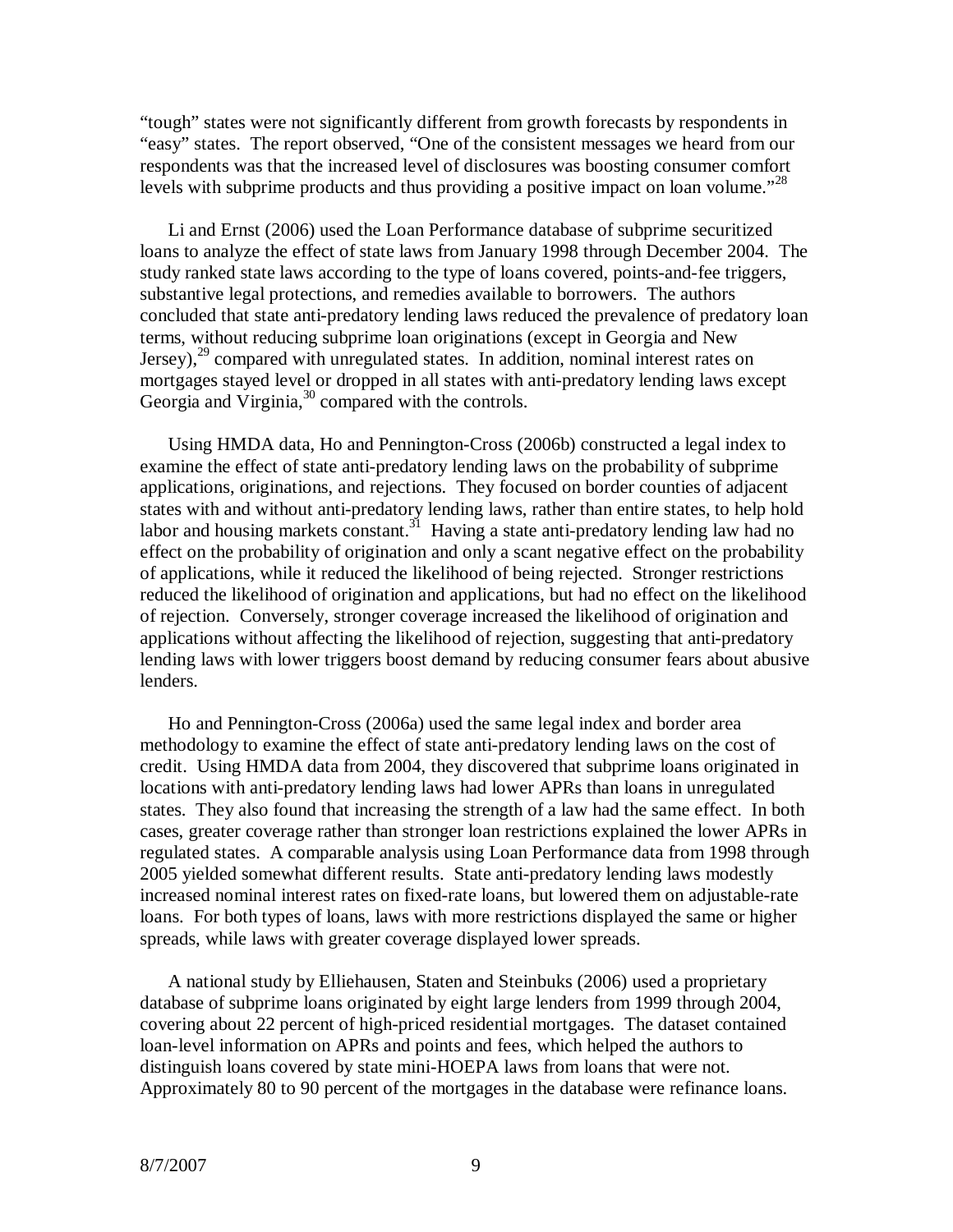"tough" states were not significantly different from growth forecasts by respondents in "easy" states. The report observed, "One of the consistent messages we heard from our respondents was that the increased level of disclosures was boosting consumer comfort levels with subprime products and thus providing a positive impact on loan volume."[28]

Li and Ernst (2006) used the Loan Performance database of subprime securitized loans to analyze the effect of state laws from January 1998 through December 2004. The study ranked state laws according to the type of loans covered, points-and-fee triggers, substantive legal protections, and remedies available to borrowers. The authors concluded that state anti-predatory lending laws reduced the prevalence of predatory loan terms, without reducing subprime loan originations (except in Georgia and New Jersey),[29] compared with unregulated states. In addition, nominal interest rates on mortgages stayed level or dropped in all states with anti-predatory lending laws except Georgia and Virginia,[30] compared with the controls.

Using HMDA data, Ho and Pennington-Cross (2006b) constructed a legal index to examine the effect of state anti-predatory lending laws on the probability of subprime applications, originations, and rejections. They focused on border counties of adjacent states with and without anti-predatory lending laws, rather than entire states, to help hold labor and housing markets constant.[31] Having a state anti-predatory lending law had no effect on the probability of origination and only a scant negative effect on the probability of applications, while it reduced the likelihood of being rejected. Stronger restrictions reduced the likelihood of origination and applications, but had no effect on the likelihood of rejection. Conversely, stronger coverage increased the likelihood of origination and applications without affecting the likelihood of rejection, suggesting that anti-predatory lending laws with lower triggers boost demand by reducing consumer fears about abusive lenders.

Ho and Pennington-Cross (2006a) used the same legal index and border area methodology to examine the effect of state anti-predatory lending laws on the cost of credit. Using HMDA data from 2004, they discovered that subprime loans originated in locations with anti-predatory lending laws had lower APRs than loans in unregulated states. They also found that increasing the strength of a law had the same effect. In both cases, greater coverage rather than stronger loan restrictions explained the lower APRs in regulated states. A comparable analysis using Loan Performance data from 1998 through 2005 yielded somewhat different results. State anti-predatory lending laws modestly increased nominal interest rates on fixed-rate loans, but lowered them on adjustable-rate loans. For both types of loans, laws with more restrictions displayed the same or higher spreads, while laws with greater coverage displayed lower spreads.

A national study by Elliehausen, Staten and Steinbuks (2006) used a proprietary database of subprime loans originated by eight large lenders from 1999 through 2004, covering about 22 percent of high-priced residential mortgages. The dataset contained loan-level information on APRs and points and fees, which helped the authors to distinguish loans covered by state mini-HOEPA laws from loans that were not. Approximately 80 to 90 percent of the mortgages in the database were refinance loans.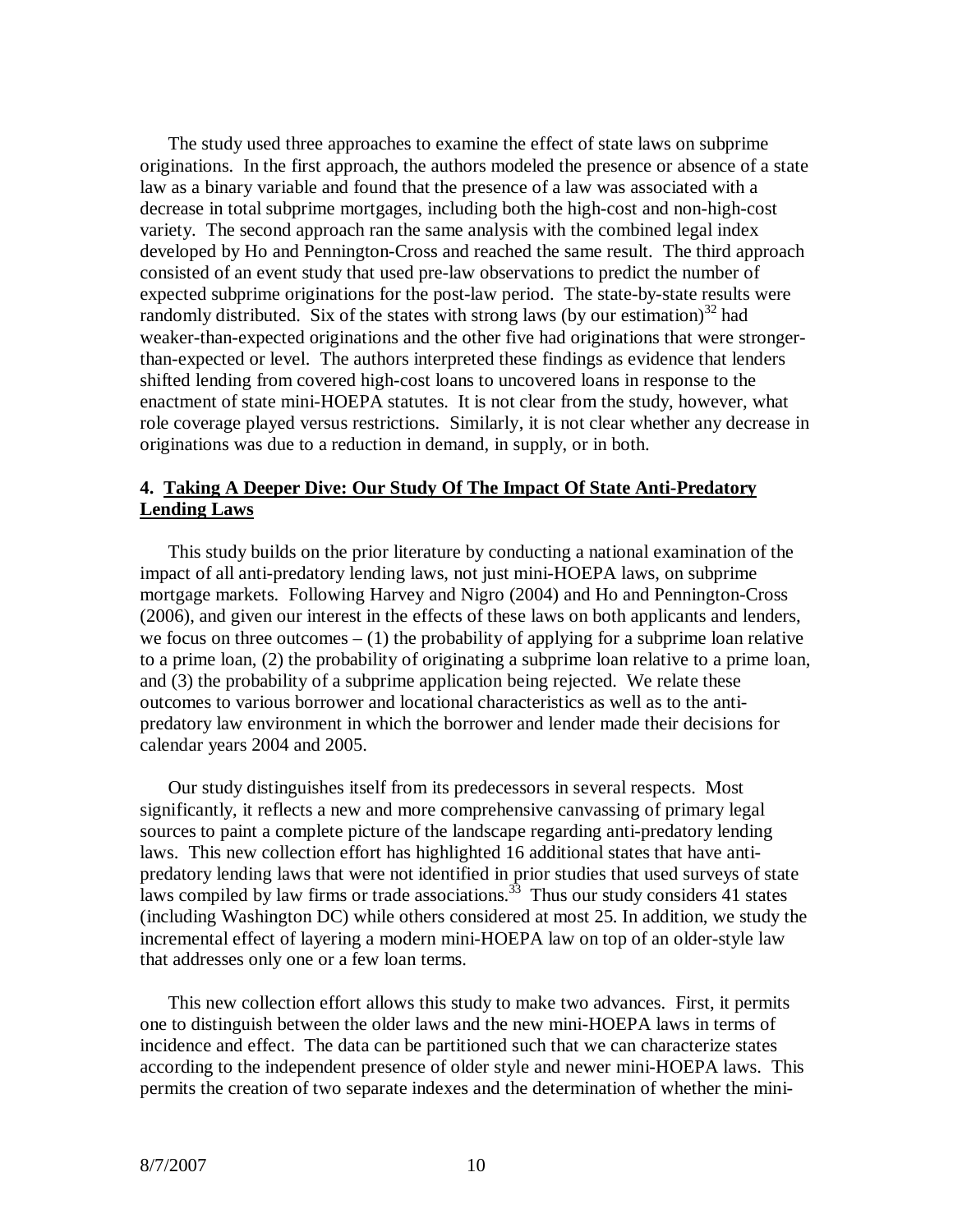The study used three approaches to examine the effect of state laws on subprime originations. In the first approach, the authors modeled the presence or absence of a state law as a binary variable and found that the presence of a law was associated with a decrease in total subprime mortgages, including both the high-cost and non-high-cost variety. The second approach ran the same analysis with the combined legal index developed by Ho and Pennington-Cross and reached the same result. The third approach consisted of an event study that used pre-law observations to predict the number of expected subprime originations for the post-law period. The state-by-state results were randomly distributed. Six of the states with strong laws (by our estimation)[32] had weaker-than-expected originations and the other five had originations that were stronger-than-expected or level. The authors interpreted these findings as evidence that lenders shifted lending from covered high-cost loans to uncovered loans in response to the enactment of state mini-HOEPA statutes. It is not clear from the study, however, what role coverage played versus restrictions. Similarly, it is not clear whether any decrease in originations was due to a reduction in demand, in supply, or in both.

### 4. Taking A Deeper Dive: Our Study Of The Impact Of State Anti-Predatory Lending Laws

This study builds on the prior literature by conducting a national examination of the impact of all anti-predatory lending laws, not just mini-HOEPA laws, on subprime mortgage markets. Following Harvey and Nigro (2004) and Ho and Pennington-Cross (2006), and given our interest in the effects of these laws on both applicants and lenders, we focus on three outcomes – (1) the probability of applying for a subprime loan relative to a prime loan, (2) the probability of originating a subprime loan relative to a prime loan, and (3) the probability of a subprime application being rejected. We relate these outcomes to various borrower and locational characteristics as well as to the anti-predatory law environment in which the borrower and lender made their decisions for calendar years 2004 and 2005.

Our study distinguishes itself from its predecessors in several respects. Most significantly, it reflects a new and more comprehensive canvassing of primary legal sources to paint a complete picture of the landscape regarding anti-predatory lending laws. This new collection effort has highlighted 16 additional states that have anti-predatory lending laws that were not identified in prior studies that used surveys of state laws compiled by law firms or trade associations.[33] Thus our study considers 41 states (including Washington DC) while others considered at most 25. In addition, we study the incremental effect of layering a modern mini-HOEPA law on top of an older-style law that addresses only one or a few loan terms.

This new collection effort allows this study to make two advances. First, it permits one to distinguish between the older laws and the new mini-HOEPA laws in terms of incidence and effect. The data can be partitioned such that we can characterize states according to the independent presence of older style and newer mini-HOEPA laws. This permits the creation of two separate indexes and the determination of whether the mini-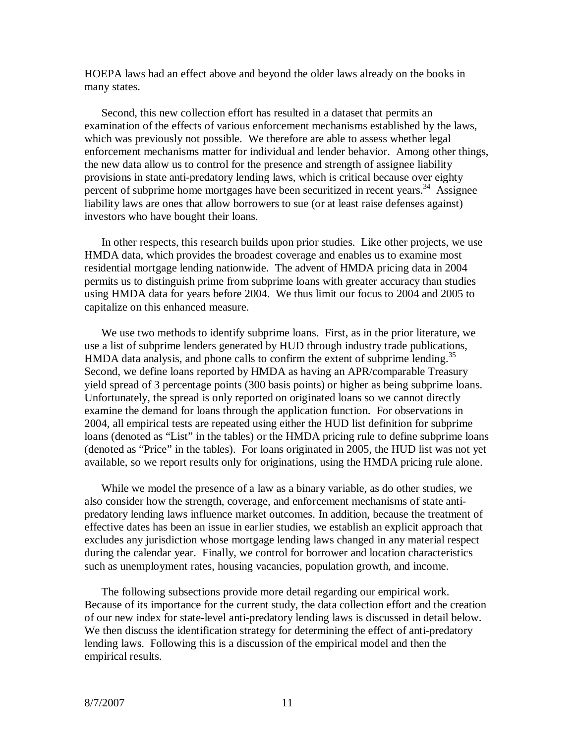HOEPA laws had an effect above and beyond the older laws already on the books in many states.

Second, this new collection effort has resulted in a dataset that permits an examination of the effects of various enforcement mechanisms established by the laws, which was previously not possible. We therefore are able to assess whether legal enforcement mechanisms matter for individual and lender behavior. Among other things, the new data allow us to control for the presence and strength of assignee liability provisions in state anti-predatory lending laws, which is critical because over eighty percent of subprime home mortgages have been securitized in recent years.[34] Assignee liability laws are ones that allow borrowers to sue (or at least raise defenses against) investors who have bought their loans.

In other respects, this research builds upon prior studies. Like other projects, we use HMDA data, which provides the broadest coverage and enables us to examine most residential mortgage lending nationwide. The advent of HMDA pricing data in 2004 permits us to distinguish prime from subprime loans with greater accuracy than studies using HMDA data for years before 2004. We thus limit our focus to 2004 and 2005 to capitalize on this enhanced measure.

We use two methods to identify subprime loans. First, as in the prior literature, we use a list of subprime lenders generated by HUD through industry trade publications, HMDA data analysis, and phone calls to confirm the extent of subprime lending.[35] Second, we define loans reported by HMDA as having an APR/comparable Treasury yield spread of 3 percentage points (300 basis points) or higher as being subprime loans. Unfortunately, the spread is only reported on originated loans so we cannot directly examine the demand for loans through the application function. For observations in 2004, all empirical tests are repeated using either the HUD list definition for subprime loans (denoted as "List" in the tables) or the HMDA pricing rule to define subprime loans (denoted as "Price" in the tables). For loans originated in 2005, the HUD list was not yet available, so we report results only for originations, using the HMDA pricing rule alone.

While we model the presence of a law as a binary variable, as do other studies, we also consider how the strength, coverage, and enforcement mechanisms of state anti-predatory lending laws influence market outcomes. In addition, because the treatment of effective dates has been an issue in earlier studies, we establish an explicit approach that excludes any jurisdiction whose mortgage lending laws changed in any material respect during the calendar year. Finally, we control for borrower and location characteristics such as unemployment rates, housing vacancies, population growth, and income.

The following subsections provide more detail regarding our empirical work. Because of its importance for the current study, the data collection effort and the creation of our new index for state-level anti-predatory lending laws is discussed in detail below. We then discuss the identification strategy for determining the effect of anti-predatory lending laws. Following this is a discussion of the empirical model and then the empirical results.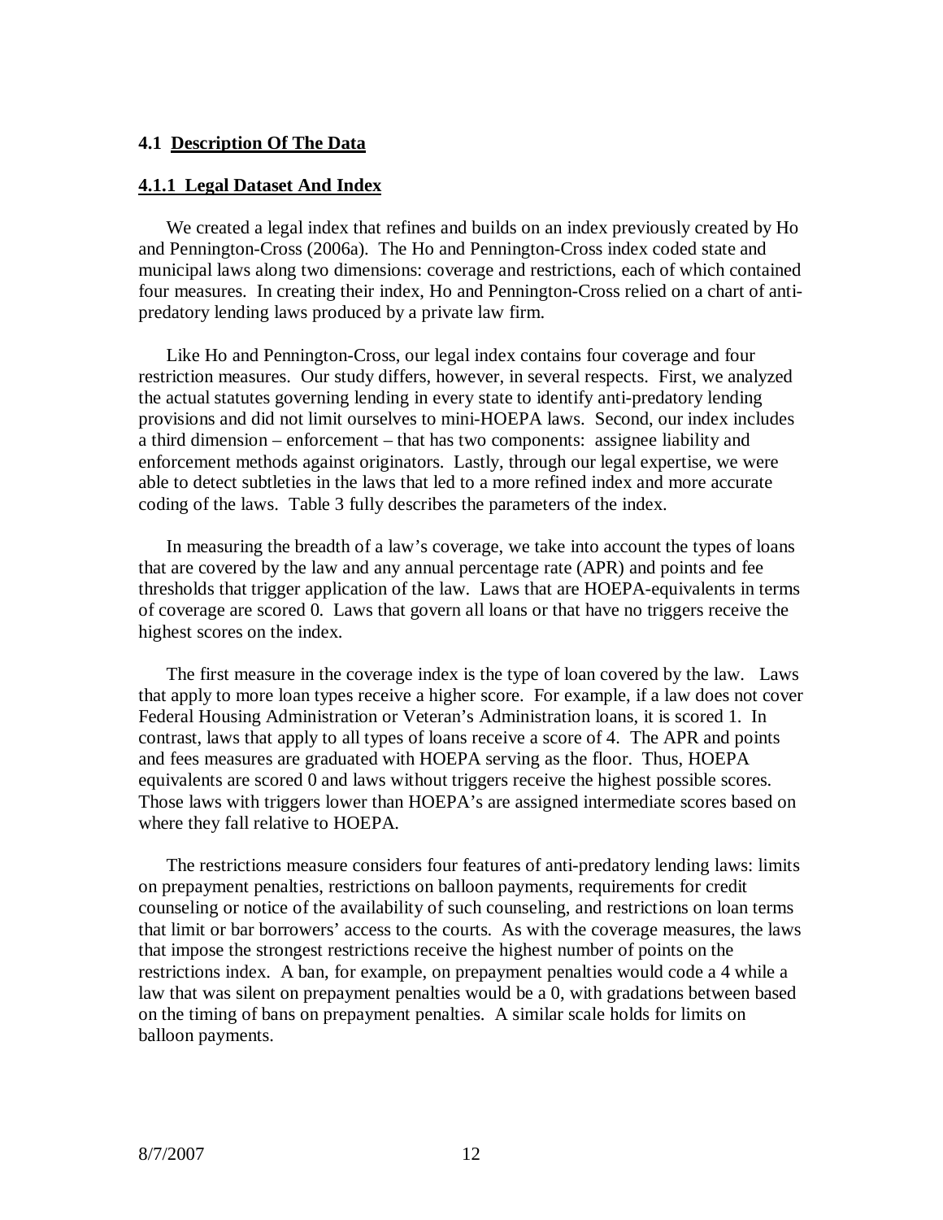### 4.1 Description Of The Data

#### 4.1.1 Legal Dataset And Index

We created a legal index that refines and builds on an index previously created by Ho and Pennington-Cross (2006a). The Ho and Pennington-Cross index coded state and municipal laws along two dimensions: coverage and restrictions, each of which contained four measures. In creating their index, Ho and Pennington-Cross relied on a chart of anti-predatory lending laws produced by a private law firm.

Like Ho and Pennington-Cross, our legal index contains four coverage and four restriction measures. Our study differs, however, in several respects. First, we analyzed the actual statutes governing lending in every state to identify anti-predatory lending provisions and did not limit ourselves to mini-HOEPA laws. Second, our index includes a third dimension – enforcement – that has two components: assignee liability and enforcement methods against originators. Lastly, through our legal expertise, we were able to detect subtleties in the laws that led to a more refined index and more accurate coding of the laws. Table 3 fully describes the parameters of the index.

In measuring the breadth of a law's coverage, we take into account the types of loans that are covered by the law and any annual percentage rate (APR) and points and fee thresholds that trigger application of the law. Laws that are HOEPA-equivalents in terms of coverage are scored 0. Laws that govern all loans or that have no triggers receive the highest scores on the index.

The first measure in the coverage index is the type of loan covered by the law. Laws that apply to more loan types receive a higher score. For example, if a law does not cover Federal Housing Administration or Veteran's Administration loans, it is scored 1. In contrast, laws that apply to all types of loans receive a score of 4. The APR and points and fees measures are graduated with HOEPA serving as the floor. Thus, HOEPA equivalents are scored 0 and laws without triggers receive the highest possible scores. Those laws with triggers lower than HOEPA's are assigned intermediate scores based on where they fall relative to HOEPA.

The restrictions measure considers four features of anti-predatory lending laws: limits on prepayment penalties, restrictions on balloon payments, requirements for credit counseling or notice of the availability of such counseling, and restrictions on loan terms that limit or bar borrowers' access to the courts. As with the coverage measures, the laws that impose the strongest restrictions receive the highest number of points on the restrictions index. A ban, for example, on prepayment penalties would code a 4 while a law that was silent on prepayment penalties would be a 0, with gradations between based on the timing of bans on prepayment penalties. A similar scale holds for limits on balloon payments.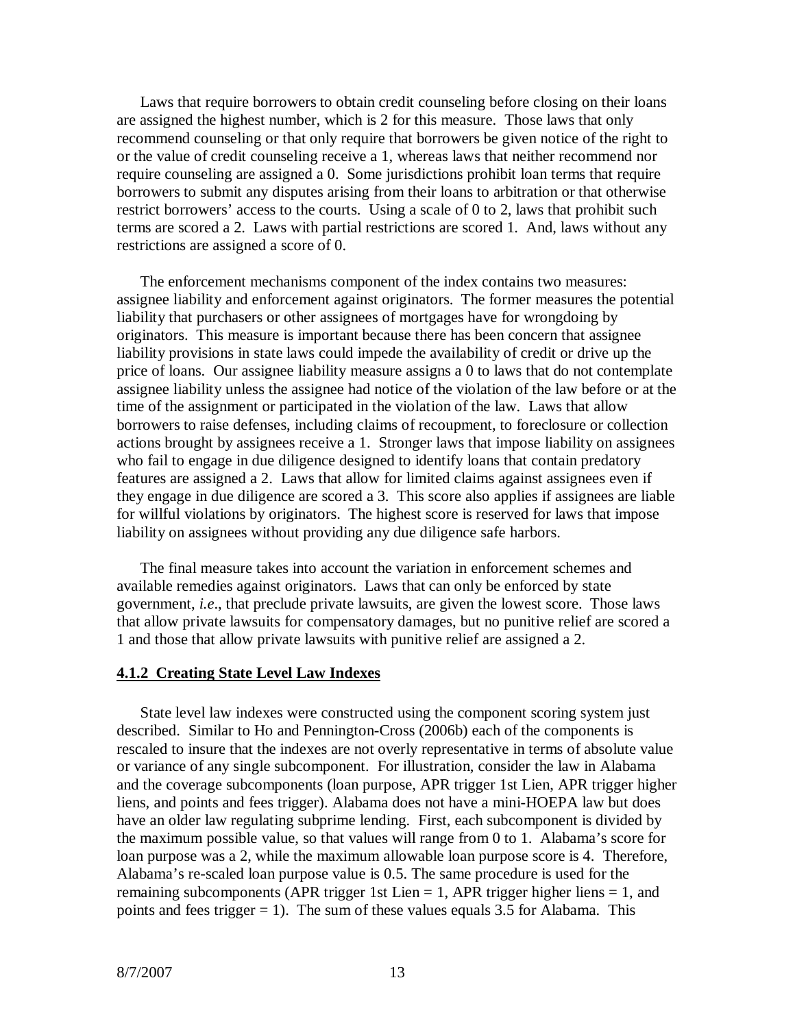Laws that require borrowers to obtain credit counseling before closing on their loans are assigned the highest number, which is 2 for this measure. Those laws that only recommend counseling or that only require that borrowers be given notice of the right to or the value of credit counseling receive a 1, whereas laws that neither recommend nor require counseling are assigned a 0. Some jurisdictions prohibit loan terms that require borrowers to submit any disputes arising from their loans to arbitration or that otherwise restrict borrowers' access to the courts. Using a scale of 0 to 2, laws that prohibit such terms are scored a 2. Laws with partial restrictions are scored 1. And, laws without any restrictions are assigned a score of 0.

The enforcement mechanisms component of the index contains two measures: assignee liability and enforcement against originators. The former measures the potential liability that purchasers or other assignees of mortgages have for wrongdoing by originators. This measure is important because there has been concern that assignee liability provisions in state laws could impede the availability of credit or drive up the price of loans. Our assignee liability measure assigns a 0 to laws that do not contemplate assignee liability unless the assignee had notice of the violation of the law before or at the time of the assignment or participated in the violation of the law. Laws that allow borrowers to raise defenses, including claims of recoupment, to foreclosure or collection actions brought by assignees receive a 1. Stronger laws that impose liability on assignees who fail to engage in due diligence designed to identify loans that contain predatory features are assigned a 2. Laws that allow for limited claims against assignees even if they engage in due diligence are scored a 3. This score also applies if assignees are liable for willful violations by originators. The highest score is reserved for laws that impose liability on assignees without providing any due diligence safe harbors.

The final measure takes into account the variation in enforcement schemes and available remedies against originators. Laws that can only be enforced by state government, *i.e.*, that preclude private lawsuits, are given the lowest score. Those laws that allow private lawsuits for compensatory damages, but no punitive relief are scored a 1 and those that allow private lawsuits with punitive relief are assigned a 2.

### 4.1.2 Creating State Level Law Indexes

State level law indexes were constructed using the component scoring system just described. Similar to Ho and Pennington-Cross (2006b) each of the components is rescaled to insure that the indexes are not overly representative in terms of absolute value or variance of any single subcomponent. For illustration, consider the law in Alabama and the coverage subcomponents (loan purpose, APR trigger 1st Lien, APR trigger higher liens, and points and fees trigger). Alabama does not have a mini-HOEPA law but does have an older law regulating subprime lending. First, each subcomponent is divided by the maximum possible value, so that values will range from 0 to 1. Alabama's score for loan purpose was a 2, while the maximum allowable loan purpose score is 4. Therefore, Alabama's re-scaled loan purpose value is 0.5. The same procedure is used for the remaining subcomponents (APR trigger 1st Lien = 1, APR trigger higher liens = 1, and points and fees trigger = 1). The sum of these values equals 3.5 for Alabama. This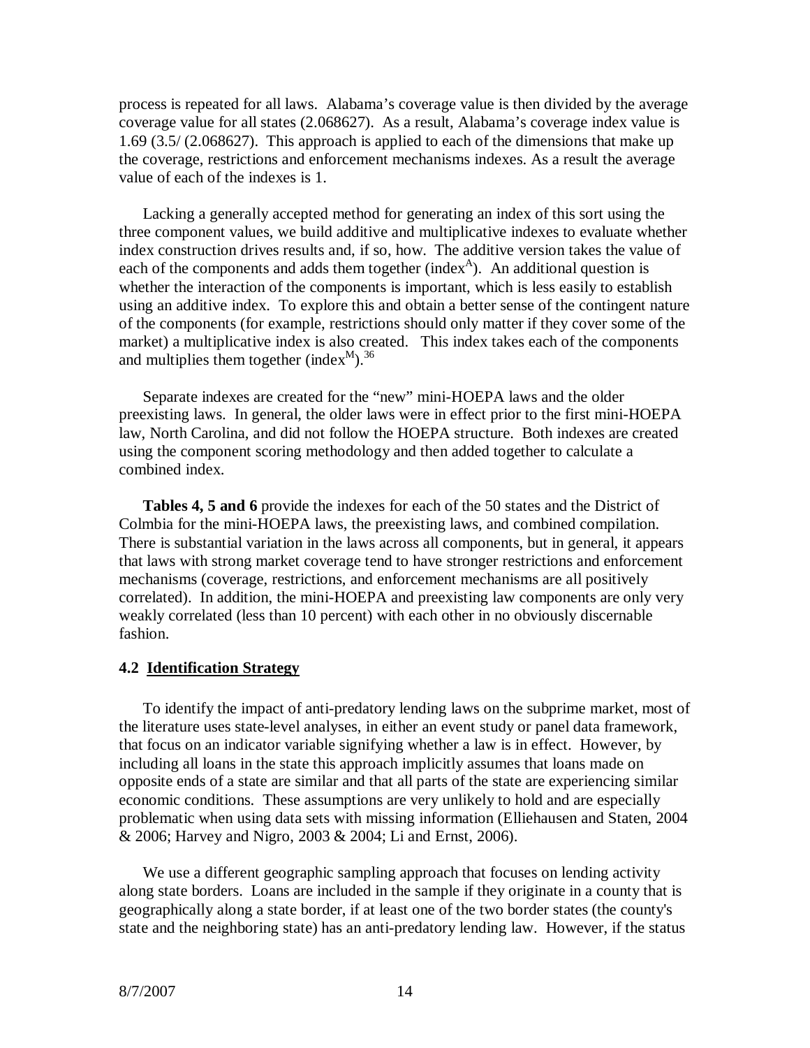process is repeated for all laws. Alabama's coverage value is then divided by the average coverage value for all states (2.068627). As a result, Alabama's coverage index value is 1.69 (3.5/ (2.068627). This approach is applied to each of the dimensions that make up the coverage, restrictions and enforcement mechanisms indexes. As a result the average value of each of the indexes is 1.

Lacking a generally accepted method for generating an index of this sort using the three component values, we build additive and multiplicative indexes to evaluate whether index construction drives results and, if so, how. The additive version takes the value of each of the components and adds them together ($\text{index}^A$). An additional question is whether the interaction of the components is important, which is less easily to establish using an additive index. To explore this and obtain a better sense of the contingent nature of the components (for example, restrictions should only matter if they cover some of the market) a multiplicative index is also created. This index takes each of the components and multiplies them together ($\text{index}^M$).[36]

Separate indexes are created for the "new" mini-HOEPA laws and the older preexisting laws. In general, the older laws were in effect prior to the first mini-HOEPA law, North Carolina, and did not follow the HOEPA structure. Both indexes are created using the component scoring methodology and then added together to calculate a combined index.

**Tables 4, 5 and 6** provide the indexes for each of the 50 states and the District of Colmbia for the mini-HOEPA laws, the preexisting laws, and combined compilation. There is substantial variation in the laws across all components, but in general, it appears that laws with strong market coverage tend to have stronger restrictions and enforcement mechanisms (coverage, restrictions, and enforcement mechanisms are all positively correlated). In addition, the mini-HOEPA and preexisting law components are only very weakly correlated (less than 10 percent) with each other in no obviously discernable fashion.

### 4.2 Identification Strategy

To identify the impact of anti-predatory lending laws on the subprime market, most of the literature uses state-level analyses, in either an event study or panel data framework, that focus on an indicator variable signifying whether a law is in effect. However, by including all loans in the state this approach implicitly assumes that loans made on opposite ends of a state are similar and that all parts of the state are experiencing similar economic conditions. These assumptions are very unlikely to hold and are especially problematic when using data sets with missing information (Elliehausen and Staten, 2004 & 2006; Harvey and Nigro, 2003 & 2004; Li and Ernst, 2006).

We use a different geographic sampling approach that focuses on lending activity along state borders. Loans are included in the sample if they originate in a county that is geographically along a state border, if at least one of the two border states (the county's state and the neighboring state) has an anti-predatory lending law. However, if the status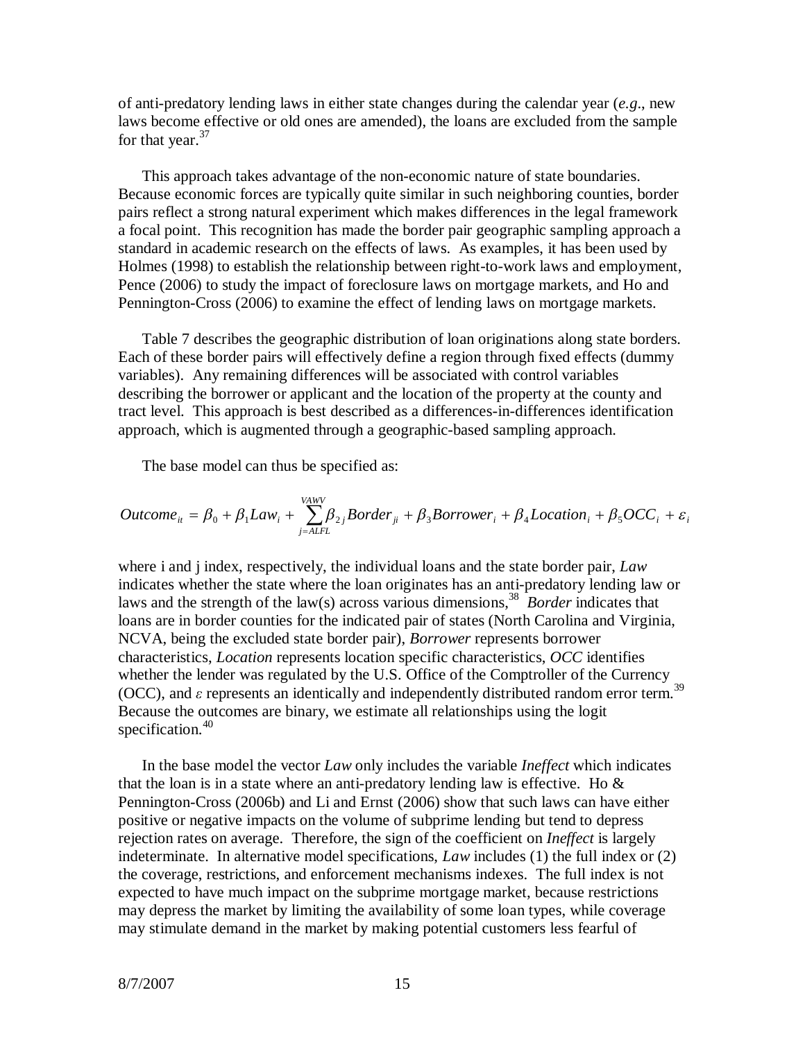of anti-predatory lending laws in either state changes during the calendar year (*e.g*., new laws become effective or old ones are amended), the loans are excluded from the sample for that year.[37]

This approach takes advantage of the non-economic nature of state boundaries. Because economic forces are typically quite similar in such neighboring counties, border pairs reflect a strong natural experiment which makes differences in the legal framework a focal point. This recognition has made the border pair geographic sampling approach a standard in academic research on the effects of laws. As examples, it has been used by Holmes (1998) to establish the relationship between right-to-work laws and employment, Pence (2006) to study the impact of foreclosure laws on mortgage markets, and Ho and Pennington-Cross (2006) to examine the effect of lending laws on mortgage markets.

Table 7 describes the geographic distribution of loan originations along state borders. Each of these border pairs will effectively define a region through fixed effects (dummy variables). Any remaining differences will be associated with control variables describing the borrower or applicant and the location of the property at the county and tract level. This approach is best described as a differences-in-differences identification approach, which is augmented through a geographic-based sampling approach.

The base model can thus be specified as:

$$Outcome_{it} = \beta_0 + \beta_1 Law_i + \sum_{j=ALFL}^{VAWV} \beta_{2j} Border_{ji} + \beta_3 Borrower_i + \beta_4 Location_i + \beta_5 OCC_i + \varepsilon_i$$

where i and j index, respectively, the individual loans and the state border pair, *Law* indicates whether the state where the loan originates has an anti-predatory lending law or laws and the strength of the law(s) across various dimensions,[38] *Border* indicates that loans are in border counties for the indicated pair of states (North Carolina and Virginia, NCVA, being the excluded state border pair), *Borrower* represents borrower characteristics, *Location* represents location specific characteristics, *OCC* identifies whether the lender was regulated by the U.S. Office of the Comptroller of the Currency (OCC), and $\varepsilon$ represents an identically and independently distributed random error term.[39] Because the outcomes are binary, we estimate all relationships using the logit specification.[40]

In the base model the vector *Law* only includes the variable *Ineffect* which indicates that the loan is in a state where an anti-predatory lending law is effective. Ho & Pennington-Cross (2006b) and Li and Ernst (2006) show that such laws can have either positive or negative impacts on the volume of subprime lending but tend to depress rejection rates on average. Therefore, the sign of the coefficient on *Ineffect* is largely indeterminate. In alternative model specifications, *Law* includes (1) the full index or (2) the coverage, restrictions, and enforcement mechanisms indexes. The full index is not expected to have much impact on the subprime mortgage market, because restrictions may depress the market by limiting the availability of some loan types, while coverage may stimulate demand in the market by making potential customers less fearful of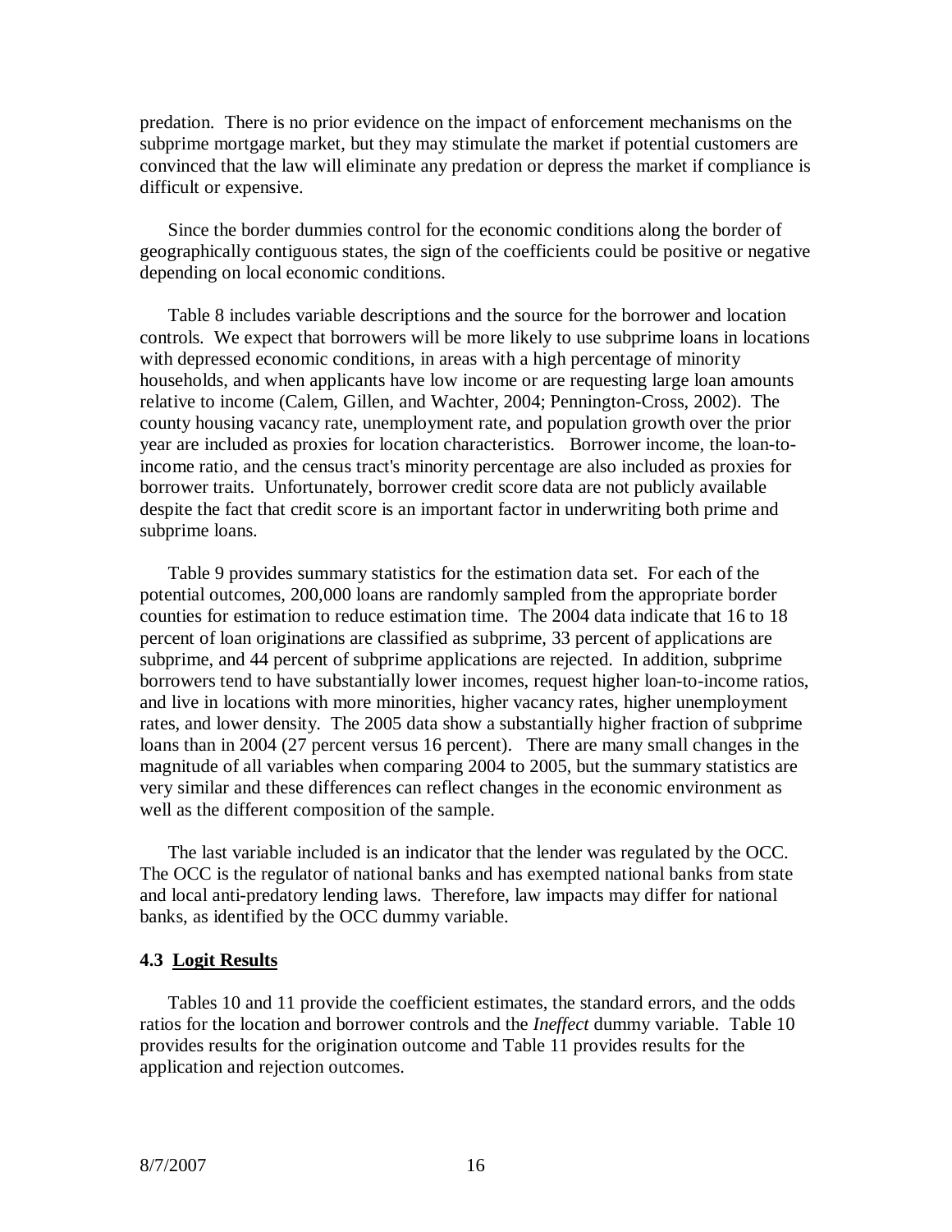predation. There is no prior evidence on the impact of enforcement mechanisms on the subprime mortgage market, but they may stimulate the market if potential customers are convinced that the law will eliminate any predation or depress the market if compliance is difficult or expensive.

Since the border dummies control for the economic conditions along the border of geographically contiguous states, the sign of the coefficients could be positive or negative depending on local economic conditions.

Table 8 includes variable descriptions and the source for the borrower and location controls. We expect that borrowers will be more likely to use subprime loans in locations with depressed economic conditions, in areas with a high percentage of minority households, and when applicants have low income or are requesting large loan amounts relative to income (Calem, Gillen, and Wachter, 2004; Pennington-Cross, 2002). The county housing vacancy rate, unemployment rate, and population growth over the prior year are included as proxies for location characteristics. Borrower income, the loan-to-income ratio, and the census tract's minority percentage are also included as proxies for borrower traits. Unfortunately, borrower credit score data are not publicly available despite the fact that credit score is an important factor in underwriting both prime and subprime loans.

Table 9 provides summary statistics for the estimation data set. For each of the potential outcomes, 200,000 loans are randomly sampled from the appropriate border counties for estimation to reduce estimation time. The 2004 data indicate that 16 to 18 percent of loan originations are classified as subprime, 33 percent of applications are subprime, and 44 percent of subprime applications are rejected. In addition, subprime borrowers tend to have substantially lower incomes, request higher loan-to-income ratios, and live in locations with more minorities, higher vacancy rates, higher unemployment rates, and lower density. The 2005 data show a substantially higher fraction of subprime loans than in 2004 (27 percent versus 16 percent). There are many small changes in the magnitude of all variables when comparing 2004 to 2005, but the summary statistics are very similar and these differences can reflect changes in the economic environment as well as the different composition of the sample.

The last variable included is an indicator that the lender was regulated by the OCC. The OCC is the regulator of national banks and has exempted national banks from state and local anti-predatory lending laws. Therefore, law impacts may differ for national banks, as identified by the OCC dummy variable.

### 4.3 Logit Results

Tables 10 and 11 provide the coefficient estimates, the standard errors, and the odds ratios for the location and borrower controls and the *Ineffect* dummy variable. Table 10 provides results for the origination outcome and Table 11 provides results for the application and rejection outcomes.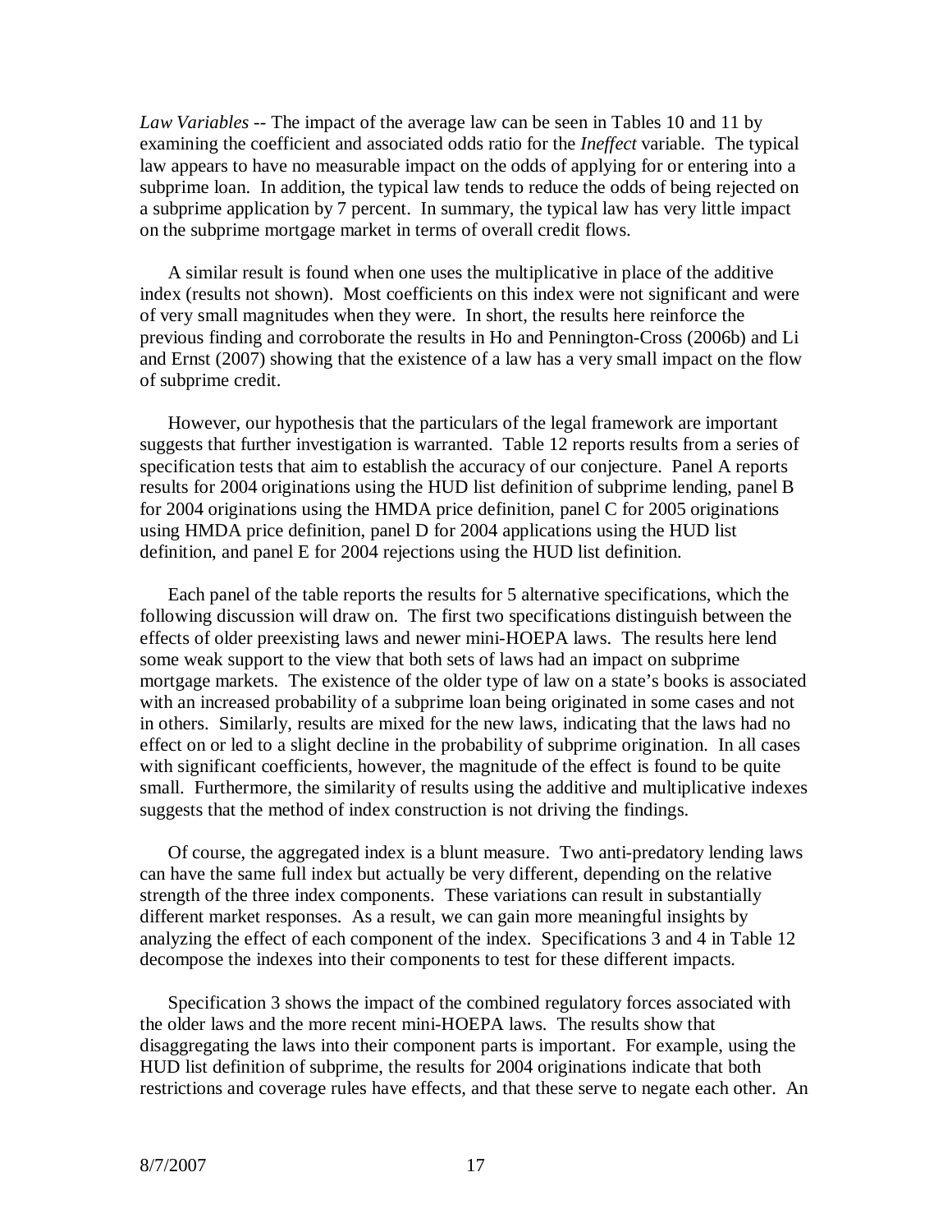*Law Variables* -- The impact of the average law can be seen in Tables 10 and 11 by examining the coefficient and associated odds ratio for the *Ineffect* variable. The typical law appears to have no measurable impact on the odds of applying for or entering into a subprime loan. In addition, the typical law tends to reduce the odds of being rejected on a subprime application by 7 percent. In summary, the typical law has very little impact on the subprime mortgage market in terms of overall credit flows.

A similar result is found when one uses the multiplicative in place of the additive index (results not shown). Most coefficients on this index were not significant and were of very small magnitudes when they were. In short, the results here reinforce the previous finding and corroborate the results in Ho and Pennington-Cross (2006b) and Li and Ernst (2007) showing that the existence of a law has a very small impact on the flow of subprime credit.

However, our hypothesis that the particulars of the legal framework are important suggests that further investigation is warranted. Table 12 reports results from a series of specification tests that aim to establish the accuracy of our conjecture. Panel A reports results for 2004 originations using the HUD list definition of subprime lending, panel B for 2004 originations using the HMDA price definition, panel C for 2005 originations using HMDA price definition, panel D for 2004 applications using the HUD list definition, and panel E for 2004 rejections using the HUD list definition.

Each panel of the table reports the results for 5 alternative specifications, which the following discussion will draw on. The first two specifications distinguish between the effects of older preexisting laws and newer mini-HOEPA laws. The results here lend some weak support to the view that both sets of laws had an impact on subprime mortgage markets. The existence of the older type of law on a state's books is associated with an increased probability of a subprime loan being originated in some cases and not in others. Similarly, results are mixed for the new laws, indicating that the laws had no effect on or led to a slight decline in the probability of subprime origination. In all cases with significant coefficients, however, the magnitude of the effect is found to be quite small. Furthermore, the similarity of results using the additive and multiplicative indexes suggests that the method of index construction is not driving the findings.

Of course, the aggregated index is a blunt measure. Two anti-predatory lending laws can have the same full index but actually be very different, depending on the relative strength of the three index components. These variations can result in substantially different market responses. As a result, we can gain more meaningful insights by analyzing the effect of each component of the index. Specifications 3 and 4 in Table 12 decompose the indexes into their components to test for these different impacts.

Specification 3 shows the impact of the combined regulatory forces associated with the older laws and the more recent mini-HOEPA laws. The results show that disaggregating the laws into their component parts is important. For example, using the HUD list definition of subprime, the results for 2004 originations indicate that both restrictions and coverage rules have effects, and that these serve to negate each other. An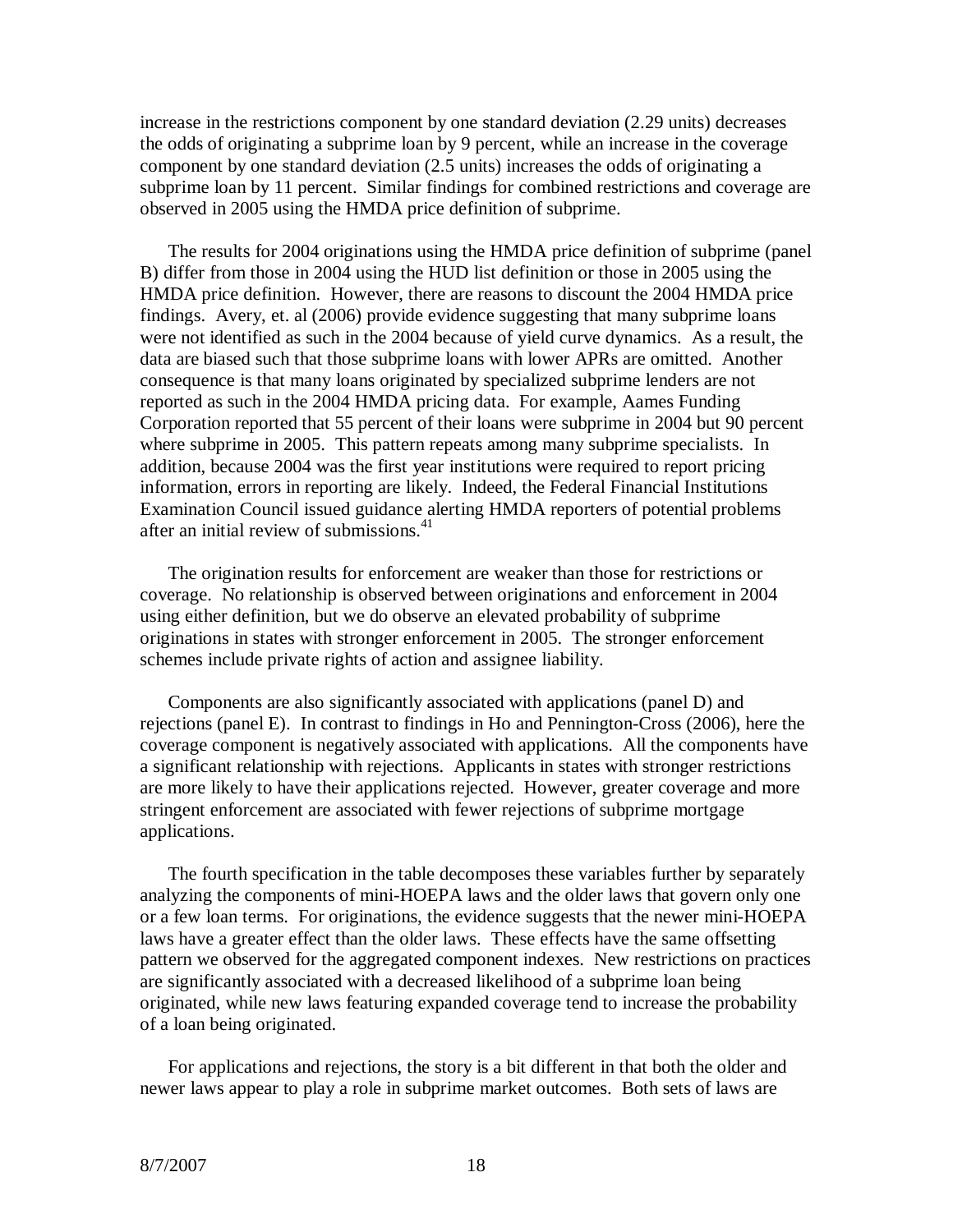increase in the restrictions component by one standard deviation (2.29 units) decreases the odds of originating a subprime loan by 9 percent, while an increase in the coverage component by one standard deviation (2.5 units) increases the odds of originating a subprime loan by 11 percent. Similar findings for combined restrictions and coverage are observed in 2005 using the HMDA price definition of subprime.

The results for 2004 originations using the HMDA price definition of subprime (panel B) differ from those in 2004 using the HUD list definition or those in 2005 using the HMDA price definition. However, there are reasons to discount the 2004 HMDA price findings. Avery, et. al (2006) provide evidence suggesting that many subprime loans were not identified as such in the 2004 because of yield curve dynamics. As a result, the data are biased such that those subprime loans with lower APRs are omitted. Another consequence is that many loans originated by specialized subprime lenders are not reported as such in the 2004 HMDA pricing data. For example, Aames Funding Corporation reported that 55 percent of their loans were subprime in 2004 but 90 percent where subprime in 2005. This pattern repeats among many subprime specialists. In addition, because 2004 was the first year institutions were required to report pricing information, errors in reporting are likely. Indeed, the Federal Financial Institutions Examination Council issued guidance alerting HMDA reporters of potential problems after an initial review of submissions.[41]

The origination results for enforcement are weaker than those for restrictions or coverage. No relationship is observed between originations and enforcement in 2004 using either definition, but we do observe an elevated probability of subprime originations in states with stronger enforcement in 2005. The stronger enforcement schemes include private rights of action and assignee liability.

Components are also significantly associated with applications (panel D) and rejections (panel E). In contrast to findings in Ho and Pennington-Cross (2006), here the coverage component is negatively associated with applications. All the components have a significant relationship with rejections. Applicants in states with stronger restrictions are more likely to have their applications rejected. However, greater coverage and more stringent enforcement are associated with fewer rejections of subprime mortgage applications.

The fourth specification in the table decomposes these variables further by separately analyzing the components of mini-HOEPA laws and the older laws that govern only one or a few loan terms. For originations, the evidence suggests that the newer mini-HOEPA laws have a greater effect than the older laws. These effects have the same offsetting pattern we observed for the aggregated component indexes. New restrictions on practices are significantly associated with a decreased likelihood of a subprime loan being originated, while new laws featuring expanded coverage tend to increase the probability of a loan being originated.

For applications and rejections, the story is a bit different in that both the older and newer laws appear to play a role in subprime market outcomes. Both sets of laws are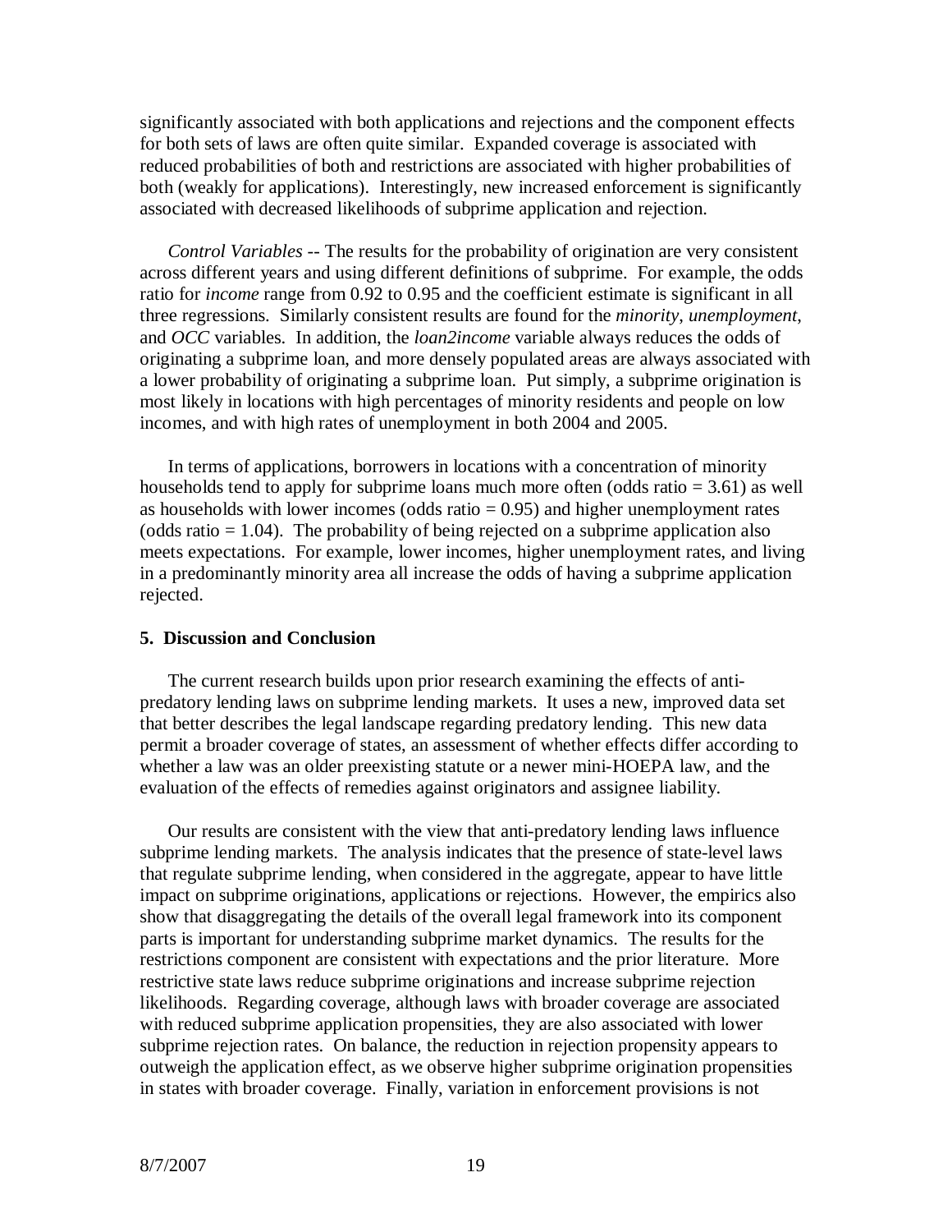significantly associated with both applications and rejections and the component effects for both sets of laws are often quite similar. Expanded coverage is associated with reduced probabilities of both and restrictions are associated with higher probabilities of both (weakly for applications). Interestingly, new increased enforcement is significantly associated with decreased likelihoods of subprime application and rejection.

*Control Variables* -- The results for the probability of origination are very consistent across different years and using different definitions of subprime. For example, the odds ratio for *income* range from 0.92 to 0.95 and the coefficient estimate is significant in all three regressions. Similarly consistent results are found for the *minority*, *unemployment*, and *OCC* variables. In addition, the *loan2income* variable always reduces the odds of originating a subprime loan, and more densely populated areas are always associated with a lower probability of originating a subprime loan. Put simply, a subprime origination is most likely in locations with high percentages of minority residents and people on low incomes, and with high rates of unemployment in both 2004 and 2005.

In terms of applications, borrowers in locations with a concentration of minority households tend to apply for subprime loans much more often (odds ratio = 3.61) as well as households with lower incomes (odds ratio = 0.95) and higher unemployment rates (odds ratio = 1.04). The probability of being rejected on a subprime application also meets expectations. For example, lower incomes, higher unemployment rates, and living in a predominantly minority area all increase the odds of having a subprime application rejected.

## 5. Discussion and Conclusion

The current research builds upon prior research examining the effects of anti-predatory lending laws on subprime lending markets. It uses a new, improved data set that better describes the legal landscape regarding predatory lending. This new data permit a broader coverage of states, an assessment of whether effects differ according to whether a law was an older preexisting statute or a newer mini-HOEPA law, and the evaluation of the effects of remedies against originators and assignee liability.

Our results are consistent with the view that anti-predatory lending laws influence subprime lending markets. The analysis indicates that the presence of state-level laws that regulate subprime lending, when considered in the aggregate, appear to have little impact on subprime originations, applications or rejections. However, the empirics also show that disaggregating the details of the overall legal framework into its component parts is important for understanding subprime market dynamics. The results for the restrictions component are consistent with expectations and the prior literature. More restrictive state laws reduce subprime originations and increase subprime rejection likelihoods. Regarding coverage, although laws with broader coverage are associated with reduced subprime application propensities, they are also associated with lower subprime rejection rates. On balance, the reduction in rejection propensity appears to outweigh the application effect, as we observe higher subprime origination propensities in states with broader coverage. Finally, variation in enforcement provisions is not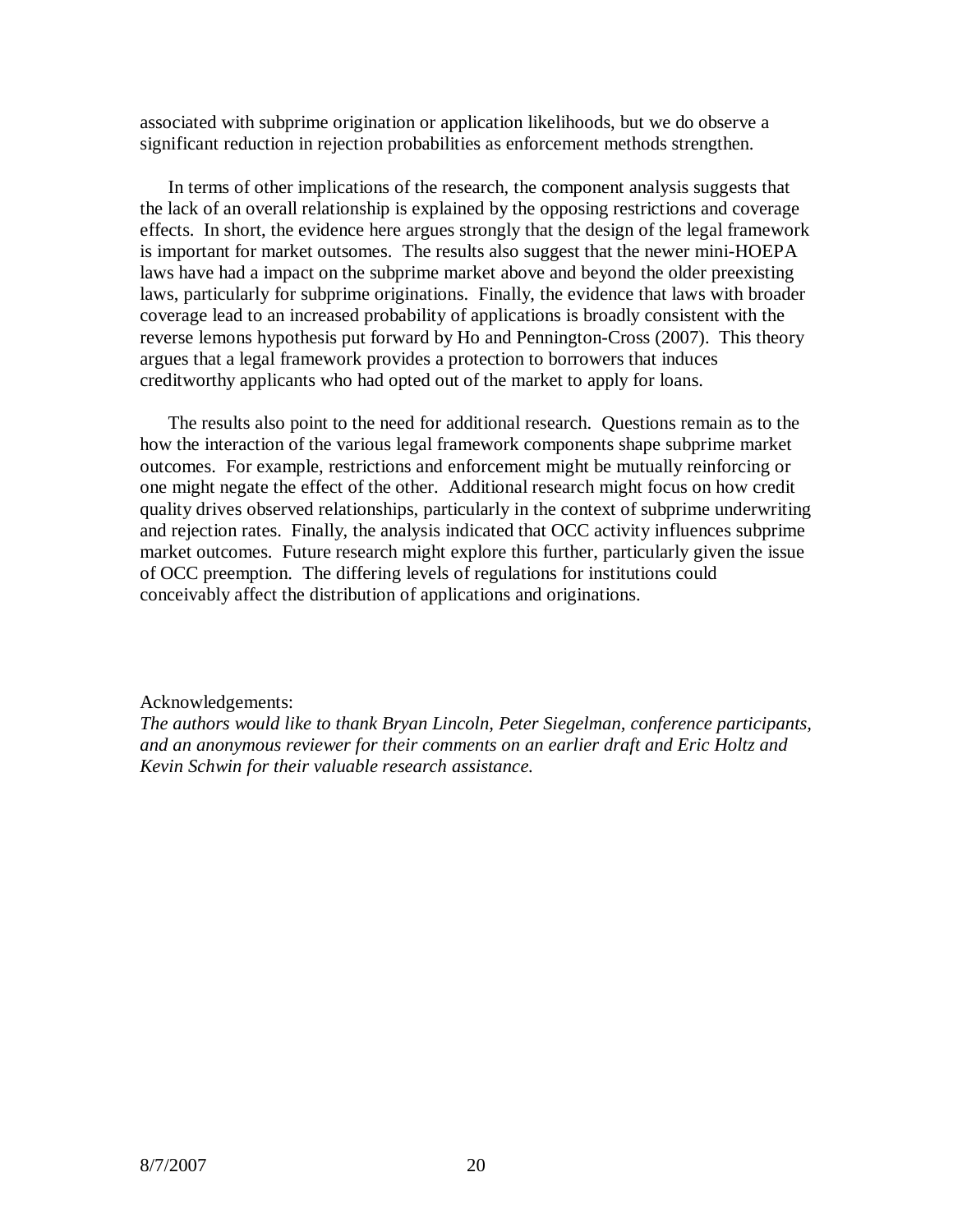associated with subprime origination or application likelihoods, but we do observe a significant reduction in rejection probabilities as enforcement methods strengthen.

In terms of other implications of the research, the component analysis suggests that the lack of an overall relationship is explained by the opposing restrictions and coverage effects. In short, the evidence here argues strongly that the design of the legal framework is important for market outsomes. The results also suggest that the newer mini-HOEPA laws have had a impact on the subprime market above and beyond the older preexisting laws, particularly for subprime originations. Finally, the evidence that laws with broader coverage lead to an increased probability of applications is broadly consistent with the reverse lemons hypothesis put forward by Ho and Pennington-Cross (2007). This theory argues that a legal framework provides a protection to borrowers that induces creditworthy applicants who had opted out of the market to apply for loans.

The results also point to the need for additional research. Questions remain as to the how the interaction of the various legal framework components shape subprime market outcomes. For example, restrictions and enforcement might be mutually reinforcing or one might negate the effect of the other. Additional research might focus on how credit quality drives observed relationships, particularly in the context of subprime underwriting and rejection rates. Finally, the analysis indicated that OCC activity influences subprime market outcomes. Future research might explore this further, particularly given the issue of OCC preemption. The differing levels of regulations for institutions could conceivably affect the distribution of applications and originations.

Acknowledgements:
*The authors would like to thank Bryan Lincoln, Peter Siegelman, conference participants, and an anonymous reviewer for their comments on an earlier draft and Eric Holtz and Kevin Schwin for their valuable research assistance.*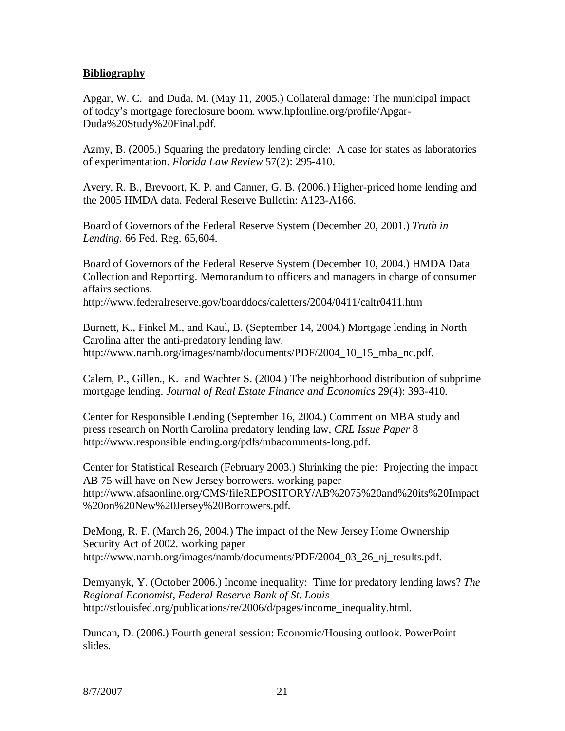**Bibliography**

Apgar, W. C. and Duda, M. (May 11, 2005.) Collateral damage: The municipal impact of today's mortgage foreclosure boom. www.hpfonline.org/profile/Apgar-Duda%20Study%20Final.pdf.

Azmy, B. (2005.) Squaring the predatory lending circle: A case for states as laboratories of experimentation. *Florida Law Review* 57(2): 295-410.

Avery, R. B., Brevoort, K. P. and Canner, G. B. (2006.) Higher-priced home lending and the 2005 HMDA data. Federal Reserve Bulletin: A123-A166.

Board of Governors of the Federal Reserve System (December 20, 2001.) *Truth in Lending.* 66 Fed. Reg. 65,604.

Board of Governors of the Federal Reserve System (December 10, 2004.) HMDA Data Collection and Reporting. Memorandum to officers and managers in charge of consumer affairs sections.
http://www.federalreserve.gov/boarddocs/caletters/2004/0411/caltr0411.htm

Burnett, K., Finkel M., and Kaul, B. (September 14, 2004.) Mortgage lending in North Carolina after the anti-predatory lending law.
http://www.namb.org/images/namb/documents/PDF/2004_10_15_mba_nc.pdf.

Calem, P., Gillen., K. and Wachter S. (2004.) The neighborhood distribution of subprime mortgage lending. *Journal of Real Estate Finance and Economics* 29(4): 393-410.

Center for Responsible Lending (September 16, 2004.) Comment on MBA study and press research on North Carolina predatory lending law, *CRL Issue Paper* 8
http://www.responsiblelending.org/pdfs/mbacomments-long.pdf.

Center for Statistical Research (February 2003.) Shrinking the pie: Projecting the impact AB 75 will have on New Jersey borrowers. working paper
http://www.afsaonline.org/CMS/fileREPOSITORY/AB%2075%20and%20its%20Impact%20on%20New%20Jersey%20Borrowers.pdf.

DeMong, R. F. (March 26, 2004.) The impact of the New Jersey Home Ownership Security Act of 2002. working paper
http://www.namb.org/images/namb/documents/PDF/2004_03_26_nj_results.pdf.

Demyanyk, Y. (October 2006.) Income inequality: Time for predatory lending laws? *The Regional Economist, Federal Reserve Bank of St. Louis*
http://stlouisfed.org/publications/re/2006/d/pages/income_inequality.html.

Duncan, D. (2006.) Fourth general session: Economic/Housing outlook. PowerPoint slides.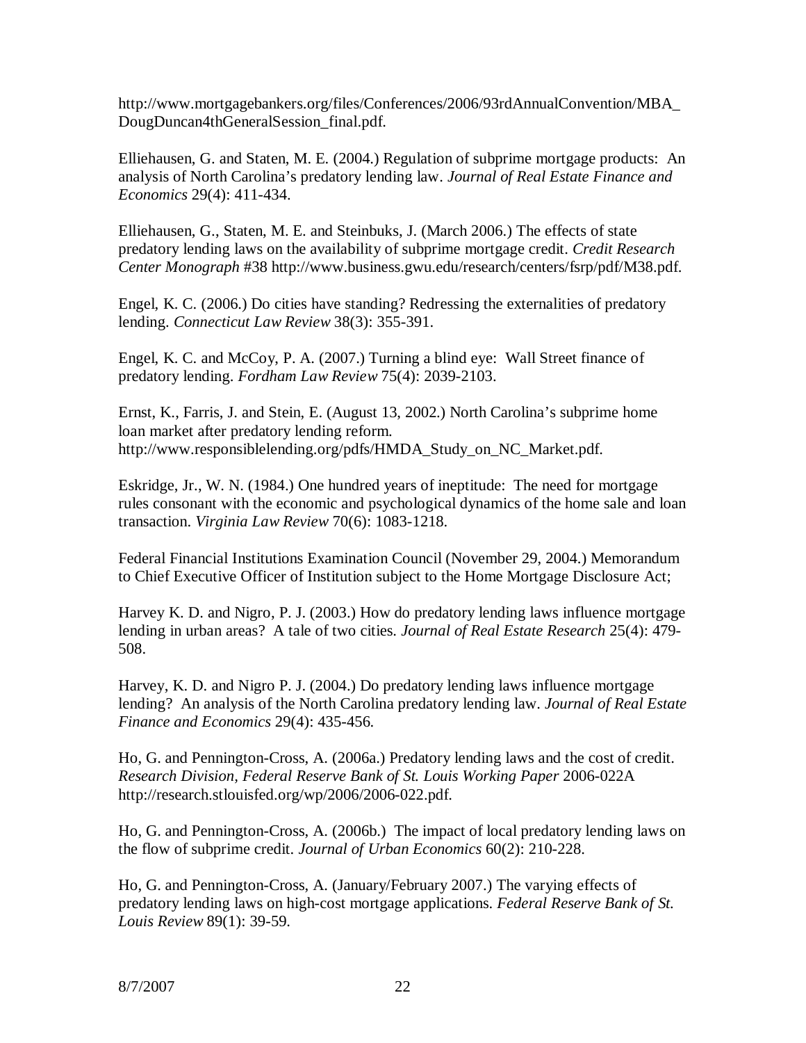http://www.mortgagebankers.org/files/Conferences/2006/93rdAnnualConvention/MBA_DougDuncan4thGeneralSession_final.pdf.

Elliehausen, G. and Staten, M. E. (2004.) Regulation of subprime mortgage products: An analysis of North Carolina's predatory lending law. *Journal of Real Estate Finance and Economics* 29(4): 411-434.

Elliehausen, G., Staten, M. E. and Steinbuks, J. (March 2006.) The effects of state predatory lending laws on the availability of subprime mortgage credit. *Credit Research Center Monograph* #38 http://www.business.gwu.edu/research/centers/fsrp/pdf/M38.pdf.

Engel, K. C. (2006.) Do cities have standing? Redressing the externalities of predatory lending. *Connecticut Law Review* 38(3): 355-391.

Engel, K. C. and McCoy, P. A. (2007.) Turning a blind eye: Wall Street finance of predatory lending. *Fordham Law Review* 75(4): 2039-2103.

Ernst, K., Farris, J. and Stein, E. (August 13, 2002.) North Carolina's subprime home loan market after predatory lending reform. http://www.responsiblelending.org/pdfs/HMDA_Study_on_NC_Market.pdf.

Eskridge, Jr., W. N. (1984.) One hundred years of ineptitude: The need for mortgage rules consonant with the economic and psychological dynamics of the home sale and loan transaction. *Virginia Law Review* 70(6): 1083-1218.

Federal Financial Institutions Examination Council (November 29, 2004.) Memorandum to Chief Executive Officer of Institution subject to the Home Mortgage Disclosure Act;

Harvey K. D. and Nigro, P. J. (2003.) How do predatory lending laws influence mortgage lending in urban areas? A tale of two cities. *Journal of Real Estate Research* 25(4): 479-508.

Harvey, K. D. and Nigro P. J. (2004.) Do predatory lending laws influence mortgage lending? An analysis of the North Carolina predatory lending law. *Journal of Real Estate Finance and Economics* 29(4): 435-456.

Ho, G. and Pennington-Cross, A. (2006a.) Predatory lending laws and the cost of credit. *Research Division, Federal Reserve Bank of St. Louis Working Paper* 2006-022A http://research.stlouisfed.org/wp/2006/2006-022.pdf.

Ho, G. and Pennington-Cross, A. (2006b.) The impact of local predatory lending laws on the flow of subprime credit. *Journal of Urban Economics* 60(2): 210-228.

Ho, G. and Pennington-Cross, A. (January/February 2007.) The varying effects of predatory lending laws on high-cost mortgage applications. *Federal Reserve Bank of St. Louis Review* 89(1): 39-59.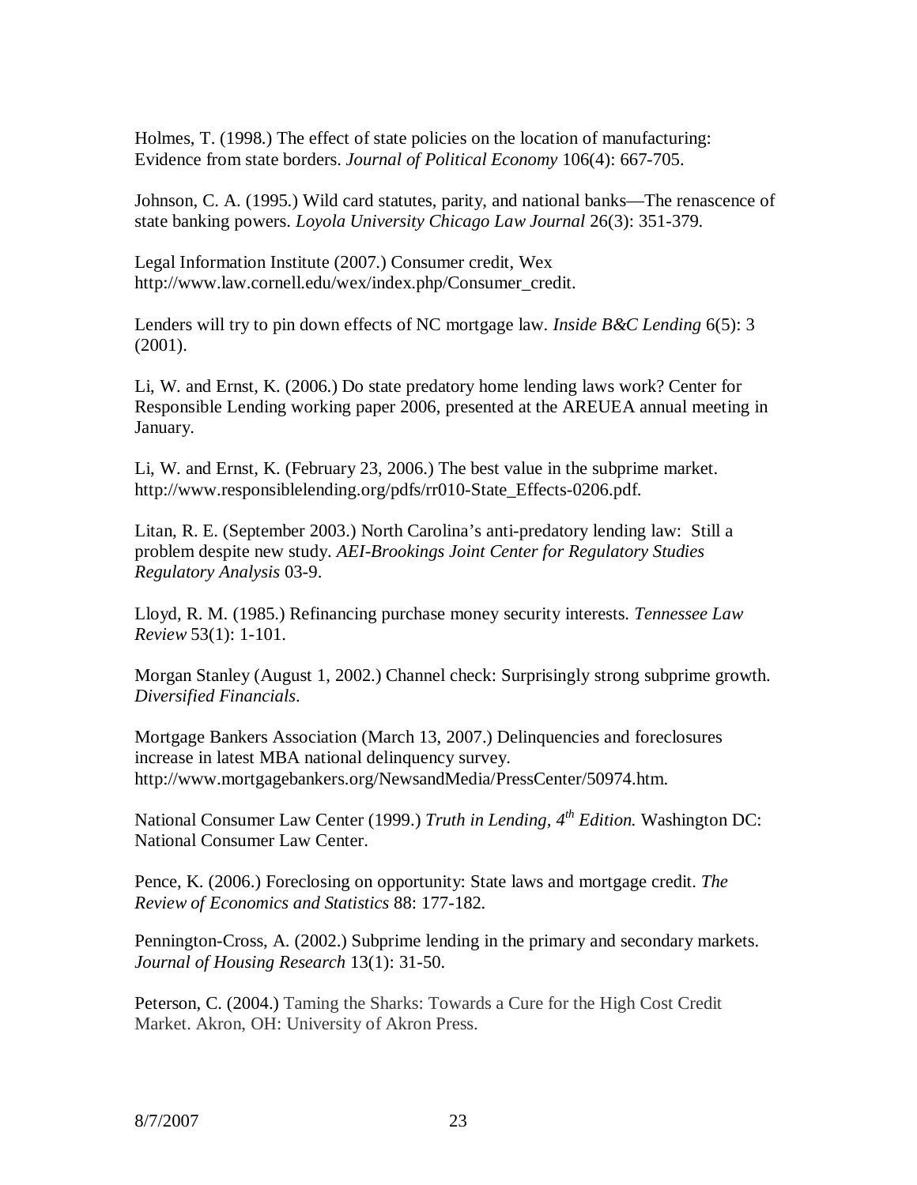Holmes, T. (1998.) The effect of state policies on the location of manufacturing: Evidence from state borders. *Journal of Political Economy* 106(4): 667-705.

Johnson, C. A. (1995.) Wild card statutes, parity, and national banks—The renascence of state banking powers. *Loyola University Chicago Law Journal* 26(3): 351-379.

Legal Information Institute (2007.) Consumer credit, Wex http://www.law.cornell.edu/wex/index.php/Consumer_credit.

Lenders will try to pin down effects of NC mortgage law. *Inside B&C Lending* 6(5): 3 (2001).

Li, W. and Ernst, K. (2006.) Do state predatory home lending laws work? Center for Responsible Lending working paper 2006, presented at the AREUEA annual meeting in January.

Li, W. and Ernst, K. (February 23, 2006.) The best value in the subprime market. http://www.responsiblelending.org/pdfs/rr010-State_Effects-0206.pdf.

Litan, R. E. (September 2003.) North Carolina's anti-predatory lending law: Still a problem despite new study. *AEI-Brookings Joint Center for Regulatory Studies Regulatory Analysis* 03-9.

Lloyd, R. M. (1985.) Refinancing purchase money security interests. *Tennessee Law Review* 53(1): 1-101.

Morgan Stanley (August 1, 2002.) Channel check: Surprisingly strong subprime growth. *Diversified Financials*.

Mortgage Bankers Association (March 13, 2007.) Delinquencies and foreclosures increase in latest MBA national delinquency survey. http://www.mortgagebankers.org/NewsandMedia/PressCenter/50974.htm.

National Consumer Law Center (1999.) *Truth in Lending, 4th Edition.* Washington DC: National Consumer Law Center.

Pence, K. (2006.) Foreclosing on opportunity: State laws and mortgage credit. *The Review of Economics and Statistics* 88: 177-182.

Pennington-Cross, A. (2002.) Subprime lending in the primary and secondary markets. *Journal of Housing Research* 13(1): 31-50.

Peterson, C. (2004.) Taming the Sharks: Towards a Cure for the High Cost Credit Market. Akron, OH: University of Akron Press.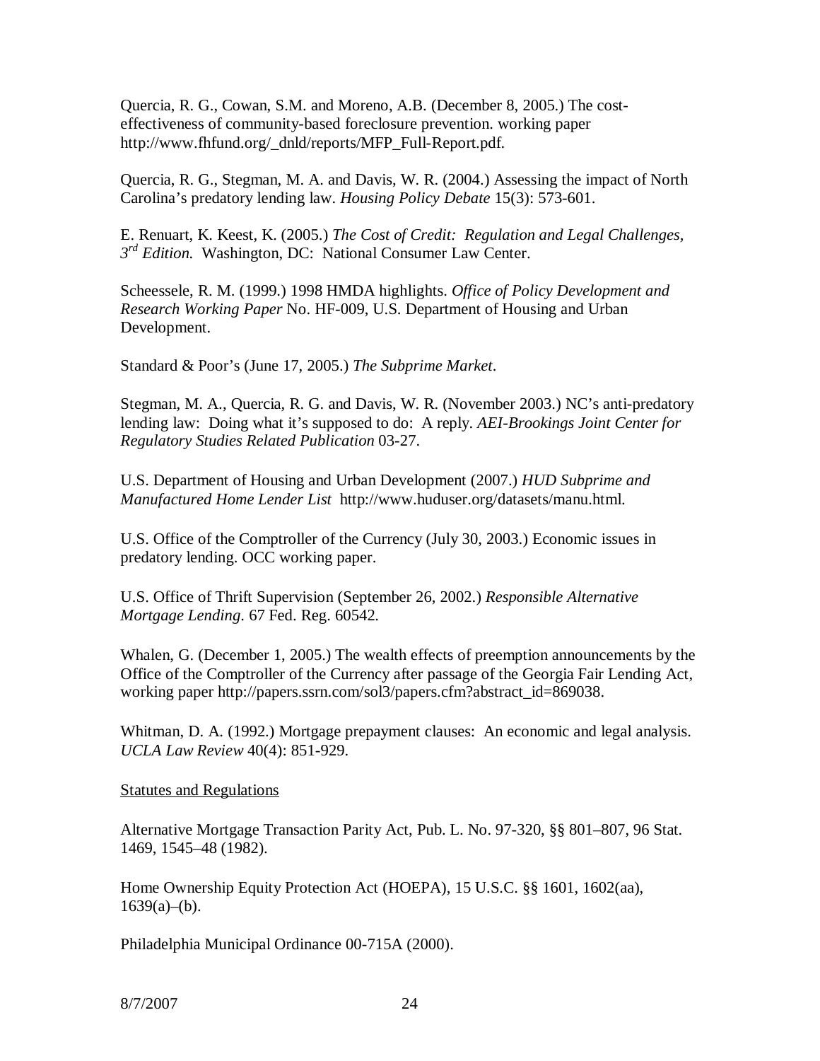Quercia, R. G., Cowan, S.M. and Moreno, A.B. (December 8, 2005.) The cost-effectiveness of community-based foreclosure prevention. working paper http://www.fhfund.org/_dnld/reports/MFP_Full-Report.pdf.

Quercia, R. G., Stegman, M. A. and Davis, W. R. (2004.) Assessing the impact of North Carolina's predatory lending law. *Housing Policy Debate* 15(3): 573-601.

E. Renuart, K. Keest, K. (2005.) *The Cost of Credit: Regulation and Legal Challenges, 3rd Edition.* Washington, DC: National Consumer Law Center.

Scheessele, R. M. (1999.) 1998 HMDA highlights. *Office of Policy Development and Research Working Paper* No. HF-009, U.S. Department of Housing and Urban Development.

Standard & Poor's (June 17, 2005.) *The Subprime Market*.

Stegman, M. A., Quercia, R. G. and Davis, W. R. (November 2003.) NC's anti-predatory lending law: Doing what it's supposed to do: A reply. *AEI-Brookings Joint Center for Regulatory Studies Related Publication* 03-27.

U.S. Department of Housing and Urban Development (2007.) *HUD Subprime and Manufactured Home Lender List* http://www.huduser.org/datasets/manu.html.

U.S. Office of the Comptroller of the Currency (July 30, 2003.) Economic issues in predatory lending. OCC working paper.

U.S. Office of Thrift Supervision (September 26, 2002.) *Responsible Alternative Mortgage Lending*. 67 Fed. Reg. 60542.

Whalen, G. (December 1, 2005.) The wealth effects of preemption announcements by the Office of the Comptroller of the Currency after passage of the Georgia Fair Lending Act, working paper http://papers.ssrn.com/sol3/papers.cfm?abstract_id=869038.

Whitman, D. A. (1992.) Mortgage prepayment clauses: An economic and legal analysis. *UCLA Law Review* 40(4): 851-929.

Statutes and Regulations

Alternative Mortgage Transaction Parity Act, Pub. L. No. 97-320, §§ 801–807, 96 Stat. 1469, 1545–48 (1982).

Home Ownership Equity Protection Act (HOEPA), 15 U.S.C. §§ 1601, 1602(aa), 1639(a)–(b).

Philadelphia Municipal Ordinance 00-715A (2000).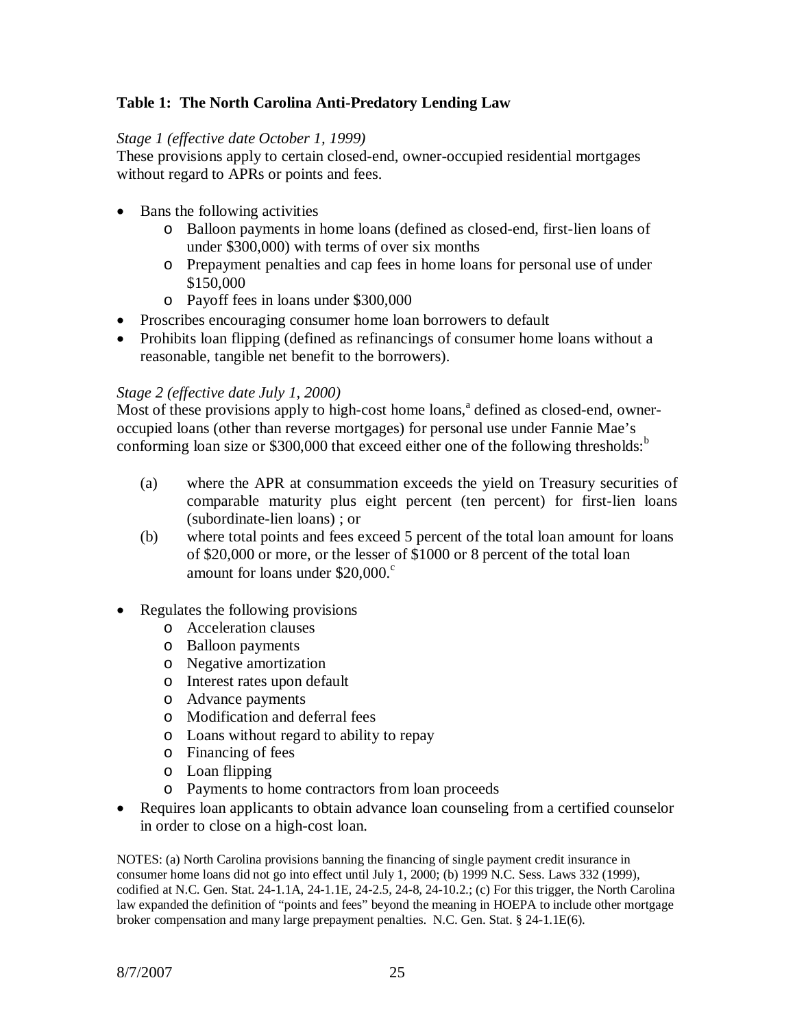**Table 1: The North Carolina Anti-Predatory Lending Law**

*Stage 1 (effective date October 1, 1999)*

These provisions apply to certain closed-end, owner-occupied residential mortgages without regard to APRs or points and fees.

- Bans the following activities
    - Balloon payments in home loans (defined as closed-end, first-lien loans of under $300,000) with terms of over six months
    - Prepayment penalties and cap fees in home loans for personal use of under $150,000
    - Payoff fees in loans under $300,000
- Proscribes encouraging consumer home loan borrowers to default
- Prohibits loan flipping (defined as refinancings of consumer home loans without a reasonable, tangible net benefit to the borrowers).

*Stage 2 (effective date July 1, 2000)*

Most of these provisions apply to high-cost home loans,[a] defined as closed-end, owner-occupied loans (other than reverse mortgages) for personal use under Fannie Mae's conforming loan size or $300,000 that exceed either one of the following thresholds:[b]

(a) where the APR at consummation exceeds the yield on Treasury securities of comparable maturity plus eight percent (ten percent) for first-lien loans (subordinate-lien loans) ; or

(b) where total points and fees exceed 5 percent of the total loan amount for loans of $20,000 or more, or the lesser of $1000 or 8 percent of the total loan amount for loans under $20,000.[c]

- Regulates the following provisions
    - Acceleration clauses
    - Balloon payments
    - Negative amortization
    - Interest rates upon default
    - Advance payments
    - Modification and deferral fees
    - Loans without regard to ability to repay
    - Financing of fees
    - Loan flipping
    - Payments to home contractors from loan proceeds
- Requires loan applicants to obtain advance loan counseling from a certified counselor in order to close on a high-cost loan.

NOTES: (a) North Carolina provisions banning the financing of single payment credit insurance in consumer home loans did not go into effect until July 1, 2000; (b) 1999 N.C. Sess. Laws 332 (1999), codified at N.C. Gen. Stat. 24-1.1A, 24-1.1E, 24-2.5, 24-8, 24-10.2.; (c) For this trigger, the North Carolina law expanded the definition of "points and fees" beyond the meaning in HOEPA to include other mortgage broker compensation and many large prepayment penalties. N.C. Gen. Stat. § 24-1.1E(6).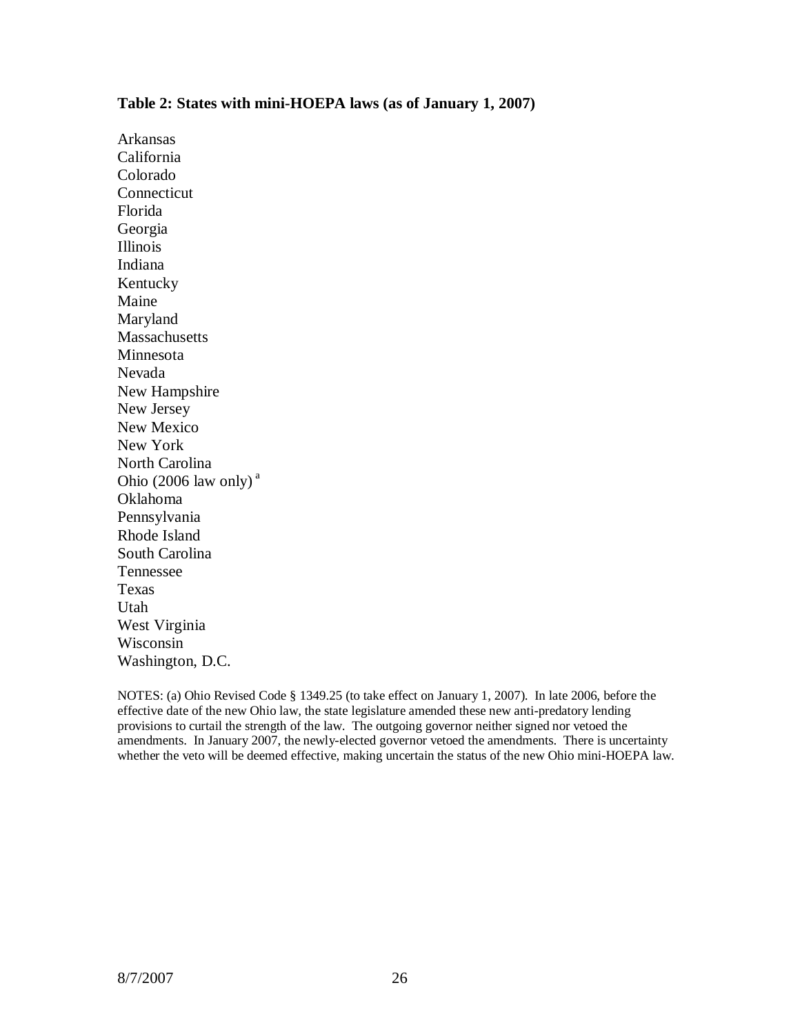**Table 2: States with mini-HOEPA laws (as of January 1, 2007)**

Arkansas
California
Colorado
Connecticut
Florida
Georgia
Illinois
Indiana
Kentucky
Maine
Maryland
Massachusetts
Minnesota
Nevada
New Hampshire
New Jersey
New Mexico
New York
North Carolina
Ohio (2006 law only) [a]
Oklahoma
Pennsylvania
Rhode Island
South Carolina
Tennessee
Texas
Utah
West Virginia
Wisconsin
Washington, D.C.

NOTES: (a) Ohio Revised Code § 1349.25 (to take effect on January 1, 2007). In late 2006, before the effective date of the new Ohio law, the state legislature amended these new anti-predatory lending provisions to curtail the strength of the law. The outgoing governor neither signed nor vetoed the amendments. In January 2007, the newly-elected governor vetoed the amendments. There is uncertainty whether the veto will be deemed effective, making uncertain the status of the new Ohio mini-HOEPA law.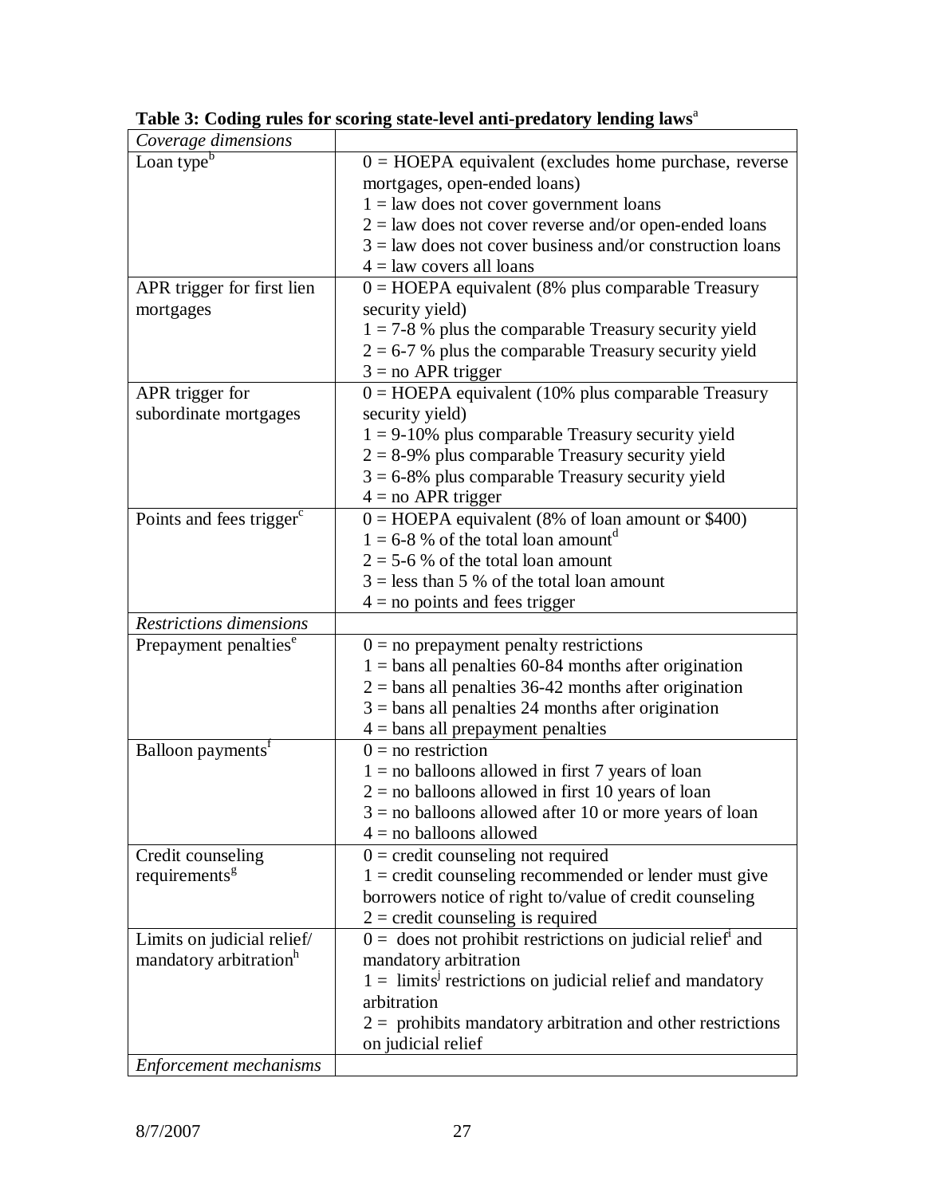**Table 3: Coding rules for scoring state-level anti-predatory lending laws**[a]

| *Coverage dimensions* | |
|---|---|
| Loan type[b] | 0 = HOEPA equivalent (excludes home purchase, reverse mortgages, open-ended loans)<br>1 = law does not cover government loans<br>2 = law does not cover reverse and/or open-ended loans<br>3 = law does not cover business and/or construction loans<br>4 = law covers all loans |
| APR trigger for first lien mortgages | 0 = HOEPA equivalent (8% plus comparable Treasury security yield)<br>1 = 7-8 % plus the comparable Treasury security yield<br>2 = 6-7 % plus the comparable Treasury security yield<br>3 = no APR trigger |
| APR trigger for subordinate mortgages | 0 = HOEPA equivalent (10% plus comparable Treasury security yield)<br>1 = 9-10% plus comparable Treasury security yield<br>2 = 8-9% plus comparable Treasury security yield<br>3 = 6-8% plus comparable Treasury security yield<br>4 = no APR trigger |
| Points and fees trigger[c] | 0 = HOEPA equivalent (8% of loan amount or $400)<br>1 = 6-8 % of the total loan amount[d]<br>2 = 5-6 % of the total loan amount<br>3 = less than 5 % of the total loan amount<br>4 = no points and fees trigger |
| *Restrictions dimensions* | |
| Prepayment penalties[e] | 0 = no prepayment penalty restrictions<br>1 = bans all penalties 60-84 months after origination<br>2 = bans all penalties 36-42 months after origination<br>3 = bans all penalties 24 months after origination<br>4 = bans all prepayment penalties |
| Balloon payments[f] | 0 = no restriction<br>1 = no balloons allowed in first 7 years of loan<br>2 = no balloons allowed in first 10 years of loan<br>3 = no balloons allowed after 10 or more years of loan<br>4 = no balloons allowed |
| Credit counseling requirements[g] | 0 = credit counseling not required<br>1 = credit counseling recommended or lender must give borrowers notice of right to/value of credit counseling<br>2 = credit counseling is required |
| Limits on judicial relief/ mandatory arbitration[h] | 0 = does not prohibit restrictions on judicial relief[i] and mandatory arbitration<br>1 = limits[j] restrictions on judicial relief and mandatory arbitration<br>2 = prohibits mandatory arbitration and other restrictions on judicial relief |
| *Enforcement mechanisms* | |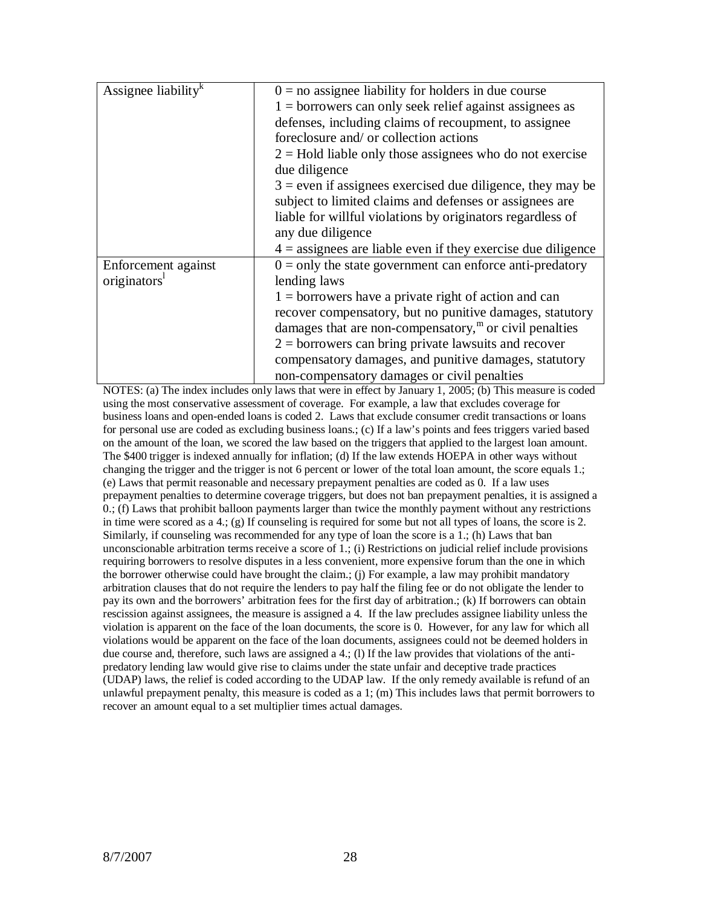| | |
|---|---|
| Assignee liability[k] | 0 = no assignee liability for holders in due course<br>1 = borrowers can only seek relief against assignees as defenses, including claims of recoupment, to assignee foreclosure and/ or collection actions<br>2 = Hold liable only those assignees who do not exercise due diligence<br>3 = even if assignees exercised due diligence, they may be subject to limited claims and defenses or assignees are liable for willful violations by originators regardless of any due diligence<br>4 = assignees are liable even if they exercise due diligence |
| Enforcement against originators[l] | 0 = only the state government can enforce anti-predatory lending laws<br>1 = borrowers have a private right of action and can recover compensatory, but no punitive damages, statutory damages that are non-compensatory,[m] or civil penalties<br>2 = borrowers can bring private lawsuits and recover compensatory damages, and punitive damages, statutory non-compensatory damages or civil penalties |

NOTES: (a) The index includes only laws that were in effect by January 1, 2005; (b) This measure is coded using the most conservative assessment of coverage. For example, a law that excludes coverage for business loans and open-ended loans is coded 2. Laws that exclude consumer credit transactions or loans for personal use are coded as excluding business loans.; (c) If a law's points and fees triggers varied based on the amount of the loan, we scored the law based on the triggers that applied to the largest loan amount. The $400 trigger is indexed annually for inflation; (d) If the law extends HOEPA in other ways without changing the trigger and the trigger is not 6 percent or lower of the total loan amount, the score equals 1.; (e) Laws that permit reasonable and necessary prepayment penalties are coded as 0. If a law uses prepayment penalties to determine coverage triggers, but does not ban prepayment penalties, it is assigned a 0.; (f) Laws that prohibit balloon payments larger than twice the monthly payment without any restrictions in time were scored as a 4.; (g) If counseling is required for some but not all types of loans, the score is 2. Similarly, if counseling was recommended for any type of loan the score is a 1.; (h) Laws that ban unconscionable arbitration terms receive a score of 1.; (i) Restrictions on judicial relief include provisions requiring borrowers to resolve disputes in a less convenient, more expensive forum than the one in which the borrower otherwise could have brought the claim.; (j) For example, a law may prohibit mandatory arbitration clauses that do not require the lenders to pay half the filing fee or do not obligate the lender to pay its own and the borrowers' arbitration fees for the first day of arbitration.; (k) If borrowers can obtain rescission against assignees, the measure is assigned a 4. If the law precludes assignee liability unless the violation is apparent on the face of the loan documents, the score is 0. However, for any law for which all violations would be apparent on the face of the loan documents, assignees could not be deemed holders in due course and, therefore, such laws are assigned a 4.; (l) If the law provides that violations of the anti-predatory lending law would give rise to claims under the state unfair and deceptive trade practices (UDAP) laws, the relief is coded according to the UDAP law. If the only remedy available is refund of an unlawful prepayment penalty, this measure is coded as a 1; (m) This includes laws that permit borrowers to recover an amount equal to a set multiplier times actual damages.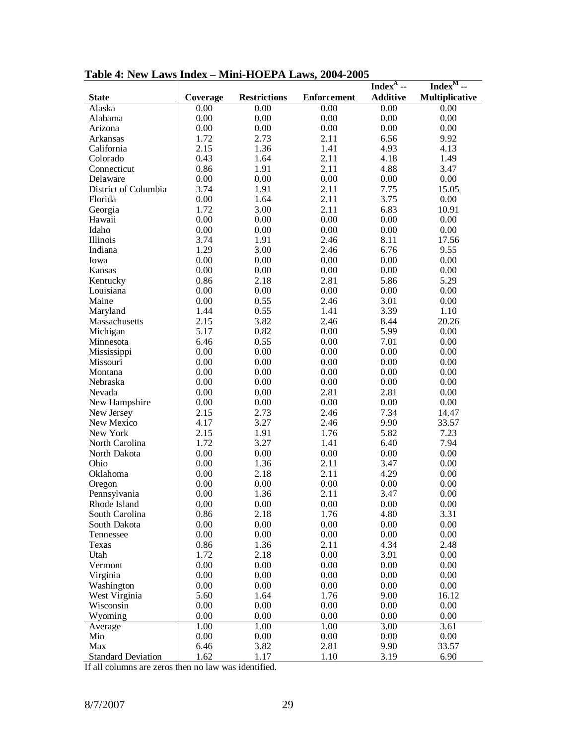**Table 4: New Laws Index – Mini-HOEPA Laws, 2004-2005**

| State | Coverage | Restrictions | Enforcement | Index$^{A}$ -- Additive | Index$^{M}$ -- Multiplicative |
|---|---|---|---|---|---|
| Alaska | 0.00 | 0.00 | 0.00 | 0.00 | 0.00 |
| Alabama | 0.00 | 0.00 | 0.00 | 0.00 | 0.00 |
| Arizona | 0.00 | 0.00 | 0.00 | 0.00 | 0.00 |
| Arkansas | 1.72 | 2.73 | 2.11 | 6.56 | 9.92 |
| California | 2.15 | 1.36 | 1.41 | 4.93 | 4.13 |
| Colorado | 0.43 | 1.64 | 2.11 | 4.18 | 1.49 |
| Connecticut | 0.86 | 1.91 | 2.11 | 4.88 | 3.47 |
| Delaware | 0.00 | 0.00 | 0.00 | 0.00 | 0.00 |
| District of Columbia | 3.74 | 1.91 | 2.11 | 7.75 | 15.05 |
| Florida | 0.00 | 1.64 | 2.11 | 3.75 | 0.00 |
| Georgia | 1.72 | 3.00 | 2.11 | 6.83 | 10.91 |
| Hawaii | 0.00 | 0.00 | 0.00 | 0.00 | 0.00 |
| Idaho | 0.00 | 0.00 | 0.00 | 0.00 | 0.00 |
| Illinois | 3.74 | 1.91 | 2.46 | 8.11 | 17.56 |
| Indiana | 1.29 | 3.00 | 2.46 | 6.76 | 9.55 |
| Iowa | 0.00 | 0.00 | 0.00 | 0.00 | 0.00 |
| Kansas | 0.00 | 0.00 | 0.00 | 0.00 | 0.00 |
| Kentucky | 0.86 | 2.18 | 2.81 | 5.86 | 5.29 |
| Louisiana | 0.00 | 0.00 | 0.00 | 0.00 | 0.00 |
| Maine | 0.00 | 0.55 | 2.46 | 3.01 | 0.00 |
| Maryland | 1.44 | 0.55 | 1.41 | 3.39 | 1.10 |
| Massachusetts | 2.15 | 3.82 | 2.46 | 8.44 | 20.26 |
| Michigan | 5.17 | 0.82 | 0.00 | 5.99 | 0.00 |
| Minnesota | 6.46 | 0.55 | 0.00 | 7.01 | 0.00 |
| Mississippi | 0.00 | 0.00 | 0.00 | 0.00 | 0.00 |
| Missouri | 0.00 | 0.00 | 0.00 | 0.00 | 0.00 |
| Montana | 0.00 | 0.00 | 0.00 | 0.00 | 0.00 |
| Nebraska | 0.00 | 0.00 | 0.00 | 0.00 | 0.00 |
| Nevada | 0.00 | 0.00 | 2.81 | 2.81 | 0.00 |
| New Hampshire | 0.00 | 0.00 | 0.00 | 0.00 | 0.00 |
| New Jersey | 2.15 | 2.73 | 2.46 | 7.34 | 14.47 |
| New Mexico | 4.17 | 3.27 | 2.46 | 9.90 | 33.57 |
| New York | 2.15 | 1.91 | 1.76 | 5.82 | 7.23 |
| North Carolina | 1.72 | 3.27 | 1.41 | 6.40 | 7.94 |
| North Dakota | 0.00 | 0.00 | 0.00 | 0.00 | 0.00 |
| Ohio | 0.00 | 1.36 | 2.11 | 3.47 | 0.00 |
| Oklahoma | 0.00 | 2.18 | 2.11 | 4.29 | 0.00 |
| Oregon | 0.00 | 0.00 | 0.00 | 0.00 | 0.00 |
| Pennsylvania | 0.00 | 1.36 | 2.11 | 3.47 | 0.00 |
| Rhode Island | 0.00 | 0.00 | 0.00 | 0.00 | 0.00 |
| South Carolina | 0.86 | 2.18 | 1.76 | 4.80 | 3.31 |
| South Dakota | 0.00 | 0.00 | 0.00 | 0.00 | 0.00 |
| Tennessee | 0.00 | 0.00 | 0.00 | 0.00 | 0.00 |
| Texas | 0.86 | 1.36 | 2.11 | 4.34 | 2.48 |
| Utah | 1.72 | 2.18 | 0.00 | 3.91 | 0.00 |
| Vermont | 0.00 | 0.00 | 0.00 | 0.00 | 0.00 |
| Virginia | 0.00 | 0.00 | 0.00 | 0.00 | 0.00 |
| Washington | 0.00 | 0.00 | 0.00 | 0.00 | 0.00 |
| West Virginia | 5.60 | 1.64 | 1.76 | 9.00 | 16.12 |
| Wisconsin | 0.00 | 0.00 | 0.00 | 0.00 | 0.00 |
| Wyoming | 0.00 | 0.00 | 0.00 | 0.00 | 0.00 |
| Average | 1.00 | 1.00 | 1.00 | 3.00 | 3.61 |
| Min | 0.00 | 0.00 | 0.00 | 0.00 | 0.00 |
| Max | 6.46 | 3.82 | 2.81 | 9.90 | 33.57 |
| Standard Deviation | 1.62 | 1.17 | 1.10 | 3.19 | 6.90 |

If all columns are zeros then no law was identified.

8/7/2007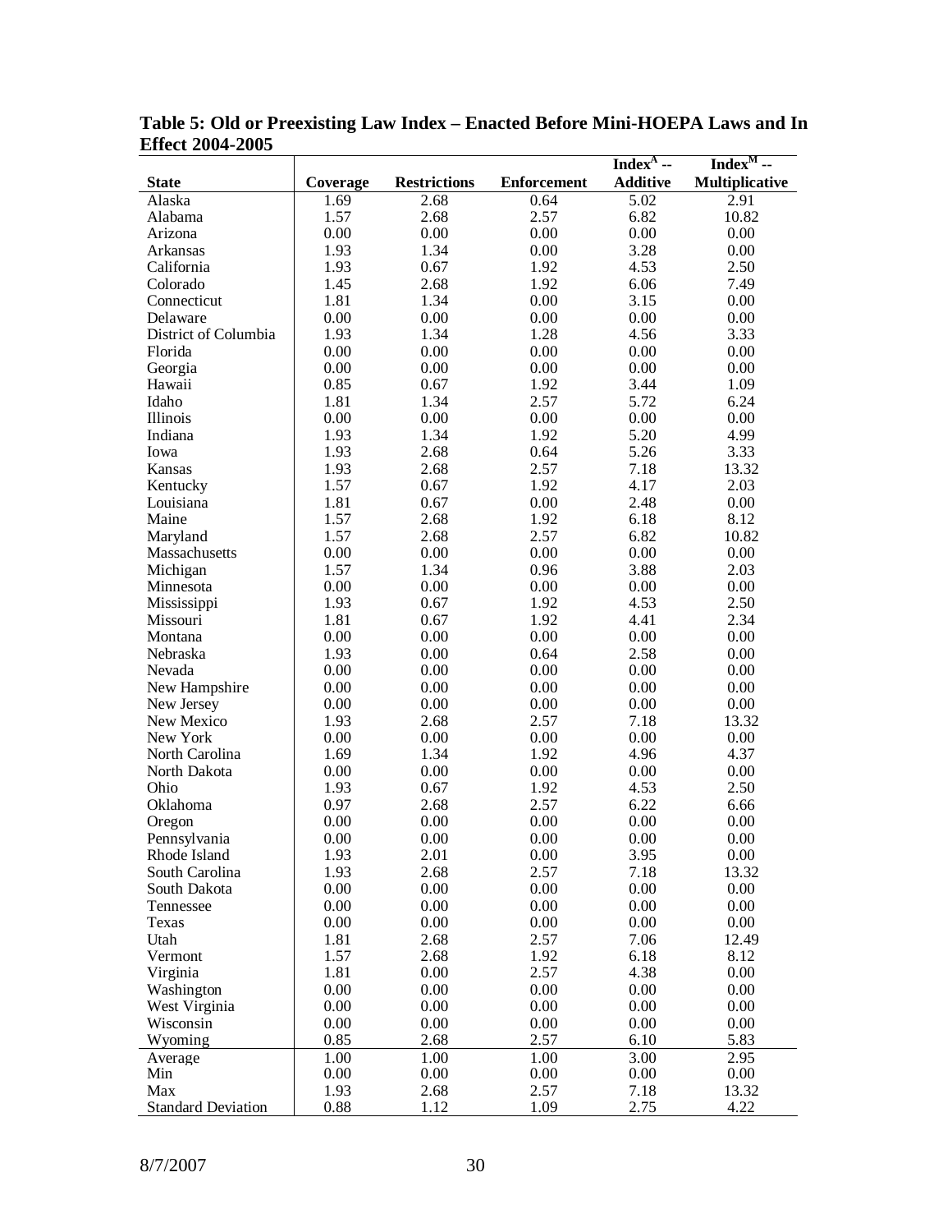**Table 5: Old or Preexisting Law Index – Enacted Before Mini-HOEPA Laws and In Effect 2004-2005**

| State | Coverage | Restrictions | Enforcement | $Index^A$ -- Additive | $Index^M$ -- Multiplicative |
|---|---|---|---|---|---|
| Alaska | 1.69 | 2.68 | 0.64 | 5.02 | 2.91 |
| Alabama | 1.57 | 2.68 | 2.57 | 6.82 | 10.82 |
| Arizona | 0.00 | 0.00 | 0.00 | 0.00 | 0.00 |
| Arkansas | 1.93 | 1.34 | 0.00 | 3.28 | 0.00 |
| California | 1.93 | 0.67 | 1.92 | 4.53 | 2.50 |
| Colorado | 1.45 | 2.68 | 1.92 | 6.06 | 7.49 |
| Connecticut | 1.81 | 1.34 | 0.00 | 3.15 | 0.00 |
| Delaware | 0.00 | 0.00 | 0.00 | 0.00 | 0.00 |
| District of Columbia | 1.93 | 1.34 | 1.28 | 4.56 | 3.33 |
| Florida | 0.00 | 0.00 | 0.00 | 0.00 | 0.00 |
| Georgia | 0.00 | 0.00 | 0.00 | 0.00 | 0.00 |
| Hawaii | 0.85 | 0.67 | 1.92 | 3.44 | 1.09 |
| Idaho | 1.81 | 1.34 | 2.57 | 5.72 | 6.24 |
| Illinois | 0.00 | 0.00 | 0.00 | 0.00 | 0.00 |
| Indiana | 1.93 | 1.34 | 1.92 | 5.20 | 4.99 |
| Iowa | 1.93 | 2.68 | 0.64 | 5.26 | 3.33 |
| Kansas | 1.93 | 2.68 | 2.57 | 7.18 | 13.32 |
| Kentucky | 1.57 | 0.67 | 1.92 | 4.17 | 2.03 |
| Louisiana | 1.81 | 0.67 | 0.00 | 2.48 | 0.00 |
| Maine | 1.57 | 2.68 | 1.92 | 6.18 | 8.12 |
| Maryland | 1.57 | 2.68 | 2.57 | 6.82 | 10.82 |
| Massachusetts | 0.00 | 0.00 | 0.00 | 0.00 | 0.00 |
| Michigan | 1.57 | 1.34 | 0.96 | 3.88 | 2.03 |
| Minnesota | 0.00 | 0.00 | 0.00 | 0.00 | 0.00 |
| Mississippi | 1.93 | 0.67 | 1.92 | 4.53 | 2.50 |
| Missouri | 1.81 | 0.67 | 1.92 | 4.41 | 2.34 |
| Montana | 0.00 | 0.00 | 0.00 | 0.00 | 0.00 |
| Nebraska | 1.93 | 0.00 | 0.64 | 2.58 | 0.00 |
| Nevada | 0.00 | 0.00 | 0.00 | 0.00 | 0.00 |
| New Hampshire | 0.00 | 0.00 | 0.00 | 0.00 | 0.00 |
| New Jersey | 0.00 | 0.00 | 0.00 | 0.00 | 0.00 |
| New Mexico | 1.93 | 2.68 | 2.57 | 7.18 | 13.32 |
| New York | 0.00 | 0.00 | 0.00 | 0.00 | 0.00 |
| North Carolina | 1.69 | 1.34 | 1.92 | 4.96 | 4.37 |
| North Dakota | 0.00 | 0.00 | 0.00 | 0.00 | 0.00 |
| Ohio | 1.93 | 0.67 | 1.92 | 4.53 | 2.50 |
| Oklahoma | 0.97 | 2.68 | 2.57 | 6.22 | 6.66 |
| Oregon | 0.00 | 0.00 | 0.00 | 0.00 | 0.00 |
| Pennsylvania | 0.00 | 0.00 | 0.00 | 0.00 | 0.00 |
| Rhode Island | 1.93 | 2.01 | 0.00 | 3.95 | 0.00 |
| South Carolina | 1.93 | 2.68 | 2.57 | 7.18 | 13.32 |
| South Dakota | 0.00 | 0.00 | 0.00 | 0.00 | 0.00 |
| Tennessee | 0.00 | 0.00 | 0.00 | 0.00 | 0.00 |
| Texas | 0.00 | 0.00 | 0.00 | 0.00 | 0.00 |
| Utah | 1.81 | 2.68 | 2.57 | 7.06 | 12.49 |
| Vermont | 1.57 | 2.68 | 1.92 | 6.18 | 8.12 |
| Virginia | 1.81 | 0.00 | 2.57 | 4.38 | 0.00 |
| Washington | 0.00 | 0.00 | 0.00 | 0.00 | 0.00 |
| West Virginia | 0.00 | 0.00 | 0.00 | 0.00 | 0.00 |
| Wisconsin | 0.00 | 0.00 | 0.00 | 0.00 | 0.00 |
| Wyoming | 0.85 | 2.68 | 2.57 | 6.10 | 5.83 |
| Average | 1.00 | 1.00 | 1.00 | 3.00 | 2.95 |
| Min | 0.00 | 0.00 | 0.00 | 0.00 | 0.00 |
| Max | 1.93 | 2.68 | 2.57 | 7.18 | 13.32 |
| Standard Deviation | 0.88 | 1.12 | 1.09 | 2.75 | 4.22 |

8/7/2007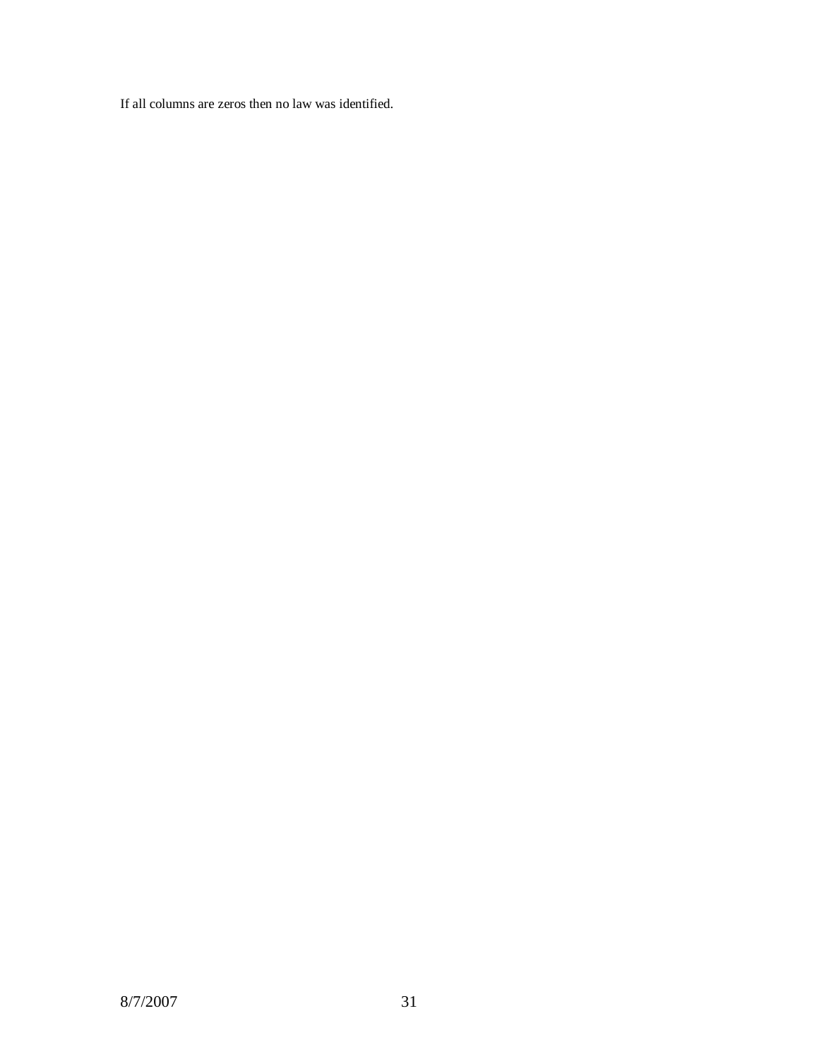If all columns are zeros then no law was identified.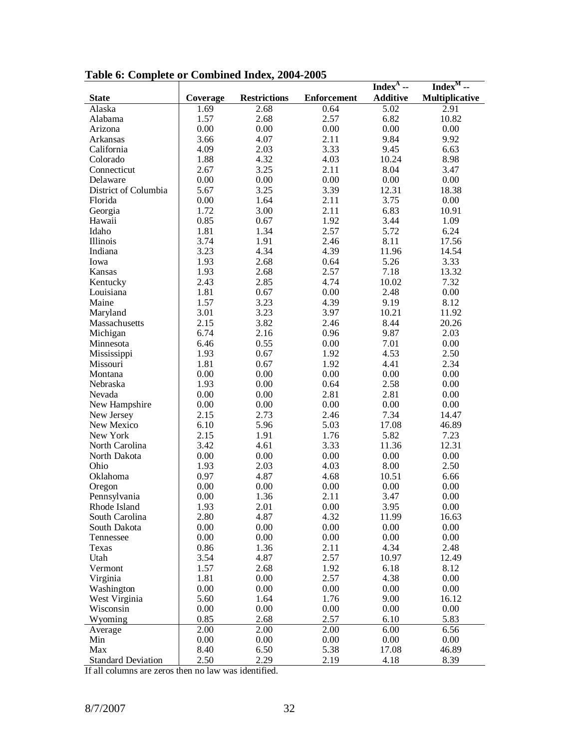**Table 6: Complete or Combined Index, 2004-2005**

| State | Coverage | Restrictions | Enforcement | $Index^A$ -- Additive | $Index^M$ -- Multiplicative |
|---|---|---|---|---|---|
| Alaska | 1.69 | 2.68 | 0.64 | 5.02 | 2.91 |
| Alabama | 1.57 | 2.68 | 2.57 | 6.82 | 10.82 |
| Arizona | 0.00 | 0.00 | 0.00 | 0.00 | 0.00 |
| Arkansas | 3.66 | 4.07 | 2.11 | 9.84 | 9.92 |
| California | 4.09 | 2.03 | 3.33 | 9.45 | 6.63 |
| Colorado | 1.88 | 4.32 | 4.03 | 10.24 | 8.98 |
| Connecticut | 2.67 | 3.25 | 2.11 | 8.04 | 3.47 |
| Delaware | 0.00 | 0.00 | 0.00 | 0.00 | 0.00 |
| District of Columbia | 5.67 | 3.25 | 3.39 | 12.31 | 18.38 |
| Florida | 0.00 | 1.64 | 2.11 | 3.75 | 0.00 |
| Georgia | 1.72 | 3.00 | 2.11 | 6.83 | 10.91 |
| Hawaii | 0.85 | 0.67 | 1.92 | 3.44 | 1.09 |
| Idaho | 1.81 | 1.34 | 2.57 | 5.72 | 6.24 |
| Illinois | 3.74 | 1.91 | 2.46 | 8.11 | 17.56 |
| Indiana | 3.23 | 4.34 | 4.39 | 11.96 | 14.54 |
| Iowa | 1.93 | 2.68 | 0.64 | 5.26 | 3.33 |
| Kansas | 1.93 | 2.68 | 2.57 | 7.18 | 13.32 |
| Kentucky | 2.43 | 2.85 | 4.74 | 10.02 | 7.32 |
| Louisiana | 1.81 | 0.67 | 0.00 | 2.48 | 0.00 |
| Maine | 1.57 | 3.23 | 4.39 | 9.19 | 8.12 |
| Maryland | 3.01 | 3.23 | 3.97 | 10.21 | 11.92 |
| Massachusetts | 2.15 | 3.82 | 2.46 | 8.44 | 20.26 |
| Michigan | 6.74 | 2.16 | 0.96 | 9.87 | 2.03 |
| Minnesota | 6.46 | 0.55 | 0.00 | 7.01 | 0.00 |
| Mississippi | 1.93 | 0.67 | 1.92 | 4.53 | 2.50 |
| Missouri | 1.81 | 0.67 | 1.92 | 4.41 | 2.34 |
| Montana | 0.00 | 0.00 | 0.00 | 0.00 | 0.00 |
| Nebraska | 1.93 | 0.00 | 0.64 | 2.58 | 0.00 |
| Nevada | 0.00 | 0.00 | 2.81 | 2.81 | 0.00 |
| New Hampshire | 0.00 | 0.00 | 0.00 | 0.00 | 0.00 |
| New Jersey | 2.15 | 2.73 | 2.46 | 7.34 | 14.47 |
| New Mexico | 6.10 | 5.96 | 5.03 | 17.08 | 46.89 |
| New York | 2.15 | 1.91 | 1.76 | 5.82 | 7.23 |
| North Carolina | 3.42 | 4.61 | 3.33 | 11.36 | 12.31 |
| North Dakota | 0.00 | 0.00 | 0.00 | 0.00 | 0.00 |
| Ohio | 1.93 | 2.03 | 4.03 | 8.00 | 2.50 |
| Oklahoma | 0.97 | 4.87 | 4.68 | 10.51 | 6.66 |
| Oregon | 0.00 | 0.00 | 0.00 | 0.00 | 0.00 |
| Pennsylvania | 0.00 | 1.36 | 2.11 | 3.47 | 0.00 |
| Rhode Island | 1.93 | 2.01 | 0.00 | 3.95 | 0.00 |
| South Carolina | 2.80 | 4.87 | 4.32 | 11.99 | 16.63 |
| South Dakota | 0.00 | 0.00 | 0.00 | 0.00 | 0.00 |
| Tennessee | 0.00 | 0.00 | 0.00 | 0.00 | 0.00 |
| Texas | 0.86 | 1.36 | 2.11 | 4.34 | 2.48 |
| Utah | 3.54 | 4.87 | 2.57 | 10.97 | 12.49 |
| Vermont | 1.57 | 2.68 | 1.92 | 6.18 | 8.12 |
| Virginia | 1.81 | 0.00 | 2.57 | 4.38 | 0.00 |
| Washington | 0.00 | 0.00 | 0.00 | 0.00 | 0.00 |
| West Virginia | 5.60 | 1.64 | 1.76 | 9.00 | 16.12 |
| Wisconsin | 0.00 | 0.00 | 0.00 | 0.00 | 0.00 |
| Wyoming | 0.85 | 2.68 | 2.57 | 6.10 | 5.83 |
| Average | 2.00 | 2.00 | 2.00 | 6.00 | 6.56 |
| Min | 0.00 | 0.00 | 0.00 | 0.00 | 0.00 |
| Max | 8.40 | 6.50 | 5.38 | 17.08 | 46.89 |
| Standard Deviation | 2.50 | 2.29 | 2.19 | 4.18 | 8.39 |

If all columns are zeros then no law was identified.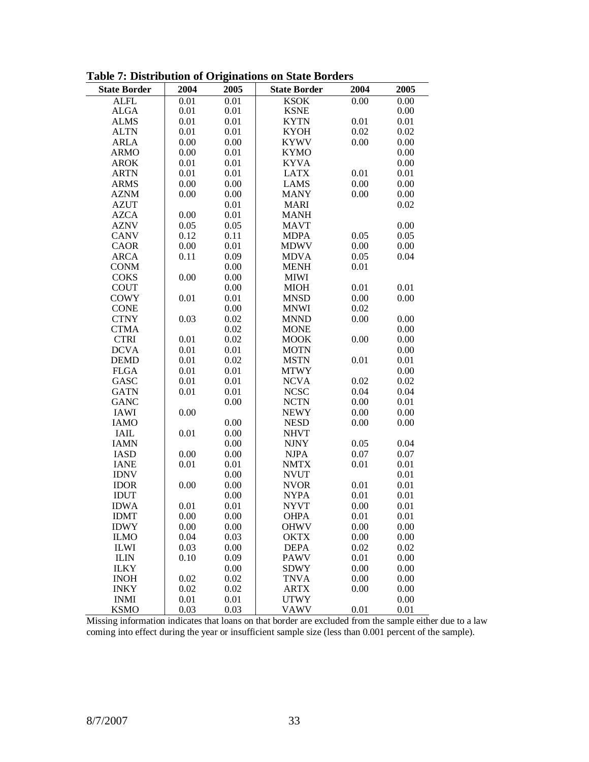**Table 7: Distribution of Originations on State Borders**

| State Border | 2004 | 2005 | State Border | 2004 | 2005 |
|---|---|---|---|---|---|
| ALFL | 0.01 | 0.01 | KSOK | 0.00 | 0.00 |
| ALGA | 0.01 | 0.01 | KSNE | | 0.00 |
| ALMS | 0.01 | 0.01 | KYTN | 0.01 | 0.01 |
| ALTN | 0.01 | 0.01 | KYOH | 0.02 | 0.02 |
| ARLA | 0.00 | 0.00 | KYWV | 0.00 | 0.00 |
| ARMO | 0.00 | 0.01 | KYMO | | 0.00 |
| AROK | 0.01 | 0.01 | KYVA | | 0.00 |
| ARTN | 0.01 | 0.01 | LATX | 0.01 | 0.01 |
| ARMS | 0.00 | 0.00 | LAMS | 0.00 | 0.00 |
| AZNM | 0.00 | 0.00 | MANY | 0.00 | 0.00 |
| AZUT | | 0.01 | MARI | | 0.02 |
| AZCA | 0.00 | 0.01 | MANH | | |
| AZNV | 0.05 | 0.05 | MAVT | | 0.00 |
| CANV | 0.12 | 0.11 | MDPA | 0.05 | 0.05 |
| CAOR | 0.00 | 0.01 | MDWV | 0.00 | 0.00 |
| ARCA | 0.11 | 0.09 | MDVA | 0.05 | 0.04 |
| CONM | | 0.00 | MENH | 0.01 | |
| COKS | 0.00 | 0.00 | MIWI | | |
| COUT | | 0.00 | MIOH | 0.01 | 0.01 |
| COWY | 0.01 | 0.01 | MNSD | 0.00 | 0.00 |
| CONE | | 0.00 | MNWI | 0.02 | |
| CTNY | 0.03 | 0.02 | MNND | 0.00 | 0.00 |
| CTMA | | 0.02 | MONE | | 0.00 |
| CTRI | 0.01 | 0.02 | MOOK | 0.00 | 0.00 |
| DCVA | 0.01 | 0.01 | MOTN | | 0.00 |
| DEMD | 0.01 | 0.02 | MSTN | 0.01 | 0.01 |
| FLGA | 0.01 | 0.01 | MTWY | | 0.00 |
| GASC | 0.01 | 0.01 | NCVA | 0.02 | 0.02 |
| GATN | 0.01 | 0.01 | NCSC | 0.04 | 0.04 |
| GANC | | 0.00 | NCTN | 0.00 | 0.01 |
| IAWI | 0.00 | | NEWY | 0.00 | 0.00 |
| IAMO | | 0.00 | NESD | 0.00 | 0.00 |
| IAIL | 0.01 | 0.00 | NHVT | | |
| IAMN | | 0.00 | NJNY | 0.05 | 0.04 |
| IASD | 0.00 | 0.00 | NJPA | 0.07 | 0.07 |
| IANE | 0.01 | 0.01 | NMTX | 0.01 | 0.01 |
| IDNV | | 0.00 | NVUT | | 0.01 |
| IDOR | 0.00 | 0.00 | NVOR | 0.01 | 0.01 |
| IDUT | | 0.00 | NYPA | 0.01 | 0.01 |
| IDWA | 0.01 | 0.01 | NYVT | 0.00 | 0.01 |
| IDMT | 0.00 | 0.00 | OHPA | 0.01 | 0.01 |
| IDWY | 0.00 | 0.00 | OHWV | 0.00 | 0.00 |
| ILMO | 0.04 | 0.03 | OKTX | 0.00 | 0.00 |
| ILWI | 0.03 | 0.00 | DEPA | 0.02 | 0.02 |
| ILIN | 0.10 | 0.09 | PAWV | 0.01 | 0.00 |
| ILKY | | 0.00 | SDWY | 0.00 | 0.00 |
| INOH | 0.02 | 0.02 | TNVA | 0.00 | 0.00 |
| INKY | 0.02 | 0.02 | ARTX | 0.00 | 0.00 |
| INMI | 0.01 | 0.01 | UTWY | | 0.00 |
| KSMO | 0.03 | 0.03 | VAWV | 0.01 | 0.01 |

Missing information indicates that loans on that border are excluded from the sample either due to a law coming into effect during the year or insufficient sample size (less than 0.001 percent of the sample).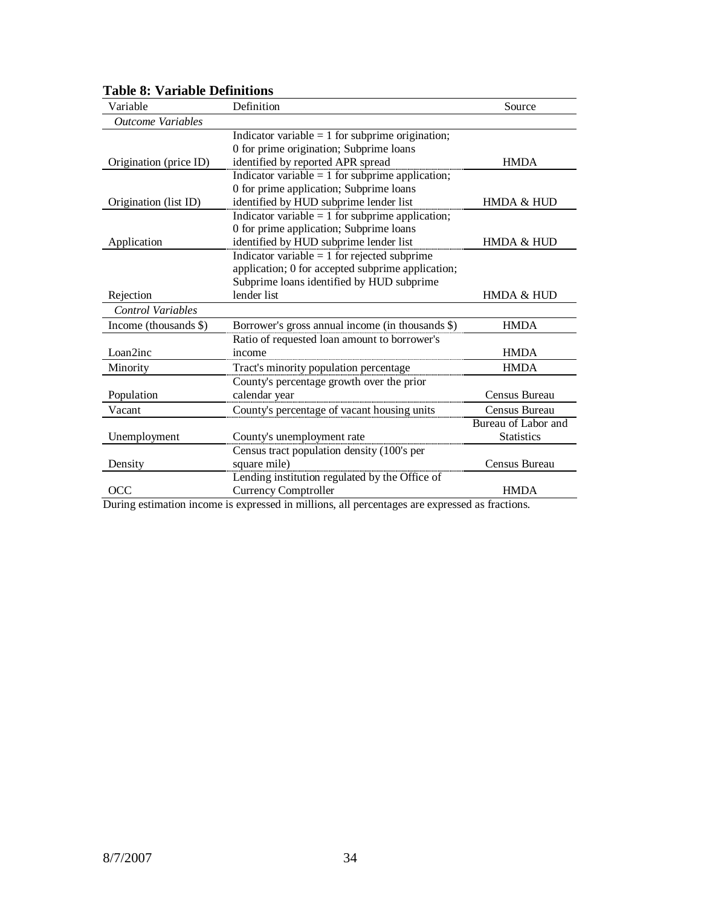**Table 8: Variable Definitions**

| Variable | Definition | Source |
| --- | --- | --- |
| *Outcome Variables* | | |
| Origination (price ID) | Indicator variable = 1 for subprime origination; 0 for prime origination; Subprime loans identified by reported APR spread | HMDA |
| Origination (list ID) | Indicator variable = 1 for subprime application; 0 for prime application; Subprime loans identified by HUD subprime lender list | HMDA & HUD |
| Application | Indicator variable = 1 for subprime application; 0 for prime application; Subprime loans identified by HUD subprime lender list | HMDA & HUD |
| Rejection | Indicator variable = 1 for rejected subprime application; 0 for accepted subprime application; Subprime loans identified by HUD subprime lender list | HMDA & HUD |
| *Control Variables* | | |
| Income (thousands $) | Borrower's gross annual income (in thousands $) | HMDA |
| Loan2inc | Ratio of requested loan amount to borrower's income | HMDA |
| Minority | Tract's minority population percentage | HMDA |
| Population | County's percentage growth over the prior calendar year | Census Bureau |
| Vacant | County's percentage of vacant housing units | Census Bureau |
| Unemployment | County's unemployment rate | Bureau of Labor and Statistics |
| Density | Census tract population density (100's per square mile) | Census Bureau |
| OCC | Lending institution regulated by the Office of Currency Comptroller | HMDA |

During estimation income is expressed in millions, all percentages are expressed as fractions.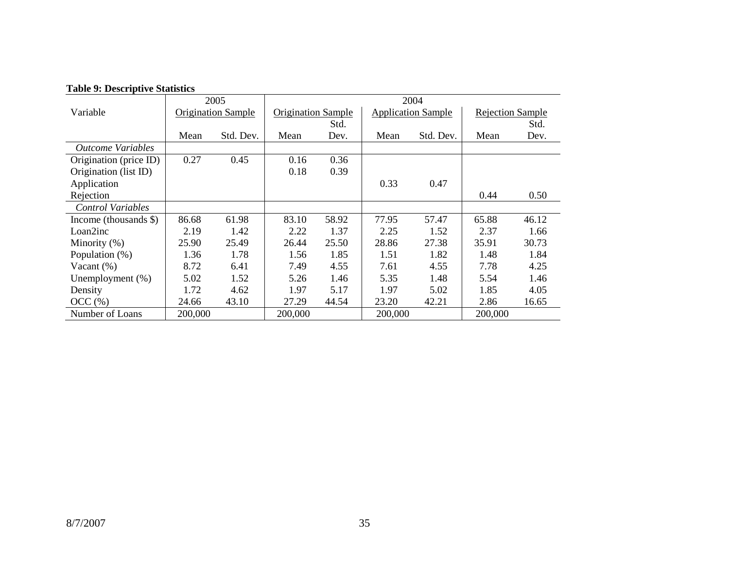**Table 9: Descriptive Statistics**

| Variable | 2005 | | 2004 | | | | | |
|---|---|---|---|---|---|---|---|---|
| | Origination Sample | | Origination Sample | | Application Sample | | Rejection Sample | |
| | Mean | Std. Dev. | Mean | Std. Dev. | Mean | Std. Dev. | Mean | Std. Dev. |
| *Outcome Variables* | | | | | | | | |
| Origination (price ID) | 0.27 | 0.45 | 0.16 | 0.36 | | | | |
| Origination (list ID) | | | 0.18 | 0.39 | | | | |
| Application | | | | | 0.33 | 0.47 | | |
| Rejection | | | | | | | 0.44 | 0.50 |
| *Control Variables* | | | | | | | | |
| Income (thousands $) | 86.68 | 61.98 | 83.10 | 58.92 | 77.95 | 57.47 | 65.88 | 46.12 |
| Loan2inc | 2.19 | 1.42 | 2.22 | 1.37 | 2.25 | 1.52 | 2.37 | 1.66 |
| Minority (%) | 25.90 | 25.49 | 26.44 | 25.50 | 28.86 | 27.38 | 35.91 | 30.73 |
| Population (%) | 1.36 | 1.78 | 1.56 | 1.85 | 1.51 | 1.82 | 1.48 | 1.84 |
| Vacant (%) | 8.72 | 6.41 | 7.49 | 4.55 | 7.61 | 4.55 | 7.78 | 4.25 |
| Unemployment (%) | 5.02 | 1.52 | 5.26 | 1.46 | 5.35 | 1.48 | 5.54 | 1.46 |
| Density | 1.72 | 4.62 | 1.97 | 5.17 | 1.97 | 5.02 | 1.85 | 4.05 |
| OCC (%) | 24.66 | 43.10 | 27.29 | 44.54 | 23.20 | 42.21 | 2.86 | 16.65 |
| Number of Loans | 200,000 | | 200,000 | | 200,000 | | 200,000 | |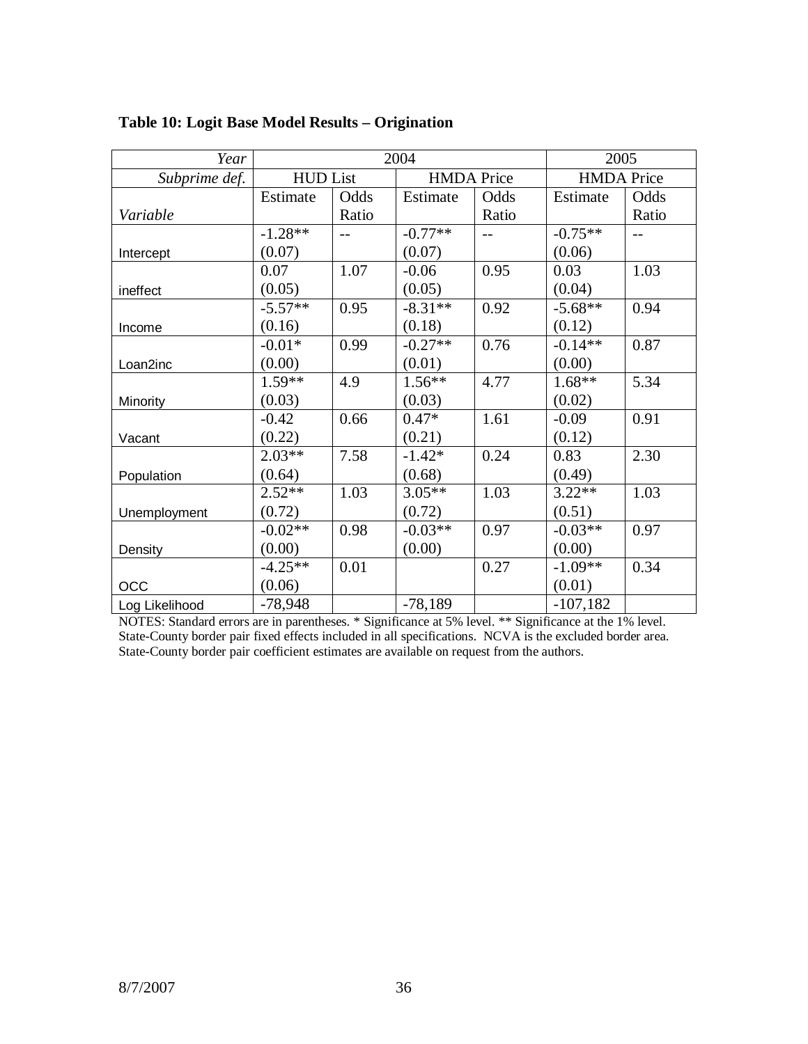**Table 10: Logit Base Model Results – Origination**

| *Year* | 2004 | | | | 2005 | |
|---|---|---|---|---|---|---|
| *Subprime def.* | HUD List | | HMDA Price | | HMDA Price | |
| *Variable* | Estimate | Odds Ratio | Estimate | Odds Ratio | Estimate | Odds Ratio |
| Intercept | -1.28** (0.07) | -- | -0.77** (0.07) | -- | -0.75** (0.06) | -- |
| ineffect | 0.07 (0.05) | 1.07 | -0.06 (0.05) | 0.95 | 0.03 (0.04) | 1.03 |
| Income | -5.57** (0.16) | 0.95 | -8.31** (0.18) | 0.92 | -5.68** (0.12) | 0.94 |
| Loan2inc | -0.01* (0.00) | 0.99 | -0.27** (0.01) | 0.76 | -0.14** (0.00) | 0.87 |
| Minority | 1.59** (0.03) | 4.9 | 1.56** (0.03) | 4.77 | 1.68** (0.02) | 5.34 |
| Vacant | -0.42 (0.22) | 0.66 | 0.47* (0.21) | 1.61 | -0.09 (0.12) | 0.91 |
| Population | 2.03** (0.64) | 7.58 | -1.42* (0.68) | 0.24 | 0.83 (0.49) | 2.30 |
| Unemployment | 2.52** (0.72) | 1.03 | 3.05** (0.72) | 1.03 | 3.22** (0.51) | 1.03 |
| Density | -0.02** (0.00) | 0.98 | -0.03** (0.00) | 0.97 | -0.03** (0.00) | 0.97 |
| OCC | -4.25** (0.06) | 0.01 | | 0.27 | -1.09** (0.01) | 0.34 |
| Log Likelihood | -78,948 | | -78,189 | | -107,182 | |

NOTES: Standard errors are in parentheses. * Significance at 5% level. ** Significance at the 1% level. State-County border pair fixed effects included in all specifications. NCVA is the excluded border area. State-County border pair coefficient estimates are available on request from the authors.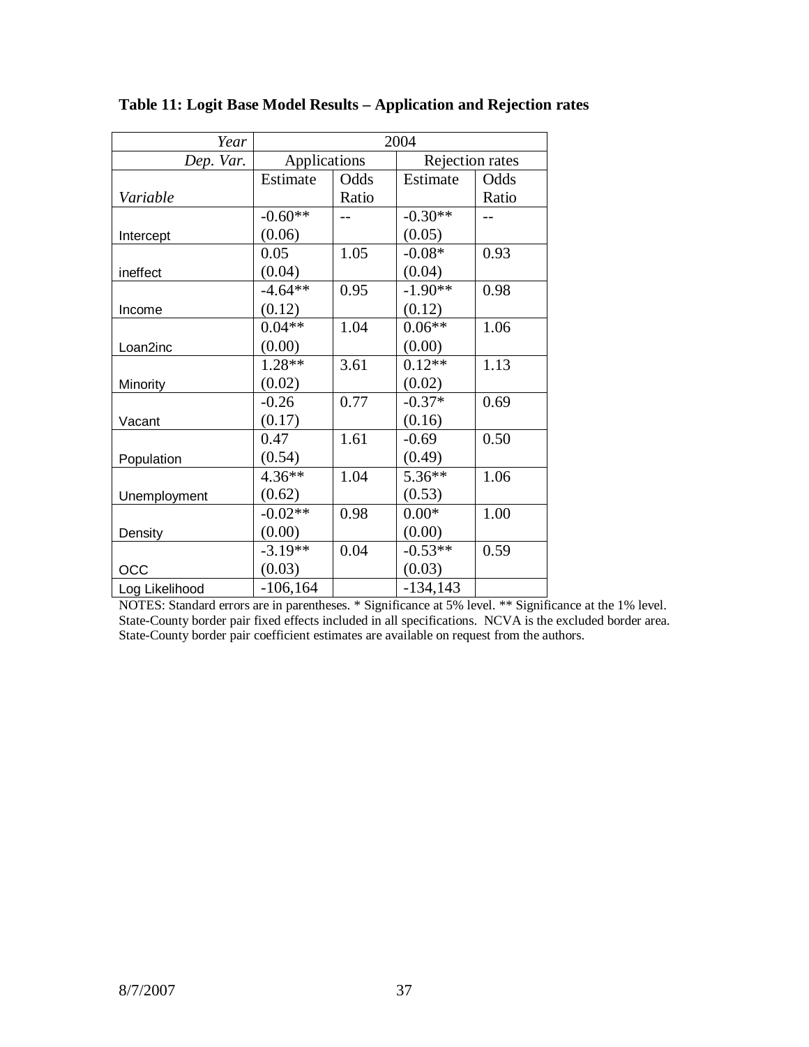**Table 11: Logit Base Model Results – Application and Rejection rates**

| *Year* | 2004 | | | |
|---|---|---|---|---|
| *Dep. Var.* | Applications | | Rejection rates | |
| *Variable* | Estimate | Odds Ratio | Estimate | Odds Ratio |
| Intercept | -0.60** (0.06) | -- | -0.30** (0.05) | -- |
| ineffect | 0.05 (0.04) | 1.05 | -0.08* (0.04) | 0.93 |
| Income | -4.64** (0.12) | 0.95 | -1.90** (0.12) | 0.98 |
| Loan2inc | 0.04** (0.00) | 1.04 | 0.06** (0.00) | 1.06 |
| Minority | 1.28** (0.02) | 3.61 | 0.12** (0.02) | 1.13 |
| Vacant | -0.26 (0.17) | 0.77 | -0.37* (0.16) | 0.69 |
| Population | 0.47 (0.54) | 1.61 | -0.69 (0.49) | 0.50 |
| Unemployment | 4.36** (0.62) | 1.04 | 5.36** (0.53) | 1.06 |
| Density | -0.02** (0.00) | 0.98 | 0.00* (0.00) | 1.00 |
| OCC | -3.19** (0.03) | 0.04 | -0.53** (0.03) | 0.59 |
| Log Likelihood | -106,164 | | -134,143 | |

NOTES: Standard errors are in parentheses. * Significance at 5% level. ** Significance at the 1% level. State-County border pair fixed effects included in all specifications. NCVA is the excluded border area. State-County border pair coefficient estimates are available on request from the authors.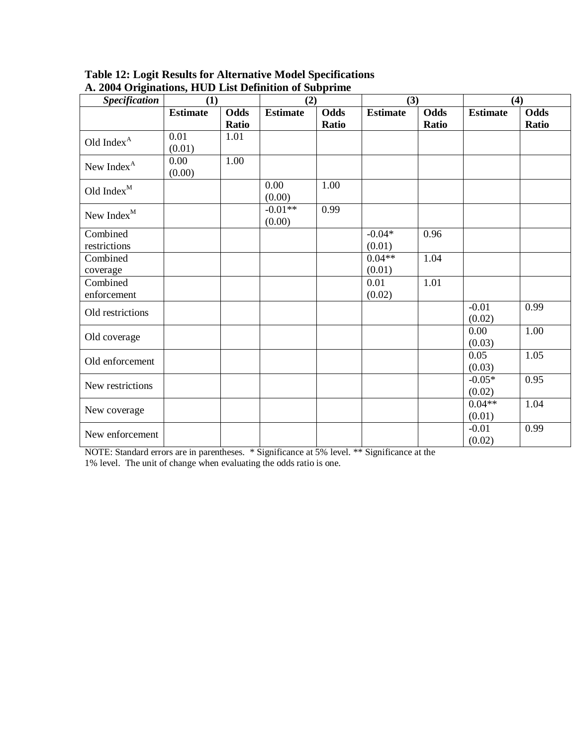**Table 12: Logit Results for Alternative Model Specifications**
**A. 2004 Originations, HUD List Definition of Subprime**

| *Specification* | (1) | | (2) | | (3) | | (4) | |
|---|---|---|---|---|---|---|---|---|
| | **Estimate** | **Odds Ratio** | **Estimate** | **Odds Ratio** | **Estimate** | **Odds Ratio** | **Estimate** | **Odds Ratio** |
| Old Index$^A$ | 0.01 (0.01) | 1.01 | | | | | | |
| New Index$^A$ | 0.00 (0.00) | 1.00 | | | | | | |
| Old Index$^M$ | | | 0.00 (0.00) | 1.00 | | | | |
| New Index$^M$ | | | -0.01** (0.00) | 0.99 | | | | |
| Combined restrictions | | | | | -0.04* (0.01) | 0.96 | | |
| Combined coverage | | | | | 0.04** (0.01) | 1.04 | | |
| Combined enforcement | | | | | 0.01 (0.02) | 1.01 | | |
| Old restrictions | | | | | | | -0.01 (0.02) | 0.99 |
| Old coverage | | | | | | | 0.00 (0.03) | 1.00 |
| Old enforcement | | | | | | | 0.05 (0.03) | 1.05 |
| New restrictions | | | | | | | -0.05* (0.02) | 0.95 |
| New coverage | | | | | | | 0.04** (0.01) | 1.04 |
| New enforcement | | | | | | | -0.01 (0.02) | 0.99 |

NOTE: Standard errors are in parentheses. * Significance at 5% level. ** Significance at the 1% level. The unit of change when evaluating the odds ratio is one.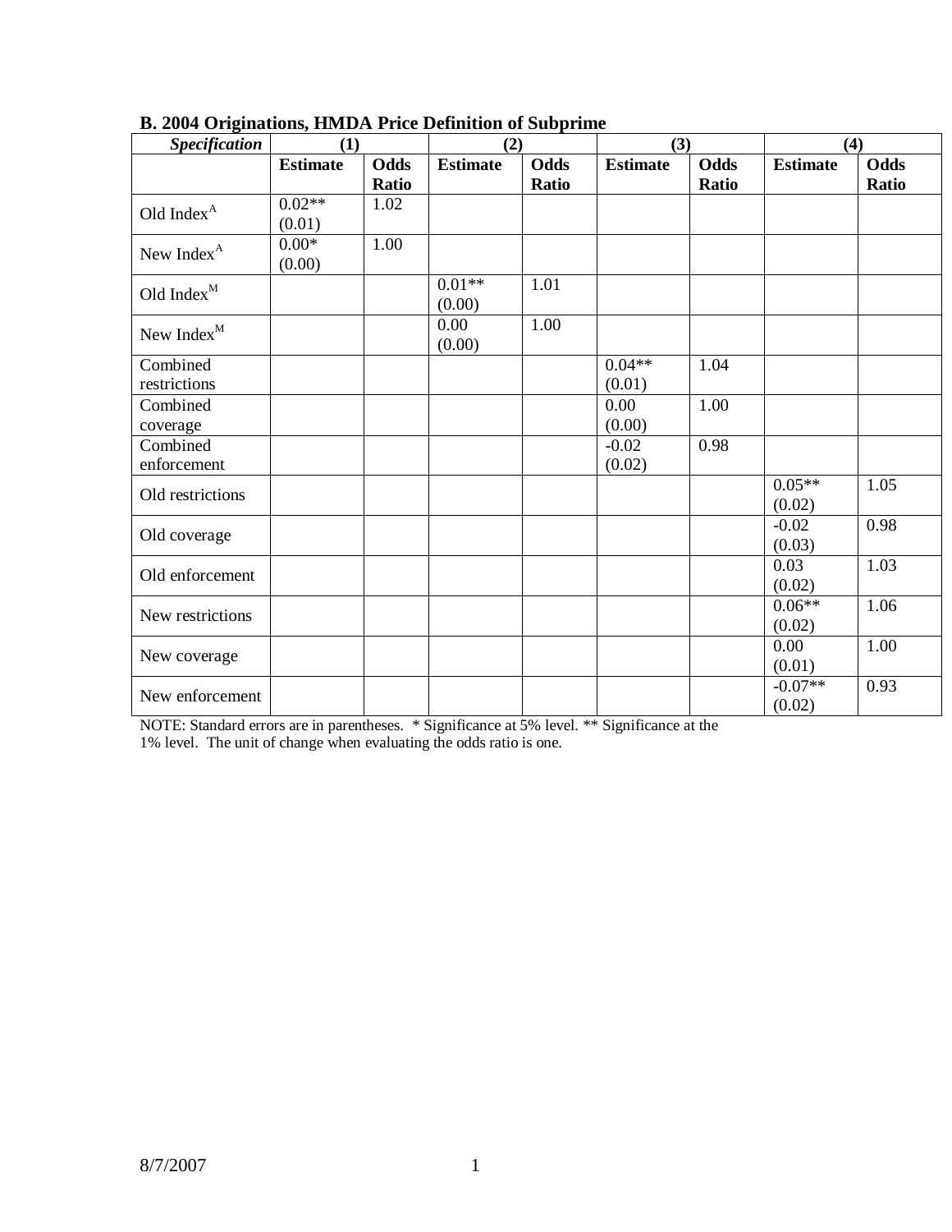**B. 2004 Originations, HMDA Price Definition of Subprime**

| *Specification* | (1) | | (2) | | (3) | | (4) | |
|---|---|---|---|---|---|---|---|---|
| | **Estimate** | **Odds Ratio** | **Estimate** | **Odds Ratio** | **Estimate** | **Odds Ratio** | **Estimate** | **Odds Ratio** |
| Old Index[A] | 0.02** (0.01) | 1.02 | | | | | | |
| New Index[A] | 0.00* (0.00) | 1.00 | | | | | | |
| Old Index[M] | | | 0.01** (0.00) | 1.01 | | | | |
| New Index[M] | | | 0.00 (0.00) | 1.00 | | | | |
| Combined restrictions | | | | | 0.04** (0.01) | 1.04 | | |
| Combined coverage | | | | | 0.00 (0.00) | 1.00 | | |
| Combined enforcement | | | | | -0.02 (0.02) | 0.98 | | |
| Old restrictions | | | | | | | 0.05** (0.02) | 1.05 |
| Old coverage | | | | | | | -0.02 (0.03) | 0.98 |
| Old enforcement | | | | | | | 0.03 (0.02) | 1.03 |
| New restrictions | | | | | | | 0.06** (0.02) | 1.06 |
| New coverage | | | | | | | 0.00 (0.01) | 1.00 |
| New enforcement | | | | | | | -0.07** (0.02) | 0.93 |

NOTE: Standard errors are in parentheses. * Significance at 5% level. ** Significance at the 1% level. The unit of change when evaluating the odds ratio is one.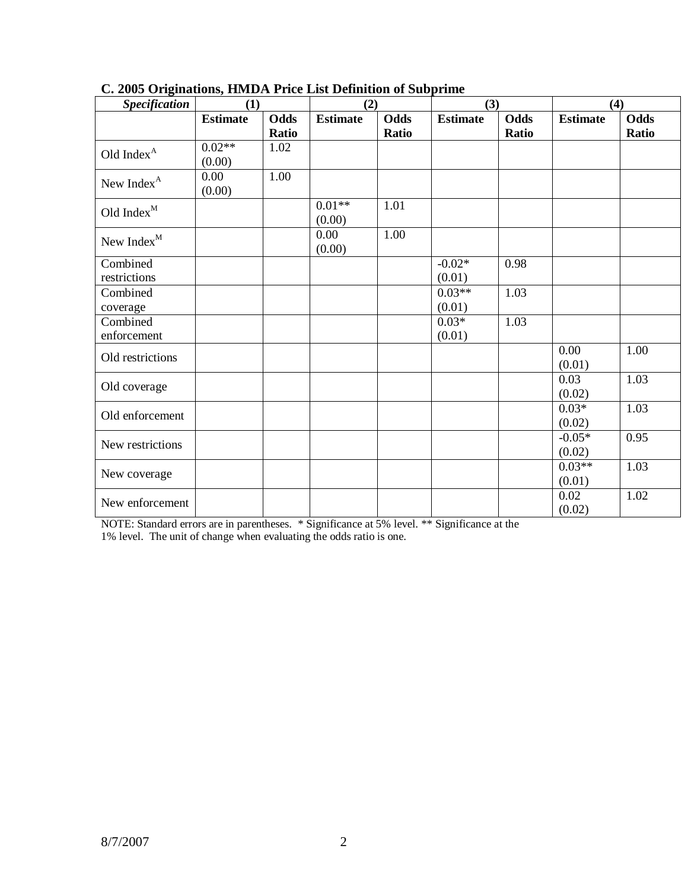### C. 2005 Originations, HMDA Price List Definition of Subprime

| *Specification* | (1) | | (2) | | (3) | | (4) | |
|---|---|---|---|---|---|---|---|---|
| | **Estimate** | **Odds Ratio** | **Estimate** | **Odds Ratio** | **Estimate** | **Odds Ratio** | **Estimate** | **Odds Ratio** |
| Old Index$^{A}$ | 0.02** (0.00) | 1.02 | | | | | | |
| New Index$^{A}$ | 0.00 (0.00) | 1.00 | | | | | | |
| Old Index$^{M}$ | | | 0.01** (0.00) | 1.01 | | | | |
| New Index$^{M}$ | | | 0.00 (0.00) | 1.00 | | | | |
| Combined restrictions | | | | | -0.02* (0.01) | 0.98 | | |
| Combined coverage | | | | | 0.03** (0.01) | 1.03 | | |
| Combined enforcement | | | | | 0.03* (0.01) | 1.03 | | |
| Old restrictions | | | | | | | 0.00 (0.01) | 1.00 |
| Old coverage | | | | | | | 0.03 (0.02) | 1.03 |
| Old enforcement | | | | | | | 0.03* (0.02) | 1.03 |
| New restrictions | | | | | | | -0.05* (0.02) | 0.95 |
| New coverage | | | | | | | 0.03** (0.01) | 1.03 |
| New enforcement | | | | | | | 0.02 (0.02) | 1.02 |

NOTE: Standard errors are in parentheses. * Significance at 5% level. ** Significance at the 1% level. The unit of change when evaluating the odds ratio is one.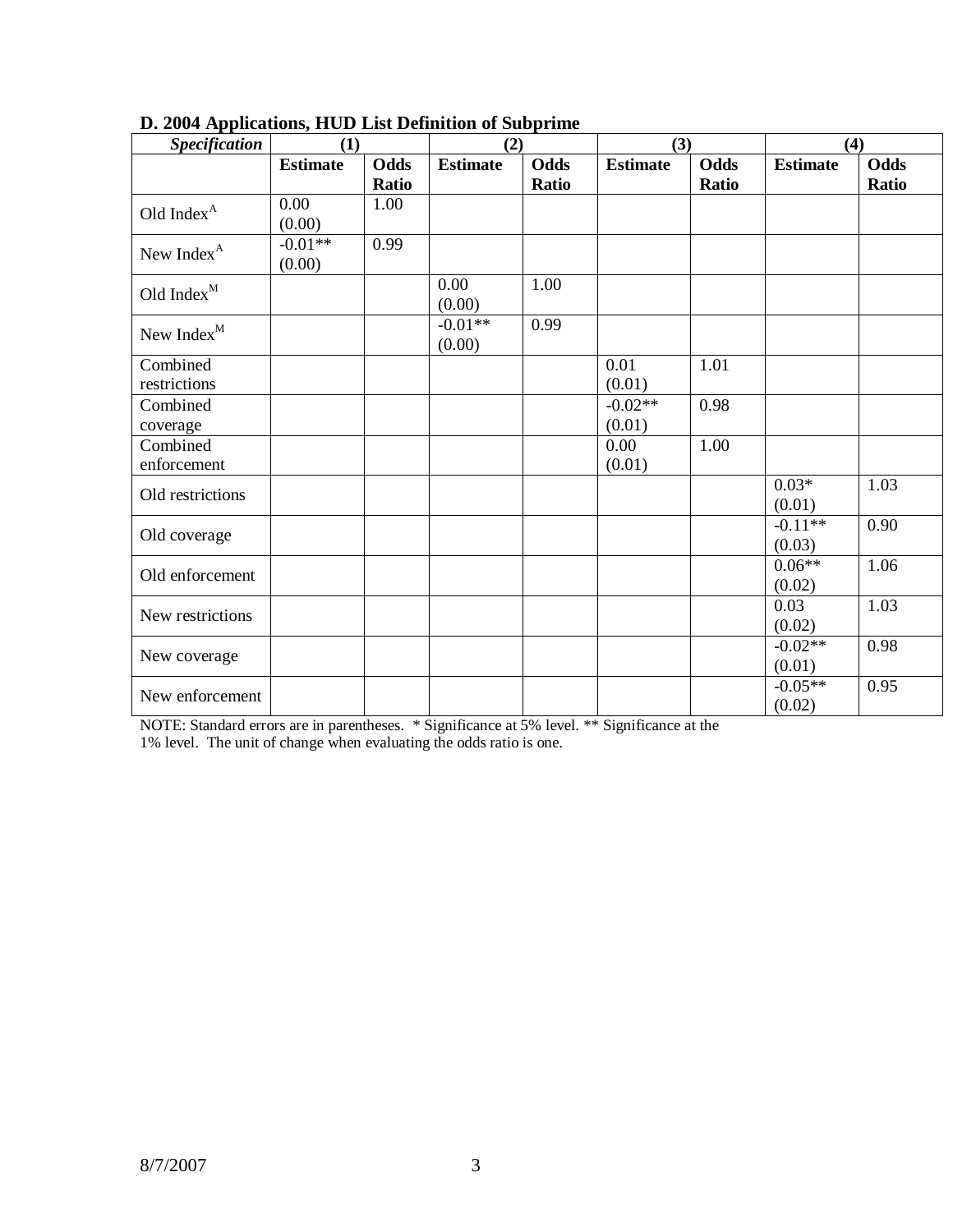**D. 2004 Applications, HUD List Definition of Subprime**

| *Specification* | (1) | | (2) | | (3) | | (4) | |
|---|---|---|---|---|---|---|---|---|
| | **Estimate** | **Odds Ratio** | **Estimate** | **Odds Ratio** | **Estimate** | **Odds Ratio** | **Estimate** | **Odds Ratio** |
| Old Index$^{A}$ | 0.00 (0.00) | 1.00 | | | | | | |
| New Index$^{A}$ | -0.01** (0.00) | 0.99 | | | | | | |
| Old Index$^{M}$ | | | 0.00 (0.00) | 1.00 | | | | |
| New Index$^{M}$ | | | -0.01** (0.00) | 0.99 | | | | |
| Combined restrictions | | | | | 0.01 (0.01) | 1.01 | | |
| Combined coverage | | | | | -0.02** (0.01) | 0.98 | | |
| Combined enforcement | | | | | 0.00 (0.01) | 1.00 | | |
| Old restrictions | | | | | | | 0.03* (0.01) | 1.03 |
| Old coverage | | | | | | | -0.11** (0.03) | 0.90 |
| Old enforcement | | | | | | | 0.06** (0.02) | 1.06 |
| New restrictions | | | | | | | 0.03 (0.02) | 1.03 |
| New coverage | | | | | | | -0.02** (0.01) | 0.98 |
| New enforcement | | | | | | | -0.05** (0.02) | 0.95 |

NOTE: Standard errors are in parentheses. * Significance at 5% level. ** Significance at the 1% level. The unit of change when evaluating the odds ratio is one.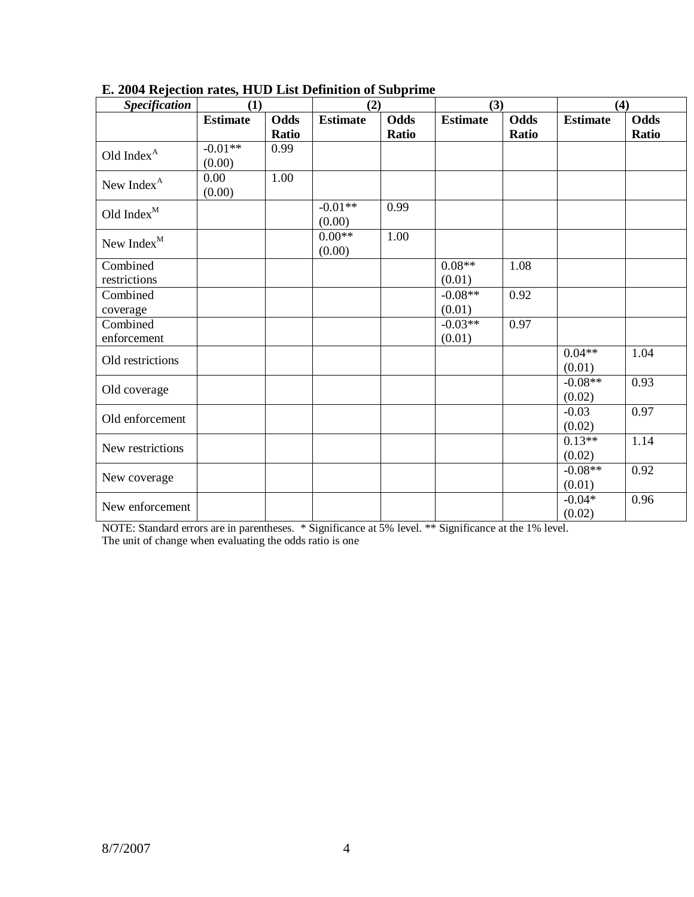**E. 2004 Rejection rates, HUD List Definition of Subprime**

| *Specification* | (1) | | (2) | | (3) | | (4) | |
|---|---|---|---|---|---|---|---|---|
| | **Estimate** | **Odds Ratio** | **Estimate** | **Odds Ratio** | **Estimate** | **Odds Ratio** | **Estimate** | **Odds Ratio** |
| Old Index$^A$ | -0.01** (0.00) | 0.99 | | | | | | |
| New Index$^A$ | 0.00 (0.00) | 1.00 | | | | | | |
| Old Index$^M$ | | | -0.01** (0.00) | 0.99 | | | | |
| New Index$^M$ | | | 0.00** (0.00) | 1.00 | | | | |
| Combined restrictions | | | | | 0.08** (0.01) | 1.08 | | |
| Combined coverage | | | | | -0.08** (0.01) | 0.92 | | |
| Combined enforcement | | | | | -0.03** (0.01) | 0.97 | | |
| Old restrictions | | | | | | | 0.04** (0.01) | 1.04 |
| Old coverage | | | | | | | -0.08** (0.02) | 0.93 |
| Old enforcement | | | | | | | -0.03 (0.02) | 0.97 |
| New restrictions | | | | | | | 0.13** (0.02) | 1.14 |
| New coverage | | | | | | | -0.08** (0.01) | 0.92 |
| New enforcement | | | | | | | -0.04* (0.02) | 0.96 |

NOTE: Standard errors are in parentheses. * Significance at 5% level. ** Significance at the 1% level.
The unit of change when evaluating the odds ratio is one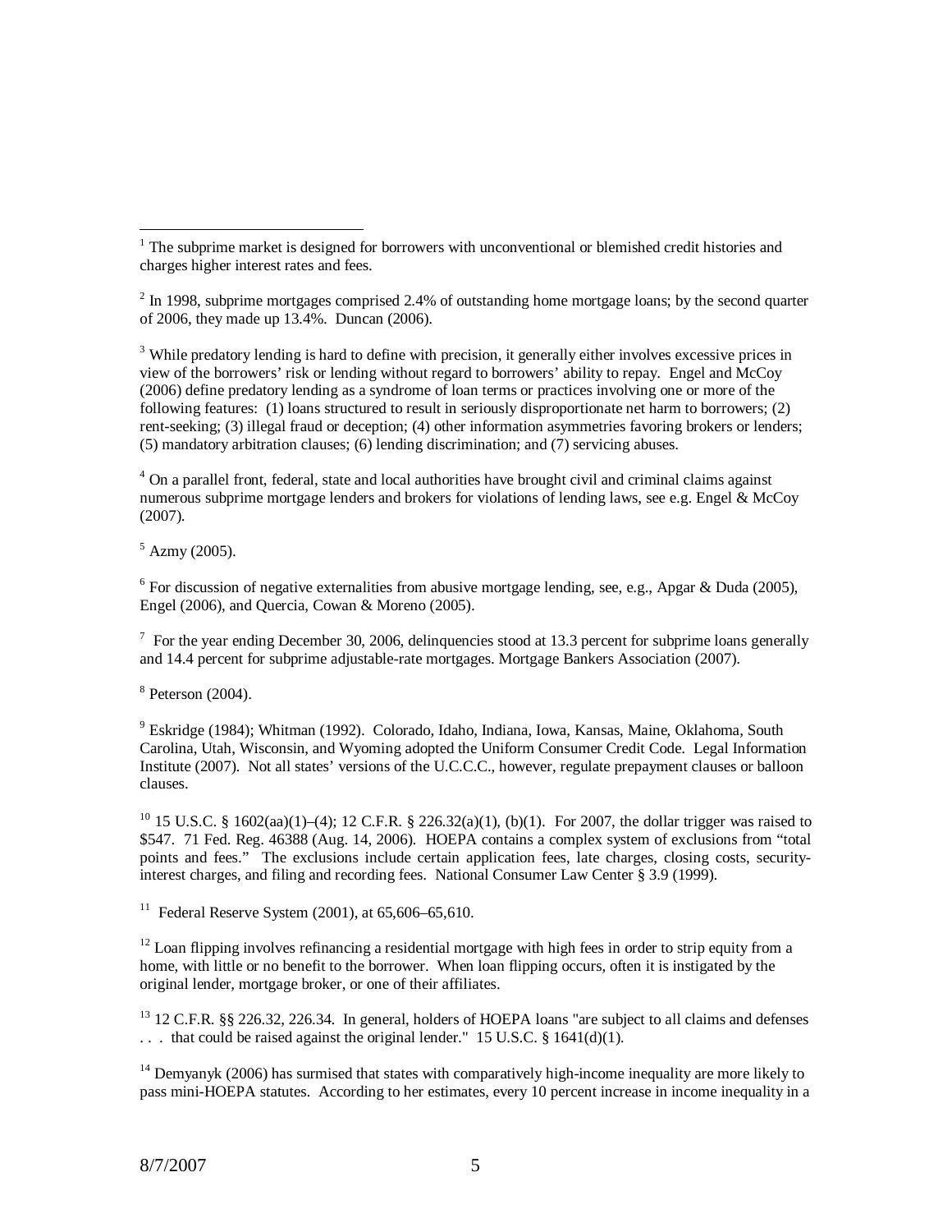[1] The subprime market is designed for borrowers with unconventional or blemished credit histories and charges higher interest rates and fees.

[2] In 1998, subprime mortgages comprised 2.4% of outstanding home mortgage loans; by the second quarter of 2006, they made up 13.4%. Duncan (2006).

[3] While predatory lending is hard to define with precision, it generally either involves excessive prices in view of the borrowers' risk or lending without regard to borrowers' ability to repay. Engel and McCoy (2006) define predatory lending as a syndrome of loan terms or practices involving one or more of the following features: (1) loans structured to result in seriously disproportionate net harm to borrowers; (2) rent-seeking; (3) illegal fraud or deception; (4) other information asymmetries favoring brokers or lenders; (5) mandatory arbitration clauses; (6) lending discrimination; and (7) servicing abuses.

[4] On a parallel front, federal, state and local authorities have brought civil and criminal claims against numerous subprime mortgage lenders and brokers for violations of lending laws, see e.g. Engel & McCoy (2007).

[5] Azmy (2005).

[6] For discussion of negative externalities from abusive mortgage lending, see, e.g., Apgar & Duda (2005), Engel (2006), and Quercia, Cowan & Moreno (2005).

[7] For the year ending December 30, 2006, delinquencies stood at 13.3 percent for subprime loans generally and 14.4 percent for subprime adjustable-rate mortgages. Mortgage Bankers Association (2007).

[8] Peterson (2004).

[9] Eskridge (1984); Whitman (1992). Colorado, Idaho, Indiana, Iowa, Kansas, Maine, Oklahoma, South Carolina, Utah, Wisconsin, and Wyoming adopted the Uniform Consumer Credit Code. Legal Information Institute (2007). Not all states' versions of the U.C.C.C., however, regulate prepayment clauses or balloon clauses.

[10] 15 U.S.C. § 1602(aa)(1)–(4); 12 C.F.R. § 226.32(a)(1), (b)(1). For 2007, the dollar trigger was raised to $547. 71 Fed. Reg. 46388 (Aug. 14, 2006). HOEPA contains a complex system of exclusions from "total points and fees." The exclusions include certain application fees, late charges, closing costs, security-interest charges, and filing and recording fees. National Consumer Law Center § 3.9 (1999).

[11] Federal Reserve System (2001), at 65,606–65,610.

[12] Loan flipping involves refinancing a residential mortgage with high fees in order to strip equity from a home, with little or no benefit to the borrower. When loan flipping occurs, often it is instigated by the original lender, mortgage broker, or one of their affiliates.

[13] 12 C.F.R. §§ 226.32, 226.34. In general, holders of HOEPA loans "are subject to all claims and defenses . . . that could be raised against the original lender." 15 U.S.C. § 1641(d)(1).

[14] Demyanyk (2006) has surmised that states with comparatively high-income inequality are more likely to pass mini-HOEPA statutes. According to her estimates, every 10 percent increase in income inequality in a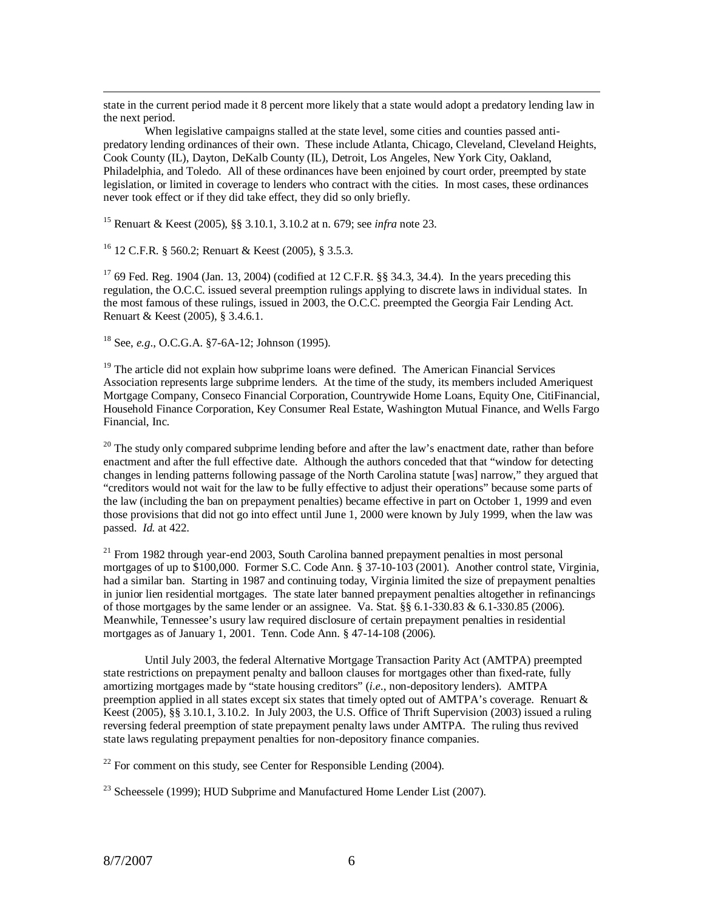state in the current period made it 8 percent more likely that a state would adopt a predatory lending law in the next period.

When legislative campaigns stalled at the state level, some cities and counties passed anti-predatory lending ordinances of their own. These include Atlanta, Chicago, Cleveland, Cleveland Heights, Cook County (IL), Dayton, DeKalb County (IL), Detroit, Los Angeles, New York City, Oakland, Philadelphia, and Toledo. All of these ordinances have been enjoined by court order, preempted by state legislation, or limited in coverage to lenders who contract with the cities. In most cases, these ordinances never took effect or if they did take effect, they did so only briefly.

[15] Renuart & Keest (2005), §§ 3.10.1, 3.10.2 at n. 679; see *infra* note 23.

[16] 12 C.F.R. § 560.2; Renuart & Keest (2005), § 3.5.3.

[17] 69 Fed. Reg. 1904 (Jan. 13, 2004) (codified at 12 C.F.R. §§ 34.3, 34.4). In the years preceding this regulation, the O.C.C. issued several preemption rulings applying to discrete laws in individual states. In the most famous of these rulings, issued in 2003, the O.C.C. preempted the Georgia Fair Lending Act. Renuart & Keest (2005), § 3.4.6.1.

[18] See, *e.g*., O.C.G.A. §7-6A-12; Johnson (1995).

[19] The article did not explain how subprime loans were defined. The American Financial Services Association represents large subprime lenders. At the time of the study, its members included Ameriquest Mortgage Company, Conseco Financial Corporation, Countrywide Home Loans, Equity One, CitiFinancial, Household Finance Corporation, Key Consumer Real Estate, Washington Mutual Finance, and Wells Fargo Financial, Inc.

[20] The study only compared subprime lending before and after the law's enactment date, rather than before enactment and after the full effective date. Although the authors conceded that that "window for detecting changes in lending patterns following passage of the North Carolina statute [was] narrow," they argued that "creditors would not wait for the law to be fully effective to adjust their operations" because some parts of the law (including the ban on prepayment penalties) became effective in part on October 1, 1999 and even those provisions that did not go into effect until June 1, 2000 were known by July 1999, when the law was passed. *Id.* at 422.

[21] From 1982 through year-end 2003, South Carolina banned prepayment penalties in most personal mortgages of up to $100,000. Former S.C. Code Ann. § 37-10-103 (2001). Another control state, Virginia, had a similar ban. Starting in 1987 and continuing today, Virginia limited the size of prepayment penalties in junior lien residential mortgages. The state later banned prepayment penalties altogether in refinancings of those mortgages by the same lender or an assignee. Va. Stat. §§ 6.1-330.83 & 6.1-330.85 (2006). Meanwhile, Tennessee's usury law required disclosure of certain prepayment penalties in residential mortgages as of January 1, 2001. Tenn. Code Ann. § 47-14-108 (2006).

Until July 2003, the federal Alternative Mortgage Transaction Parity Act (AMTPA) preempted state restrictions on prepayment penalty and balloon clauses for mortgages other than fixed-rate, fully amortizing mortgages made by "state housing creditors" (*i.e*., non-depository lenders). AMTPA preemption applied in all states except six states that timely opted out of AMTPA's coverage. Renuart & Keest (2005), §§ 3.10.1, 3.10.2. In July 2003, the U.S. Office of Thrift Supervision (2003) issued a ruling reversing federal preemption of state prepayment penalty laws under AMTPA. The ruling thus revived state laws regulating prepayment penalties for non-depository finance companies.

[22] For comment on this study, see Center for Responsible Lending (2004).

[23] Scheessele (1999); HUD Subprime and Manufactured Home Lender List (2007).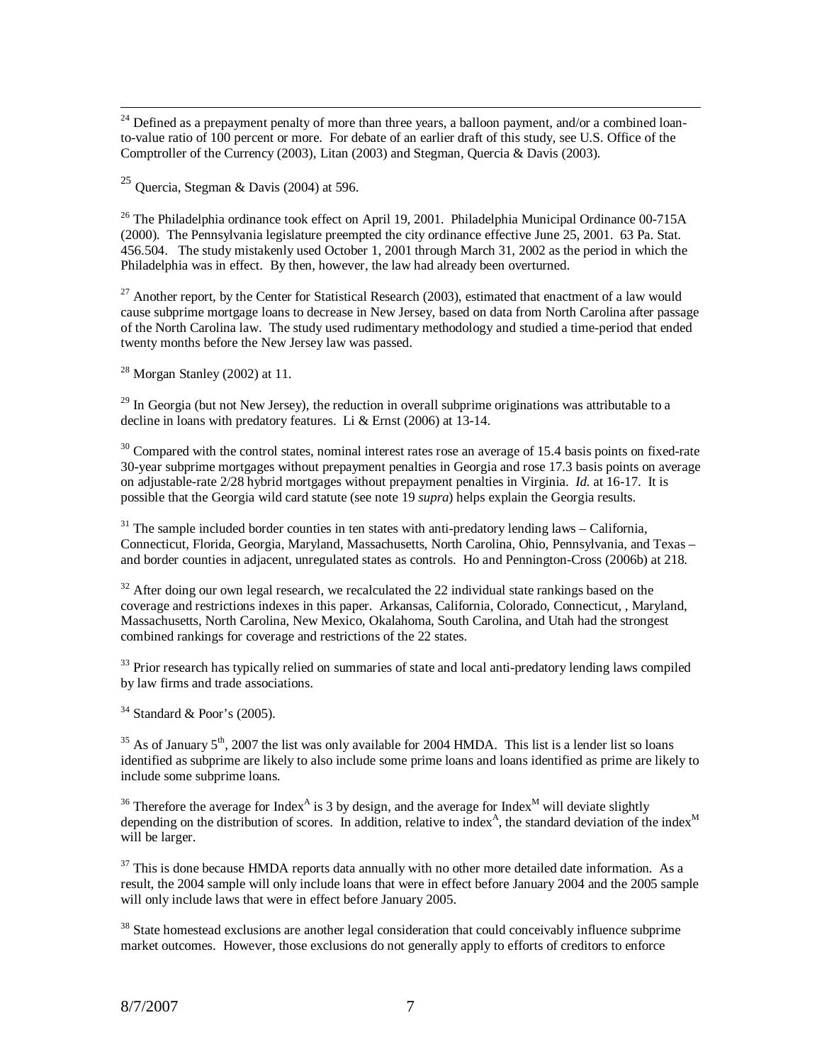[24] Defined as a prepayment penalty of more than three years, a balloon payment, and/or a combined loan-to-value ratio of 100 percent or more. For debate of an earlier draft of this study, see U.S. Office of the Comptroller of the Currency (2003), Litan (2003) and Stegman, Quercia & Davis (2003).

[25] Quercia, Stegman & Davis (2004) at 596.

[26] The Philadelphia ordinance took effect on April 19, 2001. Philadelphia Municipal Ordinance 00-715A (2000). The Pennsylvania legislature preempted the city ordinance effective June 25, 2001. 63 Pa. Stat. 456.504. The study mistakenly used October 1, 2001 through March 31, 2002 as the period in which the Philadelphia was in effect. By then, however, the law had already been overturned.

[27] Another report, by the Center for Statistical Research (2003), estimated that enactment of a law would cause subprime mortgage loans to decrease in New Jersey, based on data from North Carolina after passage of the North Carolina law. The study used rudimentary methodology and studied a time-period that ended twenty months before the New Jersey law was passed.

[28] Morgan Stanley (2002) at 11.

[29] In Georgia (but not New Jersey), the reduction in overall subprime originations was attributable to a decline in loans with predatory features. Li & Ernst (2006) at 13-14.

[30] Compared with the control states, nominal interest rates rose an average of 15.4 basis points on fixed-rate 30-year subprime mortgages without prepayment penalties in Georgia and rose 17.3 basis points on average on adjustable-rate 2/28 hybrid mortgages without prepayment penalties in Virginia. *Id.* at 16-17. It is possible that the Georgia wild card statute (see note 19 *supra*) helps explain the Georgia results.

[31] The sample included border counties in ten states with anti-predatory lending laws – California, Connecticut, Florida, Georgia, Maryland, Massachusetts, North Carolina, Ohio, Pennsylvania, and Texas – and border counties in adjacent, unregulated states as controls. Ho and Pennington-Cross (2006b) at 218.

[32] After doing our own legal research, we recalculated the 22 individual state rankings based on the coverage and restrictions indexes in this paper. Arkansas, California, Colorado, Connecticut, , Maryland, Massachusetts, North Carolina, New Mexico, Okalahoma, South Carolina, and Utah had the strongest combined rankings for coverage and restrictions of the 22 states.

[33] Prior research has typically relied on summaries of state and local anti-predatory lending laws compiled by law firms and trade associations.

[34] Standard & Poor's (2005).

[35] As of January 5th, 2007 the list was only available for 2004 HMDA. This list is a lender list so loans identified as subprime are likely to also include some prime loans and loans identified as prime are likely to include some subprime loans.

[36] Therefore the average for $\text{Index}^A$ is 3 by design, and the average for $\text{Index}^M$ will deviate slightly depending on the distribution of scores. In addition, relative to $\text{index}^A$, the standard deviation of the $\text{index}^M$ will be larger.

[37] This is done because HMDA reports data annually with no other more detailed date information. As a result, the 2004 sample will only include loans that were in effect before January 2004 and the 2005 sample will only include laws that were in effect before January 2005.

[38] State homestead exclusions are another legal consideration that could conceivably influence subprime market outcomes. However, those exclusions do not generally apply to efforts of creditors to enforce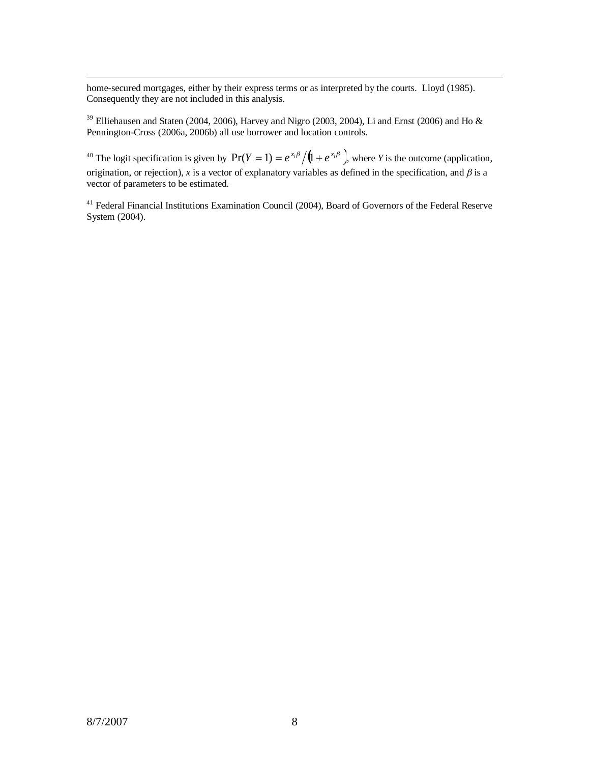home-secured mortgages, either by their express terms or as interpreted by the courts. Lloyd (1985). Consequently they are not included in this analysis.

[39] Elliehausen and Staten (2004, 2006), Harvey and Nigro (2003, 2004), Li and Ernst (2006) and Ho & Pennington-Cross (2006a, 2006b) all use borrower and location controls.

[40] The logit specification is given by $\Pr(Y=1) = e^{x_i\beta} / (1 + e^{x_i\beta})$, where *Y* is the outcome (application, origination, or rejection), *x* is a vector of explanatory variables as defined in the specification, and $\beta$ is a vector of parameters to be estimated.

[41] Federal Financial Institutions Examination Council (2004), Board of Governors of the Federal Reserve System (2004).